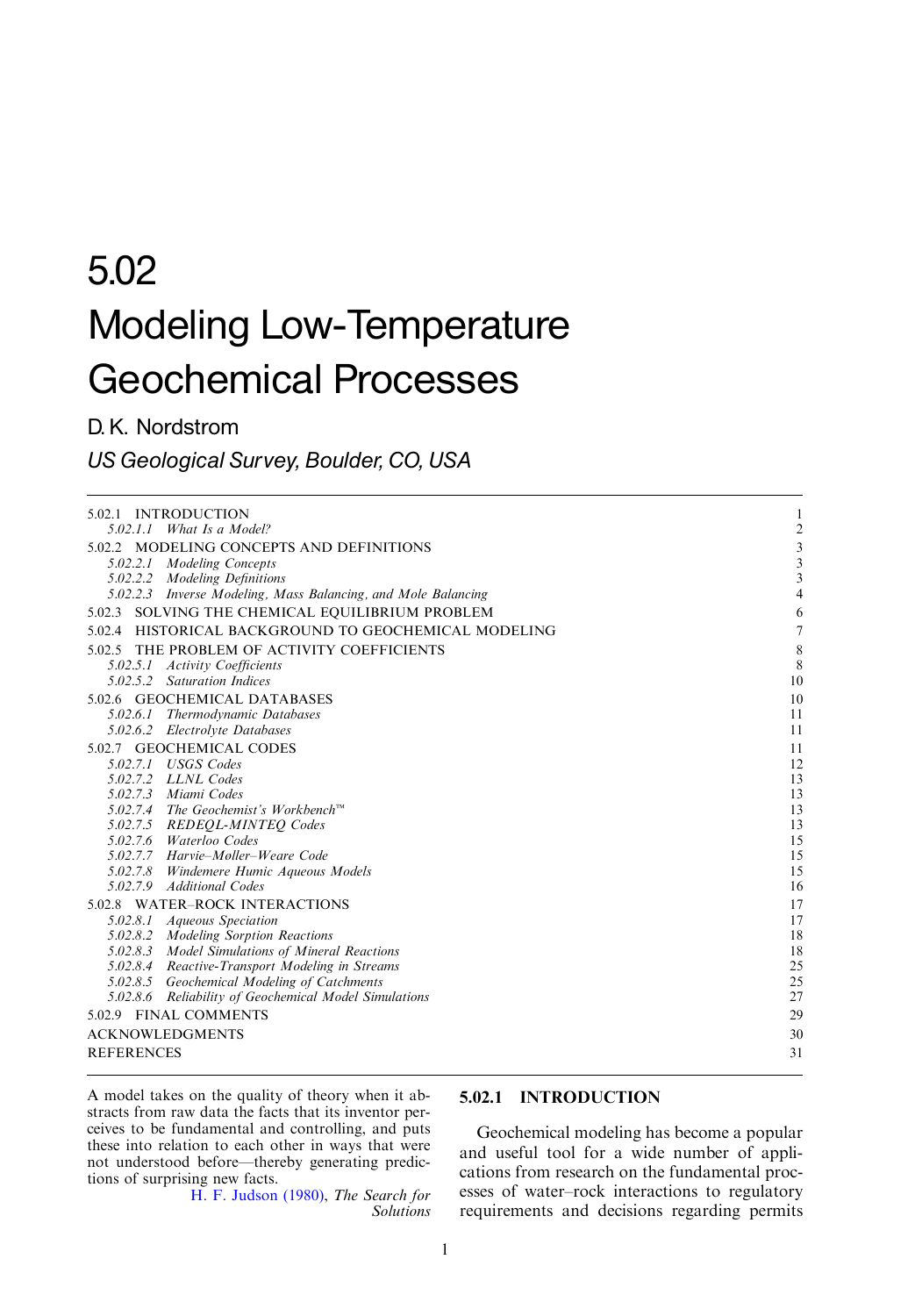# 5.02 Modeling Low-Temperature Geochemical Processes

D. K. Nordstrom

*US Geological Survey, Boulder, CO, USA*

| | |
|---|---|
| 5.02.1 INTRODUCTION | 1 |
| *5.02.1.1 What Is a Model?* | 2 |
| 5.02.2 MODELING CONCEPTS AND DEFINITIONS | 3 |
| *5.02.2.1 Modeling Concepts* | 3 |
| *5.02.2.2 Modeling Definitions* | 3 |
| *5.02.2.3 Inverse Modeling, Mass Balancing, and Mole Balancing* | 4 |
| 5.02.3 SOLVING THE CHEMICAL EQUILIBRIUM PROBLEM | 6 |
| 5.02.4 HISTORICAL BACKGROUND TO GEOCHEMICAL MODELING | 7 |
| 5.02.5 THE PROBLEM OF ACTIVITY COEFFICIENTS | 8 |
| *5.02.5.1 Activity Coefficients* | 8 |
| *5.02.5.2 Saturation Indices* | 10 |
| 5.02.6 GEOCHEMICAL DATABASES | 10 |
| *5.02.6.1 Thermodynamic Databases* | 11 |
| *5.02.6.2 Electrolyte Databases* | 11 |
| 5.02.7 GEOCHEMICAL CODES | 11 |
| *5.02.7.1 USGS Codes* | 12 |
| *5.02.7.2 LLNL Codes* | 13 |
| *5.02.7.3 Miami Codes* | 13 |
| *5.02.7.4 The Geochemist's Workbench™* | 13 |
| *5.02.7.5 REDEQL-MINTEQ Codes* | 13 |
| *5.02.7.6 Waterloo Codes* | 15 |
| *5.02.7.7 Harvie–Møller–Weare Code* | 15 |
| *5.02.7.8 Windemere Humic Aqueous Models* | 15 |
| *5.02.7.9 Additional Codes* | 16 |
| 5.02.8 WATER–ROCK INTERACTIONS | 17 |
| *5.02.8.1 Aqueous Speciation* | 17 |
| *5.02.8.2 Modeling Sorption Reactions* | 18 |
| *5.02.8.3 Model Simulations of Mineral Reactions* | 18 |
| *5.02.8.4 Reactive-Transport Modeling in Streams* | 25 |
| *5.02.8.5 Geochemical Modeling of Catchments* | 25 |
| *5.02.8.6 Reliability of Geochemical Model Simulations* | 27 |
| 5.02.9 FINAL COMMENTS | 29 |
| ACKNOWLEDGMENTS | 30 |
| REFERENCES | 31 |

A model takes on the quality of theory when it abstracts from raw data the facts that its inventor perceives to be fundamental and controlling, and puts these into relation to each other in ways that were not understood before—thereby generating predictions of surprising new facts.

H. F. Judson (1980), *The Search for Solutions*

## 5.02.1 INTRODUCTION

Geochemical modeling has become a popular and useful tool for a wide number of applications from research on the fundamental processes of water–rock interactions to regulatory requirements and decisions regarding permits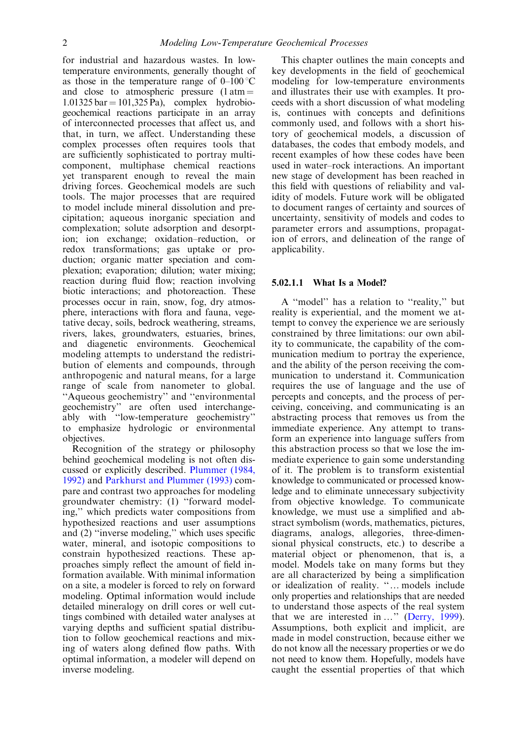for industrial and hazardous wastes. In low-temperature environments, generally thought of as those in the temperature range of 0–100 °C and close to atmospheric pressure (1 atm = 1.01325 bar = 101,325 Pa), complex hydrobiogeochemical reactions participate in an array of interconnected processes that affect us, and that, in turn, we affect. Understanding these complex processes often requires tools that are sufficiently sophisticated to portray multicomponent, multiphase chemical reactions yet transparent enough to reveal the main driving forces. Geochemical models are such tools. The major processes that are required to model include mineral dissolution and precipitation; aqueous inorganic speciation and complexation; solute adsorption and desorption; ion exchange; oxidation–reduction, or redox transformations; gas uptake or production; organic matter speciation and complexation; evaporation; dilution; water mixing; reaction during fluid flow; reaction involving biotic interactions; and photoreaction. These processes occur in rain, snow, fog, dry atmosphere, interactions with flora and fauna, vegetative decay, soils, bedrock weathering, streams, rivers, lakes, groundwaters, estuaries, brines, and diagenetic environments. Geochemical modeling attempts to understand the redistribution of elements and compounds, through anthropogenic and natural means, for a large range of scale from nanometer to global. "Aqueous geochemistry" and "environmental geochemistry" are often used interchangeably with "low-temperature geochemistry" to emphasize hydrologic or environmental objectives.

Recognition of the strategy or philosophy behind geochemical modeling is not often discussed or explicitly described. Plummer (1984, 1992) and Parkhurst and Plummer (1993) compare and contrast two approaches for modeling groundwater chemistry: (1) "forward modeling," which predicts water compositions from hypothesized reactions and user assumptions and (2) "inverse modeling," which uses specific water, mineral, and isotopic compositions to constrain hypothesized reactions. These approaches simply reflect the amount of field information available. With minimal information on a site, a modeler is forced to rely on forward modeling. Optimal information would include detailed mineralogy on drill cores or well cuttings combined with detailed water analyses at varying depths and sufficient spatial distribution to follow geochemical reactions and mixing of waters along defined flow paths. With optimal information, a modeler will depend on inverse modeling.

This chapter outlines the main concepts and key developments in the field of geochemical modeling for low-temperature environments and illustrates their use with examples. It proceeds with a short discussion of what modeling is, continues with concepts and definitions commonly used, and follows with a short history of geochemical models, a discussion of databases, the codes that embody models, and recent examples of how these codes have been used in water–rock interactions. An important new stage of development has been reached in this field with questions of reliability and validity of models. Future work will be obligated to document ranges of certainty and sources of uncertainty, sensitivity of models and codes to parameter errors and assumptions, propagation of errors, and delineation of the range of applicability.

### 5.02.1.1 What Is a Model?

A "model" has a relation to "reality," but reality is experiential, and the moment we attempt to convey the experience we are seriously constrained by three limitations: our own ability to communicate, the capability of the communication medium to portray the experience, and the ability of the person receiving the communication to understand it. Communication requires the use of language and the use of percepts and concepts, and the process of perceiving, conceiving, and communicating is an abstracting process that removes us from the immediate experience. Any attempt to transform an experience into language suffers from this abstraction process so that we lose the immediate experience to gain some understanding of it. The problem is to transform existential knowledge to communicated or processed knowledge and to eliminate unnecessary subjectivity from objective knowledge. To communicate knowledge, we must use a simplified and abstract symbolism (words, mathematics, pictures, diagrams, analogs, allegories, three-dimensional physical constructs, etc.) to describe a material object or phenomenon, that is, a model. Models take on many forms but they are all characterized by being a simplification or idealization of reality. "… models include only properties and relationships that are needed to understand those aspects of the real system that we are interested in …" (Derry, 1999). Assumptions, both explicit and implicit, are made in model construction, because either we do not know all the necessary properties or we do not need to know them. Hopefully, models have caught the essential properties of that which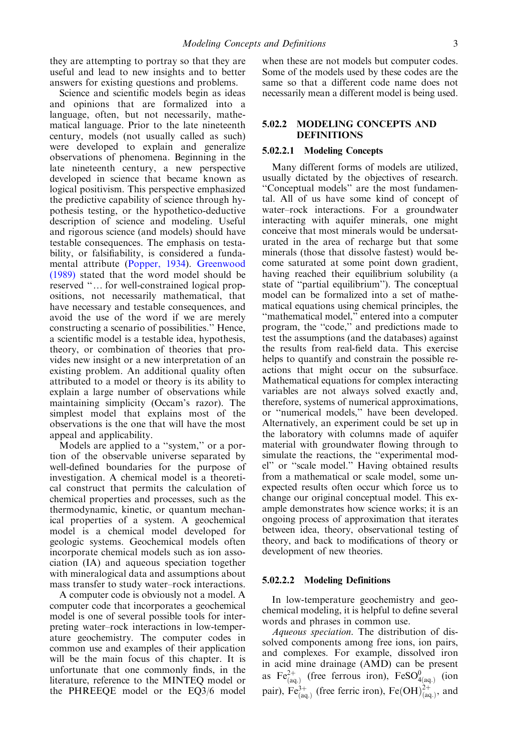they are attempting to portray so that they are useful and lead to new insights and to better answers for existing questions and problems.

Science and scientific models begin as ideas and opinions that are formalized into a language, often, but not necessarily, mathematical language. Prior to the late nineteenth century, models (not usually called as such) were developed to explain and generalize observations of phenomena. Beginning in the late nineteenth century, a new perspective developed in science that became known as logical positivism. This perspective emphasized the predictive capability of science through hypothesis testing, or the hypothetico-deductive description of science and modeling. Useful and rigorous science (and models) should have testable consequences. The emphasis on testability, or falsifiability, is considered a fundamental attribute (Popper, 1934). Greenwood (1989) stated that the word model should be reserved "… for well-constrained logical propositions, not necessarily mathematical, that have necessary and testable consequences, and avoid the use of the word if we are merely constructing a scenario of possibilities." Hence, a scientific model is a testable idea, hypothesis, theory, or combination of theories that provides new insight or a new interpretation of an existing problem. An additional quality often attributed to a model or theory is its ability to explain a large number of observations while maintaining simplicity (Occam's razor). The simplest model that explains most of the observations is the one that will have the most appeal and applicability.

Models are applied to a "system," or a portion of the observable universe separated by well-defined boundaries for the purpose of investigation. A chemical model is a theoretical construct that permits the calculation of chemical properties and processes, such as the thermodynamic, kinetic, or quantum mechanical properties of a system. A geochemical model is a chemical model developed for geologic systems. Geochemical models often incorporate chemical models such as ion association (IA) and aqueous speciation together with mineralogical data and assumptions about mass transfer to study water–rock interactions.

A computer code is obviously not a model. A computer code that incorporates a geochemical model is one of several possible tools for interpreting water–rock interactions in low-temperature geochemistry. The computer codes in common use and examples of their application will be the main focus of this chapter. It is unfortunate that one commonly finds, in the literature, reference to the MINTEQ model or the PHREEQE model or the EQ3/6 model when these are not models but computer codes. Some of the models used by these codes are the same so that a different code name does not necessarily mean a different model is being used.

## 5.02.2 MODELING CONCEPTS AND DEFINITIONS

### 5.02.2.1 Modeling Concepts

Many different forms of models are utilized, usually dictated by the objectives of research. "Conceptual models" are the most fundamental. All of us have some kind of concept of water–rock interactions. For a groundwater interacting with aquifer minerals, one might conceive that most minerals would be undersaturated in the area of recharge but that some minerals (those that dissolve fastest) would become saturated at some point down gradient, having reached their equilibrium solubility (a state of "partial equilibrium"). The conceptual model can be formalized into a set of mathematical equations using chemical principles, the "mathematical model," entered into a computer program, the "code," and predictions made to test the assumptions (and the databases) against the results from real-field data. This exercise helps to quantify and constrain the possible reactions that might occur on the subsurface. Mathematical equations for complex interacting variables are not always solved exactly and, therefore, systems of numerical approximations, or "numerical models," have been developed. Alternatively, an experiment could be set up in the laboratory with columns made of aquifer material with groundwater flowing through to simulate the reactions, the "experimental model" or "scale model." Having obtained results from a mathematical or scale model, some unexpected results often occur which force us to change our original conceptual model. This example demonstrates how science works; it is an ongoing process of approximation that iterates between idea, theory, observational testing of theory, and back to modifications of theory or development of new theories.

### 5.02.2.2 Modeling Definitions

In low-temperature geochemistry and geochemical modeling, it is helpful to define several words and phrases in common use.

*Aqueous speciation.* The distribution of dissolved components among free ions, ion pairs, and complexes. For example, dissolved iron in acid mine drainage (AMD) can be present as $Fe^{2+}_{(aq.)}$ (free ferrous iron), $FeSO^{0}_{4(aq.)}$ (ion pair), $Fe^{3+}_{(aq.)}$ (free ferric iron), $Fe(OH)^{2+}_{(aq.)}$, and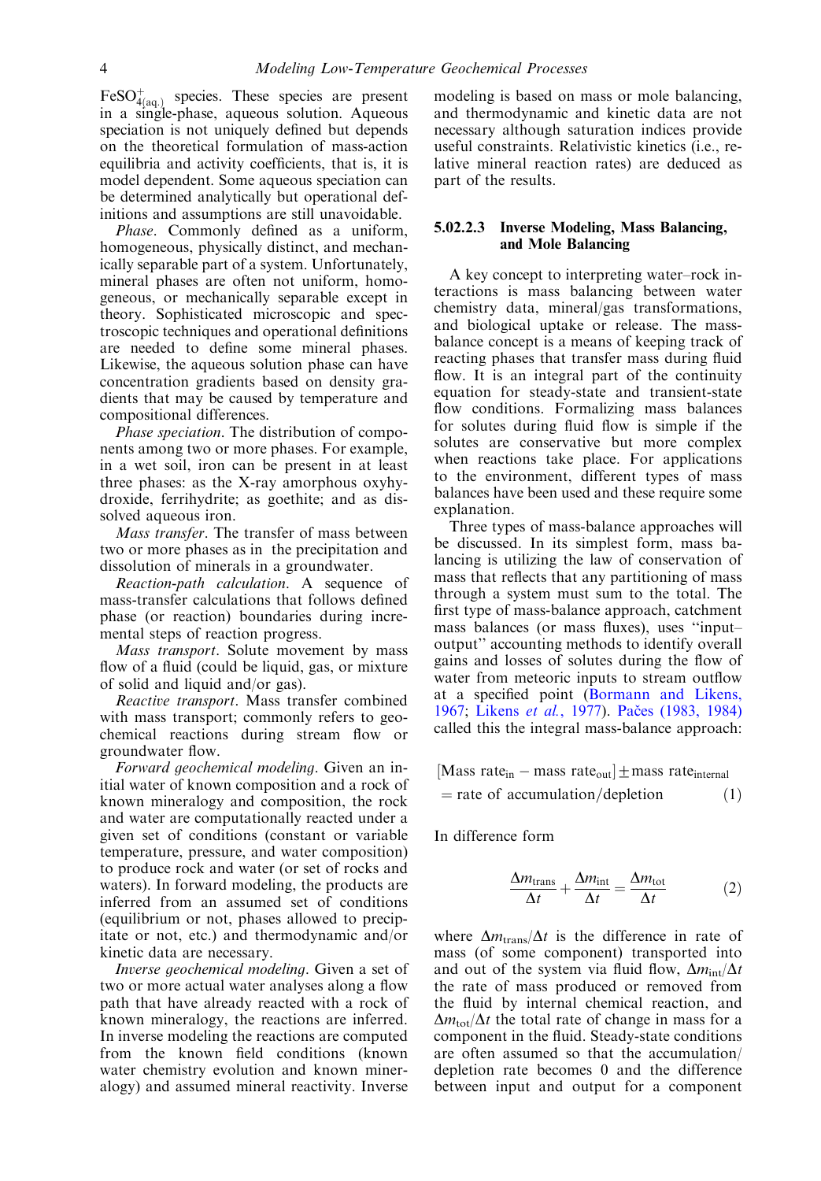$FeSO^{+}_{4(aq.)}$ species. These species are present in a single-phase, aqueous solution. Aqueous speciation is not uniquely defined but depends on the theoretical formulation of mass-action equilibria and activity coefficients, that is, it is model dependent. Some aqueous speciation can be determined analytically but operational definitions and assumptions are still unavoidable.

*Phase*. Commonly defined as a uniform, homogeneous, physically distinct, and mechanically separable part of a system. Unfortunately, mineral phases are often not uniform, homogeneous, or mechanically separable except in theory. Sophisticated microscopic and spectroscopic techniques and operational definitions are needed to define some mineral phases. Likewise, the aqueous solution phase can have concentration gradients based on density gradients that may be caused by temperature and compositional differences.

*Phase speciation*. The distribution of components among two or more phases. For example, in a wet soil, iron can be present in at least three phases: as the X-ray amorphous oxyhydroxide, ferrihydrite; as goethite; and as dissolved aqueous iron.

*Mass transfer*. The transfer of mass between two or more phases as in the precipitation and dissolution of minerals in a groundwater.

*Reaction-path calculation*. A sequence of mass-transfer calculations that follows defined phase (or reaction) boundaries during incremental steps of reaction progress.

*Mass transport*. Solute movement by mass flow of a fluid (could be liquid, gas, or mixture of solid and liquid and/or gas).

*Reactive transport*. Mass transfer combined with mass transport; commonly refers to geochemical reactions during stream flow or groundwater flow.

*Forward geochemical modeling*. Given an initial water of known composition and a rock of known mineralogy and composition, the rock and water are computationally reacted under a given set of conditions (constant or variable temperature, pressure, and water composition) to produce rock and water (or set of rocks and waters). In forward modeling, the products are inferred from an assumed set of conditions (equilibrium or not, phases allowed to precipitate or not, etc.) and thermodynamic and/or kinetic data are necessary.

*Inverse geochemical modeling*. Given a set of two or more actual water analyses along a flow path that have already reacted with a rock of known mineralogy, the reactions are inferred. In inverse modeling the reactions are computed from the known field conditions (known water chemistry evolution and known mineralogy) and assumed mineral reactivity. Inverse modeling is based on mass or mole balancing, and thermodynamic and kinetic data are not necessary although saturation indices provide useful constraints. Relativistic kinetics (i.e., relative mineral reaction rates) are deduced as part of the results.

### 5.02.2.3 Inverse Modeling, Mass Balancing, and Mole Balancing

A key concept to interpreting water–rock interactions is mass balancing between water chemistry data, mineral/gas transformations, and biological uptake or release. The mass-balance concept is a means of keeping track of reacting phases that transfer mass during fluid flow. It is an integral part of the continuity equation for steady-state and transient-state flow conditions. Formalizing mass balances for solutes during fluid flow is simple if the solutes are conservative but more complex when reactions take place. For applications to the environment, different types of mass balances have been used and these require some explanation.

Three types of mass-balance approaches will be discussed. In its simplest form, mass balancing is utilizing the law of conservation of mass that reflects that any partitioning of mass through a system must sum to the total. The first type of mass-balance approach, catchment mass balances (or mass fluxes), uses "input–output" accounting methods to identify overall gains and losses of solutes during the flow of water from meteoric inputs to stream outflow at a specified point (Bormann and Likens, 1967; Likens *et al.*, 1977). Pačes (1983, 1984) called this the integral mass-balance approach:

$$[\text{Mass rate}_{\text{in}} - \text{mass rate}_{\text{out}}] \pm \text{mass rate}_{\text{internal}} = \text{rate of accumulation/depletion} \qquad (1)$$

In difference form

$$\frac{\Delta m_{\text{trans}}}{\Delta t} + \frac{\Delta m_{\text{int}}}{\Delta t} = \frac{\Delta m_{\text{tot}}}{\Delta t} \qquad (2)$$

where $\Delta m_{\text{trans}}/\Delta t$ is the difference in rate of mass (of some component) transported into and out of the system via fluid flow, $\Delta m_{\text{int}}/\Delta t$ the rate of mass produced or removed from the fluid by internal chemical reaction, and $\Delta m_{\text{tot}}/\Delta t$ the total rate of change in mass for a component in the fluid. Steady-state conditions are often assumed so that the accumulation/depletion rate becomes 0 and the difference between input and output for a component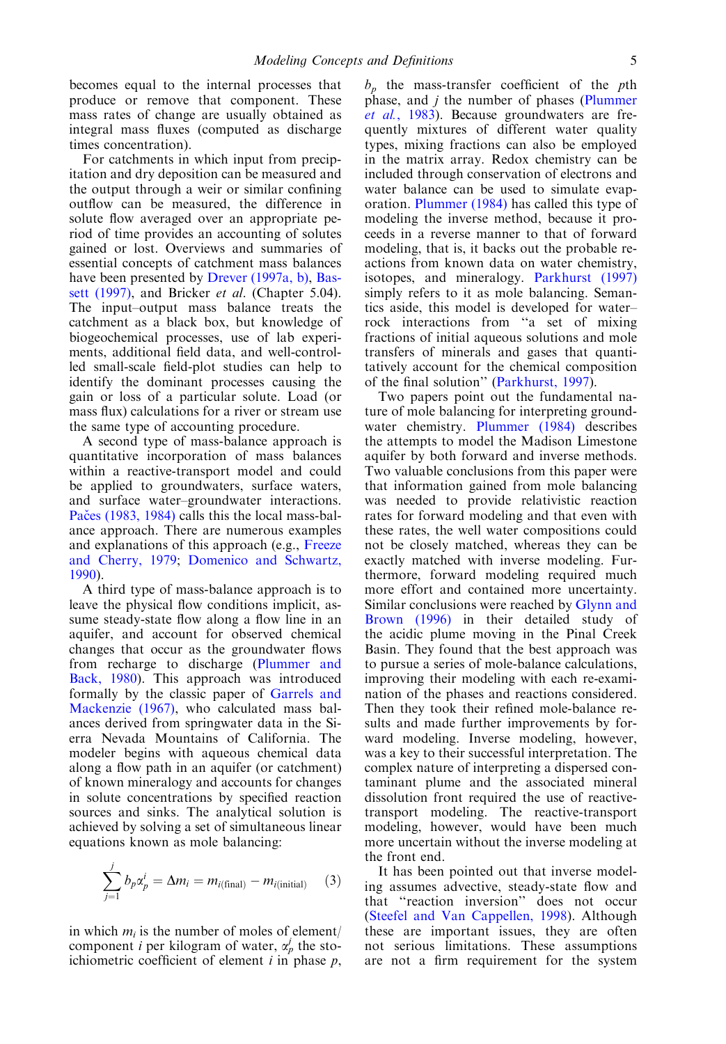becomes equal to the internal processes that produce or remove that component. These mass rates of change are usually obtained as integral mass fluxes (computed as discharge times concentration).

For catchments in which input from precipitation and dry deposition can be measured and the output through a weir or similar confining outflow can be measured, the difference in solute flow averaged over an appropriate period of time provides an accounting of solutes gained or lost. Overviews and summaries of essential concepts of catchment mass balances have been presented by Drever (1997a, b), Bassett (1997), and Bricker *et al.* (Chapter 5.04). The input–output mass balance treats the catchment as a black box, but knowledge of biogeochemical processes, use of lab experiments, additional field data, and well-controlled small-scale field-plot studies can help to identify the dominant processes causing the gain or loss of a particular solute. Load (or mass flux) calculations for a river or stream use the same type of accounting procedure.

A second type of mass-balance approach is quantitative incorporation of mass balances within a reactive-transport model and could be applied to groundwaters, surface waters, and surface water–groundwater interactions. Pačes (1983, 1984) calls this the local mass-balance approach. There are numerous examples and explanations of this approach (e.g., Freeze and Cherry, 1979; Domenico and Schwartz, 1990).

A third type of mass-balance approach is to leave the physical flow conditions implicit, assume steady-state flow along a flow line in an aquifer, and account for observed chemical changes that occur as the groundwater flows from recharge to discharge (Plummer and Back, 1980). This approach was introduced formally by the classic paper of Garrels and Mackenzie (1967), who calculated mass balances derived from springwater data in the Sierra Nevada Mountains of California. The modeler begins with aqueous chemical data along a flow path in an aquifer (or catchment) of known mineralogy and accounts for changes in solute concentrations by specified reaction sources and sinks. The analytical solution is achieved by solving a set of simultaneous linear equations known as mole balancing:

$$\sum_{j=1}^{j} b_p \alpha_p^i = \Delta m_i = m_{i(\text{final})} - m_{i(\text{initial})} \quad (3)$$

in which $m_i$ is the number of moles of element/component $i$ per kilogram of water, $\alpha_p^j$ the stoichiometric coefficient of element $i$ in phase $p$, $b_p$ the mass-transfer coefficient of the $p$th phase, and $j$ the number of phases (Plummer *et al.*, 1983). Because groundwaters are frequently mixtures of different water quality types, mixing fractions can also be employed in the matrix array. Redox chemistry can be included through conservation of electrons and water balance can be used to simulate evaporation. Plummer (1984) has called this type of modeling the inverse method, because it proceeds in a reverse manner to that of forward modeling, that is, it backs out the probable reactions from known data on water chemistry, isotopes, and mineralogy. Parkhurst (1997) simply refers to it as mole balancing. Semantics aside, this model is developed for water–rock interactions from "a set of mixing fractions of initial aqueous solutions and mole transfers of minerals and gases that quantitatively account for the chemical composition of the final solution" (Parkhurst, 1997).

Two papers point out the fundamental nature of mole balancing for interpreting groundwater chemistry. Plummer (1984) describes the attempts to model the Madison Limestone aquifer by both forward and inverse methods. Two valuable conclusions from this paper were that information gained from mole balancing was needed to provide relativistic reaction rates for forward modeling and that even with these rates, the well water compositions could not be closely matched, whereas they can be exactly matched with inverse modeling. Furthermore, forward modeling required much more effort and contained more uncertainty. Similar conclusions were reached by Glynn and Brown (1996) in their detailed study of the acidic plume moving in the Pinal Creek Basin. They found that the best approach was to pursue a series of mole-balance calculations, improving their modeling with each re-examination of the phases and reactions considered. Then they took their refined mole-balance results and made further improvements by forward modeling. Inverse modeling, however, was a key to their successful interpretation. The complex nature of interpreting a dispersed contaminant plume and the associated mineral dissolution front required the use of reactive-transport modeling. The reactive-transport modeling, however, would have been much more uncertain without the inverse modeling at the front end.

It has been pointed out that inverse modeling assumes advective, steady-state flow and that "reaction inversion" does not occur (Steefel and Van Cappellen, 1998). Although these are important issues, they are often not serious limitations. These assumptions are not a firm requirement for the system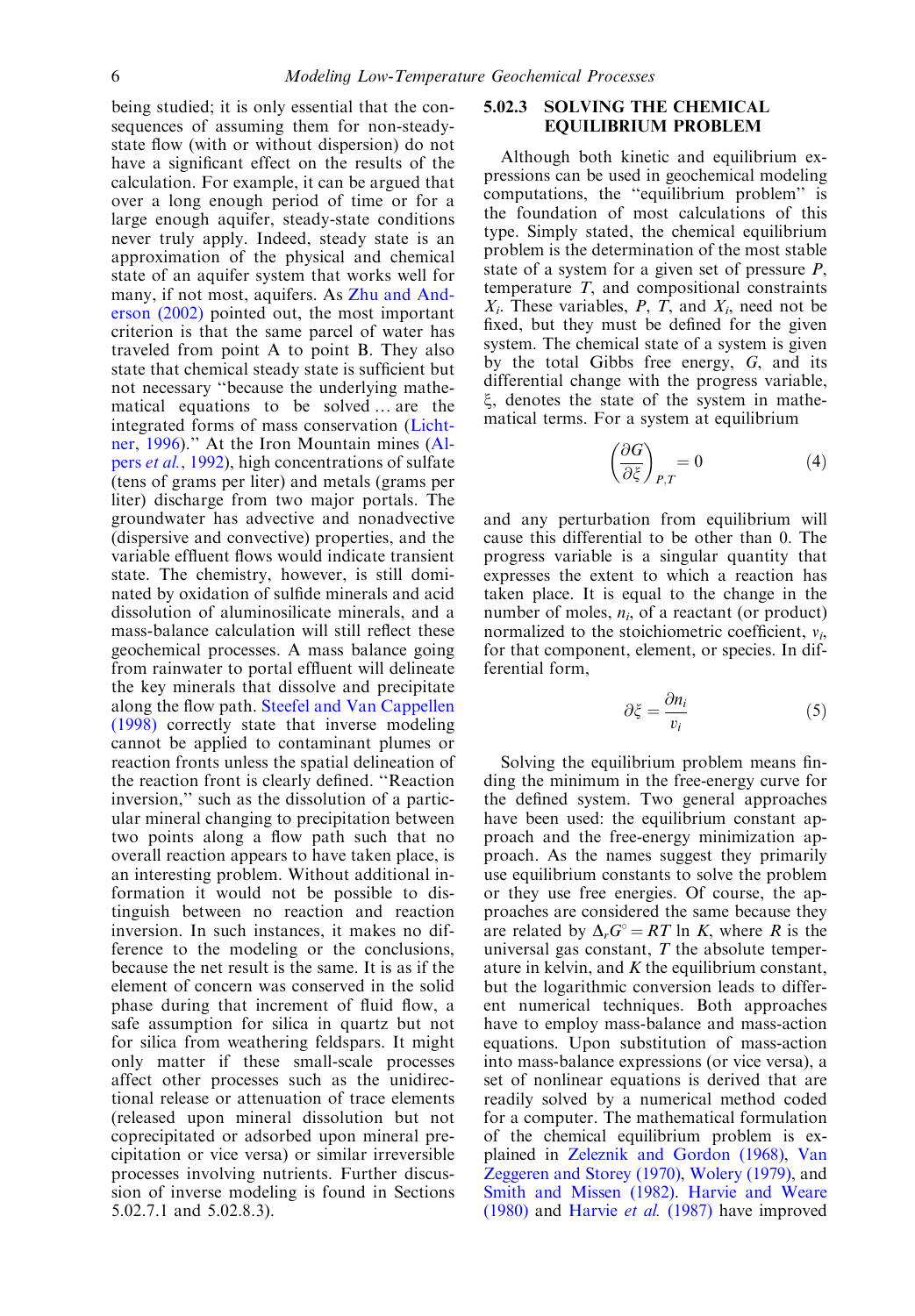being studied; it is only essential that the consequences of assuming them for non-steady-state flow (with or without dispersion) do not have a significant effect on the results of the calculation. For example, it can be argued that over a long enough period of time or for a large enough aquifer, steady-state conditions never truly apply. Indeed, steady state is an approximation of the physical and chemical state of an aquifer system that works well for many, if not most, aquifers. As Zhu and Anderson (2002) pointed out, the most important criterion is that the same parcel of water has traveled from point A to point B. They also state that chemical steady state is sufficient but not necessary "because the underlying mathematical equations to be solved ... are the integrated forms of mass conservation (Lichtner, 1996)." At the Iron Mountain mines (Alpers *et al.*, 1992), high concentrations of sulfate (tens of grams per liter) and metals (grams per liter) discharge from two major portals. The groundwater has advective and nonadvective (dispersive and convective) properties, and the variable effluent flows would indicate transient state. The chemistry, however, is still dominated by oxidation of sulfide minerals and acid dissolution of aluminosilicate minerals, and a mass-balance calculation will still reflect these geochemical processes. A mass balance going from rainwater to portal effluent will delineate the key minerals that dissolve and precipitate along the flow path. Steefel and Van Cappellen (1998) correctly state that inverse modeling cannot be applied to contaminant plumes or reaction fronts unless the spatial delineation of the reaction front is clearly defined. "Reaction inversion," such as the dissolution of a particular mineral changing to precipitation between two points along a flow path such that no overall reaction appears to have taken place, is an interesting problem. Without additional information it would not be possible to distinguish between no reaction and reaction inversion. In such instances, it makes no difference to the modeling or the conclusions, because the net result is the same. It is as if the element of concern was conserved in the solid phase during that increment of fluid flow, a safe assumption for silica in quartz but not for silica from weathering feldspars. It might only matter if these small-scale processes affect other processes such as the unidirectional release or attenuation of trace elements (released upon mineral dissolution but not coprecipitated or adsorbed upon mineral precipitation or vice versa) or similar irreversible processes involving nutrients. Further discussion of inverse modeling is found in Sections 5.02.7.1 and 5.02.8.3).

## 5.02.3 SOLVING THE CHEMICAL EQUILIBRIUM PROBLEM

Although both kinetic and equilibrium expressions can be used in geochemical modeling computations, the "equilibrium problem" is the foundation of most calculations of this type. Simply stated, the chemical equilibrium problem is the determination of the most stable state of a system for a given set of pressure $P$, temperature $T$, and compositional constraints $X_i$. These variables, $P$, $T$, and $X_i$, need not be fixed, but they must be defined for the given system. The chemical state of a system is given by the total Gibbs free energy, $G$, and its differential change with the progress variable, $\xi$, denotes the state of the system in mathematical terms. For a system at equilibrium

$$\left(\frac{\partial G}{\partial \xi}\right)_{P,T} = 0 \qquad (4)$$

and any perturbation from equilibrium will cause this differential to be other than 0. The progress variable is a singular quantity that expresses the extent to which a reaction has taken place. It is equal to the change in the number of moles, $n_i$, of a reactant (or product) normalized to the stoichiometric coefficient, $v_i$, for that component, element, or species. In differential form,

$$\partial \xi = \frac{\partial n_i}{v_i} \qquad (5)$$

Solving the equilibrium problem means finding the minimum in the free-energy curve for the defined system. Two general approaches have been used: the equilibrium constant approach and the free-energy minimization approach. As the names suggest they primarily use equilibrium constants to solve the problem or they use free energies. Of course, the approaches are considered the same because they are related by $\Delta_r G^\circ = RT \ln K$, where $R$ is the universal gas constant, $T$ the absolute temperature in kelvin, and $K$ the equilibrium constant, but the logarithmic conversion leads to different numerical techniques. Both approaches have to employ mass-balance and mass-action equations. Upon substitution of mass-action into mass-balance expressions (or vice versa), a set of nonlinear equations is derived that are readily solved by a numerical method coded for a computer. The mathematical formulation of the chemical equilibrium problem is explained in Zeleznik and Gordon (1968), Van Zeggeren and Storey (1970), Wolery (1979), and Smith and Missen (1982). Harvie and Weare (1980) and Harvie *et al.* (1987) have improved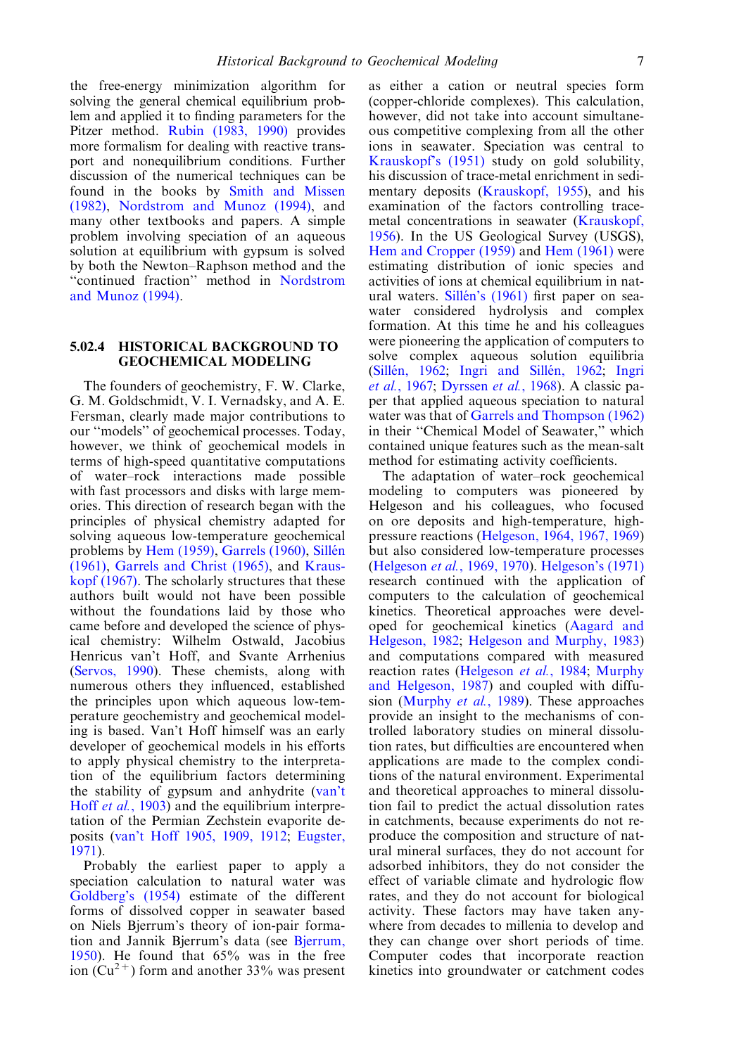the free-energy minimization algorithm for solving the general chemical equilibrium problem and applied it to finding parameters for the Pitzer method. Rubin (1983, 1990) provides more formalism for dealing with reactive transport and nonequilibrium conditions. Further discussion of the numerical techniques can be found in the books by Smith and Missen (1982), Nordstrom and Munoz (1994), and many other textbooks and papers. A simple problem involving speciation of an aqueous solution at equilibrium with gypsum is solved by both the Newton–Raphson method and the "continued fraction" method in Nordstrom and Munoz (1994).

## 5.02.4 HISTORICAL BACKGROUND TO GEOCHEMICAL MODELING

The founders of geochemistry, F. W. Clarke, G. M. Goldschmidt, V. I. Vernadsky, and A. E. Fersman, clearly made major contributions to our "models" of geochemical processes. Today, however, we think of geochemical models in terms of high-speed quantitative computations of water–rock interactions made possible with fast processors and disks with large memories. This direction of research began with the principles of physical chemistry adapted for solving aqueous low-temperature geochemical problems by Hem (1959), Garrels (1960), Sillén (1961), Garrels and Christ (1965), and Krauskopf (1967). The scholarly structures that these authors built would not have been possible without the foundations laid by those who came before and developed the science of physical chemistry: Wilhelm Ostwald, Jacobius Henricus van't Hoff, and Svante Arrhenius (Servos, 1990). These chemists, along with numerous others they influenced, established the principles upon which aqueous low-temperature geochemistry and geochemical modeling is based. Van't Hoff himself was an early developer of geochemical models in his efforts to apply physical chemistry to the interpretation of the equilibrium factors determining the stability of gypsum and anhydrite (van't Hoff *et al.*, 1903) and the equilibrium interpretation of the Permian Zechstein evaporite deposits (van't Hoff 1905, 1909, 1912; Eugster, 1971).

Probably the earliest paper to apply a speciation calculation to natural water was Goldberg's (1954) estimate of the different forms of dissolved copper in seawater based on Niels Bjerrum's theory of ion-pair formation and Jannik Bjerrum's data (see Bjerrum, 1950). He found that 65% was in the free ion ($Cu^{2+}$) form and another 33% was present as either a cation or neutral species form (copper-chloride complexes). This calculation, however, did not take into account simultaneous competitive complexing from all the other ions in seawater. Speciation was central to Krauskopf's (1951) study on gold solubility, his discussion of trace-metal enrichment in sedimentary deposits (Krauskopf, 1955), and his examination of the factors controlling trace-metal concentrations in seawater (Krauskopf, 1956). In the US Geological Survey (USGS), Hem and Cropper (1959) and Hem (1961) were estimating distribution of ionic species and activities of ions at chemical equilibrium in natural waters. Sillén's (1961) first paper on seawater considered hydrolysis and complex formation. At this time he and his colleagues were pioneering the application of computers to solve complex aqueous solution equilibria (Sillén, 1962; Ingri and Sillén, 1962; Ingri *et al.*, 1967; Dyrssen *et al.*, 1968). A classic paper that applied aqueous speciation to natural water was that of Garrels and Thompson (1962) in their "Chemical Model of Seawater," which contained unique features such as the mean-salt method for estimating activity coefficients.

The adaptation of water–rock geochemical modeling to computers was pioneered by Helgeson and his colleagues, who focused on ore deposits and high-temperature, high-pressure reactions (Helgeson, 1964, 1967, 1969) but also considered low-temperature processes (Helgeson *et al.*, 1969, 1970). Helgeson's (1971) research continued with the application of computers to the calculation of geochemical kinetics. Theoretical approaches were developed for geochemical kinetics (Aagard and Helgeson, 1982; Helgeson and Murphy, 1983) and computations compared with measured reaction rates (Helgeson *et al.*, 1984; Murphy and Helgeson, 1987) and coupled with diffusion (Murphy *et al.*, 1989). These approaches provide an insight to the mechanisms of controlled laboratory studies on mineral dissolution rates, but difficulties are encountered when applications are made to the complex conditions of the natural environment. Experimental and theoretical approaches to mineral dissolution fail to predict the actual dissolution rates in catchments, because experiments do not reproduce the composition and structure of natural mineral surfaces, they do not account for adsorbed inhibitors, they do not consider the effect of variable climate and hydrologic flow rates, and they do not account for biological activity. These factors may have taken anywhere from decades to millenia to develop and they can change over short periods of time. Computer codes that incorporate reaction kinetics into groundwater or catchment codes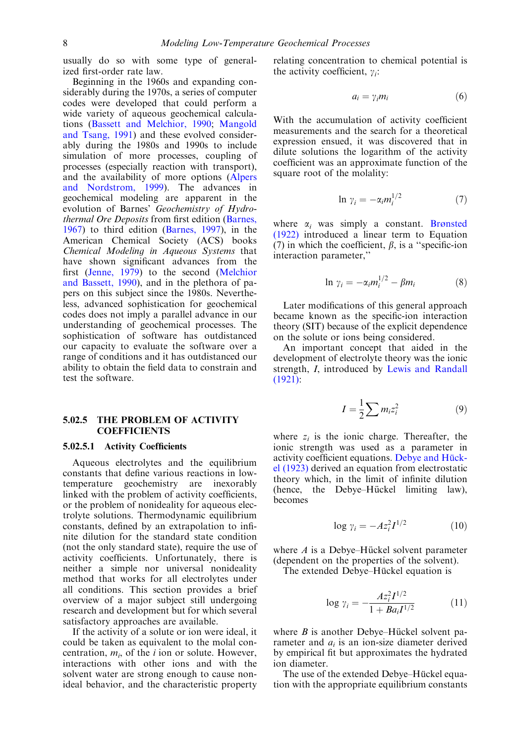usually do so with some type of generalized first-order rate law.

Beginning in the 1960s and expanding considerably during the 1970s, a series of computer codes were developed that could perform a wide variety of aqueous geochemical calculations (Bassett and Melchior, 1990; Mangold and Tsang, 1991) and these evolved considerably during the 1980s and 1990s to include simulation of more processes, coupling of processes (especially reaction with transport), and the availability of more options (Alpers and Nordstrom, 1999). The advances in geochemical modeling are apparent in the evolution of Barnes' *Geochemistry of Hydrothermal Ore Deposits* from first edition (Barnes, 1967) to third edition (Barnes, 1997), in the American Chemical Society (ACS) books *Chemical Modeling in Aqueous Systems* that have shown significant advances from the first (Jenne, 1979) to the second (Melchior and Bassett, 1990), and in the plethora of papers on this subject since the 1980s. Nevertheless, advanced sophistication for geochemical codes does not imply a parallel advance in our understanding of geochemical processes. The sophistication of software has outdistanced our capacity to evaluate the software over a range of conditions and it has outdistanced our ability to obtain the field data to constrain and test the software.

## 5.02.5 THE PROBLEM OF ACTIVITY COEFFICIENTS

### 5.02.5.1 Activity Coefficients

Aqueous electrolytes and the equilibrium constants that define various reactions in low-temperature geochemistry are inexorably linked with the problem of activity coefficients, or the problem of nonideality for aqueous electrolyte solutions. Thermodynamic equilibrium constants, defined by an extrapolation to infinite dilution for the standard state condition (not the only standard state), require the use of activity coefficients. Unfortunately, there is neither a simple nor universal nonideality method that works for all electrolytes under all conditions. This section provides a brief overview of a major subject still undergoing research and development but for which several satisfactory approaches are available.

If the activity of a solute or ion were ideal, it could be taken as equivalent to the molal concentration, $m_i$, of the $i$ ion or solute. However, interactions with other ions and with the solvent water are strong enough to cause nonideal behavior, and the characteristic property relating concentration to chemical potential is the activity coefficient, $\gamma_i$:

$$a_i = \gamma_i m_i \tag{6}$$

With the accumulation of activity coefficient measurements and the search for a theoretical expression ensued, it was discovered that in dilute solutions the logarithm of the activity coefficient was an approximate function of the square root of the molality:

$$\ln \gamma_i = -\alpha_i m_i^{1/2} \tag{7}$$

where $\alpha_i$ was simply a constant. Brønsted (1922) introduced a linear term to Equation (7) in which the coefficient, $\beta$, is a "specific-ion interaction parameter,"

$$\ln \gamma_i = -\alpha_i m_i^{1/2} - \beta m_i \tag{8}$$

Later modifications of this general approach became known as the specific-ion interaction theory (SIT) because of the explicit dependence on the solute or ions being considered.

An important concept that aided in the development of electrolyte theory was the ionic strength, $I$, introduced by Lewis and Randall (1921):

$$I = \frac{1}{2}\sum m_i z_i^2 \tag{9}$$

where $z_i$ is the ionic charge. Thereafter, the ionic strength was used as a parameter in activity coefficient equations. Debye and Hückel (1923) derived an equation from electrostatic theory which, in the limit of infinite dilution (hence, the Debye–Hückel limiting law), becomes

$$\log \gamma_i = -A z_i^2 I^{1/2} \tag{10}$$

where $A$ is a Debye–Hückel solvent parameter (dependent on the properties of the solvent).

The extended Debye–Hückel equation is

$$\log \gamma_i = -\frac{A z_i^2 I^{1/2}}{1 + B a_i I^{1/2}} \tag{11}$$

where $B$ is another Debye–Hückel solvent parameter and $a_i$ is an ion-size diameter derived by empirical fit but approximates the hydrated ion diameter.

The use of the extended Debye–Hückel equation with the appropriate equilibrium constants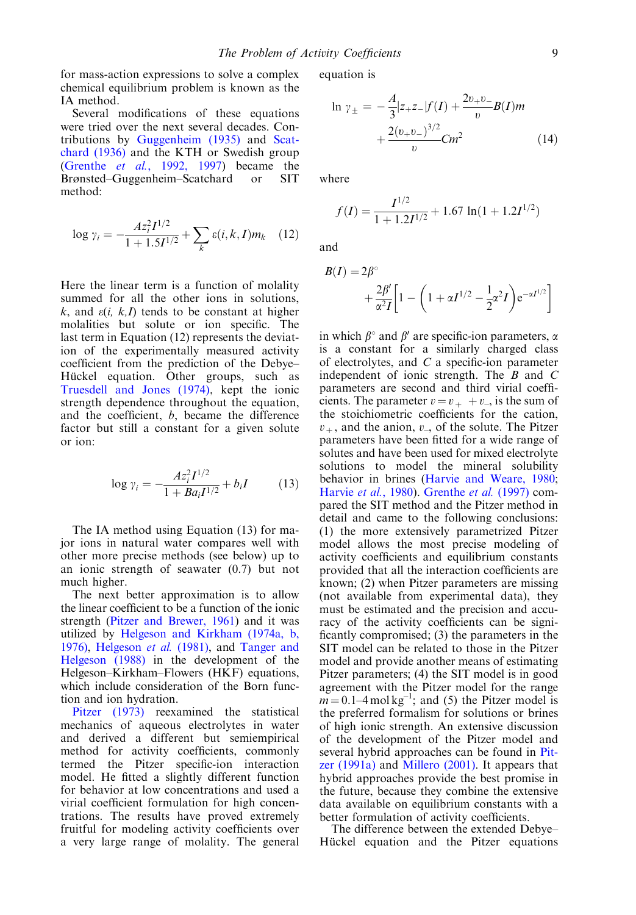for mass-action expressions to solve a complex chemical equilibrium problem is known as the IA method.

Several modifications of these equations were tried over the next several decades. Contributions by Guggenheim (1935) and Scatchard (1936) and the KTH or Swedish group (Grenthe et al., 1992, 1997) became the Brønsted–Guggenheim–Scatchard or SIT method:

$$\log \gamma_i = -\frac{A z_i^2 I^{1/2}}{1 + 1.5 I^{1/2}} + \sum_k \varepsilon(i, k, I) m_k \qquad (12)$$

Here the linear term is a function of molality summed for all the other ions in solutions, $k$, and $\varepsilon(i, k, I)$ tends to be constant at higher molalities but solute or ion specific. The last term in Equation (12) represents the deviation of the experimentally measured activity coefficient from the prediction of the Debye–Hückel equation. Other groups, such as Truesdell and Jones (1974), kept the ionic strength dependence throughout the equation, and the coefficient, $b$, became the difference factor but still a constant for a given solute or ion:

$$\log \gamma_i = -\frac{A z_i^2 I^{1/2}}{1 + B a_i I^{1/2}} + b_i I \qquad (13)$$

The IA method using Equation (13) for major ions in natural water compares well with other more precise methods (see below) up to an ionic strength of seawater (0.7) but not much higher.

The next better approximation is to allow the linear coefficient to be a function of the ionic strength (Pitzer and Brewer, 1961) and it was utilized by Helgeson and Kirkham (1974a, b, 1976), Helgeson et al. (1981), and Tanger and Helgeson (1988) in the development of the Helgeson–Kirkham–Flowers (HKF) equations, which include consideration of the Born function and ion hydration.

Pitzer (1973) reexamined the statistical mechanics of aqueous electrolytes in water and derived a different but semiempirical method for activity coefficients, commonly termed the Pitzer specific-ion interaction model. He fitted a slightly different function for behavior at low concentrations and used a virial coefficient formulation for high concentrations. The results have proved extremely fruitful for modeling activity coefficients over a very large range of molality. The general equation is

$$\ln \gamma_\pm = -\frac{A}{3}|z_+ z_-| f(I) + \frac{2\upsilon_+ \upsilon_-}{\upsilon} B(I) m + \frac{2(\upsilon_+ \upsilon_-)^{3/2}}{\upsilon} C m^2 \qquad (14)$$

where

$$f(I) = \frac{I^{1/2}}{1 + 1.2 I^{1/2}} + 1.67 \ln(1 + 1.2 I^{1/2})$$

and

$$B(I) = 2\beta^\circ + \frac{2\beta'}{\alpha^2 I}\left[1 - \left(1 + \alpha I^{1/2} - \frac{1}{2}\alpha^2 I\right) e^{-\alpha I^{1/2}}\right]$$

in which $\beta^\circ$ and $\beta'$ are specific-ion parameters, $\alpha$ is a constant for a similarly charged class of electrolytes, and $C$ a specific-ion parameter independent of ionic strength. The $B$ and $C$ parameters are second and third virial coefficients. The parameter $\upsilon = \upsilon_+ + \upsilon_-$, is the sum of the stoichiometric coefficients for the cation, $\upsilon_+$, and the anion, $\upsilon_-$, of the solute. The Pitzer parameters have been fitted for a wide range of solutes and have been used for mixed electrolyte solutions to model the mineral solubility behavior in brines (Harvie and Weare, 1980; Harvie et al., 1980). Grenthe et al. (1997) compared the SIT method and the Pitzer method in detail and came to the following conclusions: (1) the more extensively parametrized Pitzer model allows the most precise modeling of activity coefficients and equilibrium constants provided that all the interaction coefficients are known; (2) when Pitzer parameters are missing (not available from experimental data), they must be estimated and the precision and accuracy of the activity coefficients can be significantly compromised; (3) the parameters in the SIT model can be related to those in the Pitzer model and provide another means of estimating Pitzer parameters; (4) the SIT model is in good agreement with the Pitzer model for the range $m = 0.1$–$4\,\text{mol kg}^{-1}$; and (5) the Pitzer model is the preferred formalism for solutions or brines of high ionic strength. An extensive discussion of the development of the Pitzer model and several hybrid approaches can be found in Pitzer (1991a) and Millero (2001). It appears that hybrid approaches provide the best promise in the future, because they combine the extensive data available on equilibrium constants with a better formulation of activity coefficients.

The difference between the extended Debye–Hückel equation and the Pitzer equations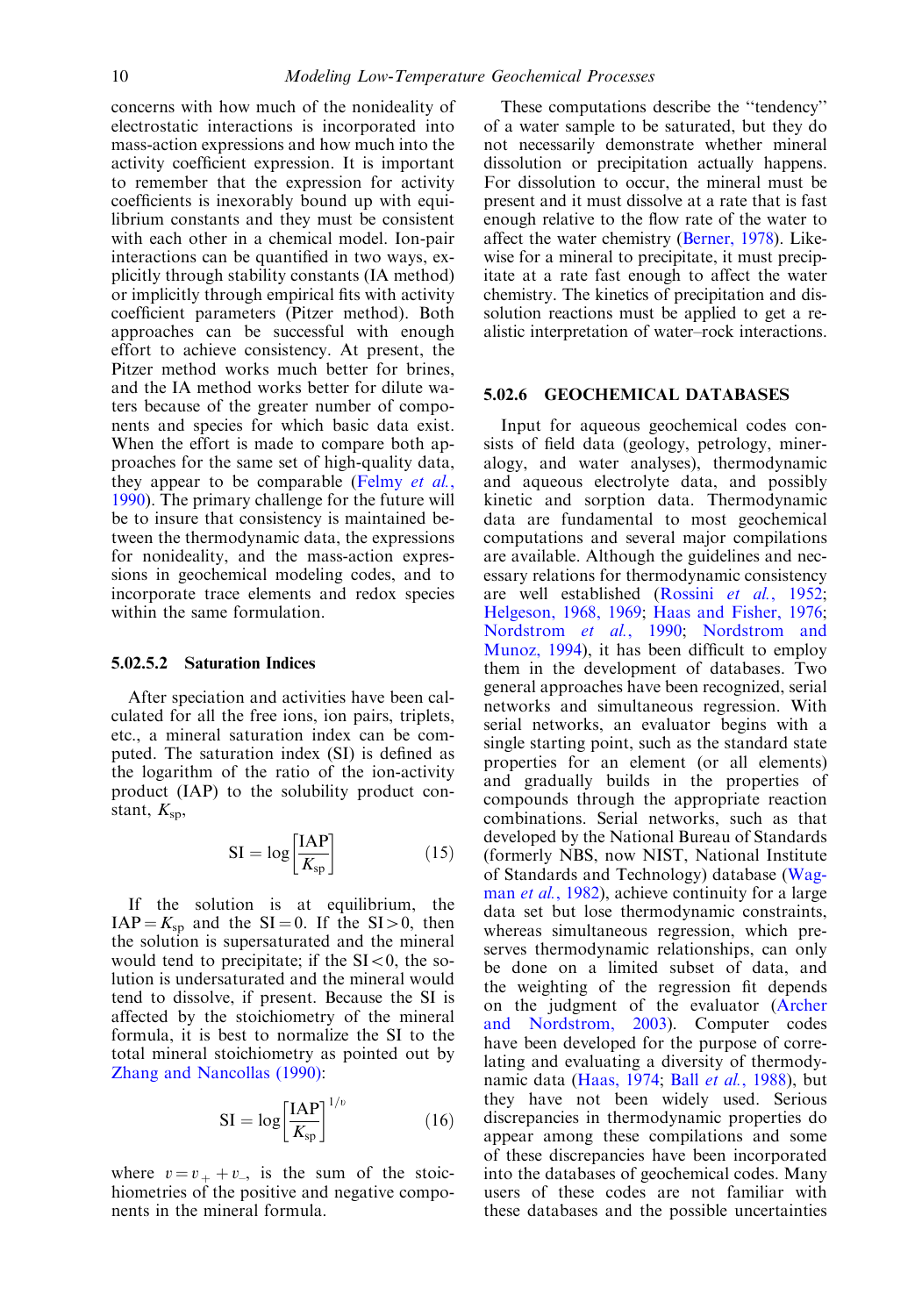concerns with how much of the nonideality of electrostatic interactions is incorporated into mass-action expressions and how much into the activity coefficient expression. It is important to remember that the expression for activity coefficients is inexorably bound up with equilibrium constants and they must be consistent with each other in a chemical model. Ion-pair interactions can be quantified in two ways, explicitly through stability constants (IA method) or implicitly through empirical fits with activity coefficient parameters (Pitzer method). Both approaches can be successful with enough effort to achieve consistency. At present, the Pitzer method works much better for brines, and the IA method works better for dilute waters because of the greater number of components and species for which basic data exist. When the effort is made to compare both approaches for the same set of high-quality data, they appear to be comparable (Felmy *et al.*, 1990). The primary challenge for the future will be to insure that consistency is maintained between the thermodynamic data, the expressions for nonideality, and the mass-action expressions in geochemical modeling codes, and to incorporate trace elements and redox species within the same formulation.

### 5.02.5.2 Saturation Indices

After speciation and activities have been calculated for all the free ions, ion pairs, triplets, etc., a mineral saturation index can be computed. The saturation index (SI) is defined as the logarithm of the ratio of the ion-activity product (IAP) to the solubility product constant, $K_{sp}$,

$$\mathrm{SI} = \log\left[\frac{\mathrm{IAP}}{K_{sp}}\right] \tag{15}$$

If the solution is at equilibrium, the $\mathrm{IAP} = K_{sp}$ and the $\mathrm{SI} = 0$. If the $\mathrm{SI} > 0$, then the solution is supersaturated and the mineral would tend to precipitate; if the $\mathrm{SI} < 0$, the solution is undersaturated and the mineral would tend to dissolve, if present. Because the SI is affected by the stoichiometry of the mineral formula, it is best to normalize the SI to the total mineral stoichiometry as pointed out by Zhang and Nancollas (1990):

$$\mathrm{SI} = \log\left[\frac{\mathrm{IAP}}{K_{sp}}\right]^{1/\upsilon} \tag{16}$$

where $\upsilon = \upsilon_{+} + \upsilon_{-}$, is the sum of the stoichiometries of the positive and negative components in the mineral formula.

These computations describe the "tendency" of a water sample to be saturated, but they do not necessarily demonstrate whether mineral dissolution or precipitation actually happens. For dissolution to occur, the mineral must be present and it must dissolve at a rate that is fast enough relative to the flow rate of the water to affect the water chemistry (Berner, 1978). Likewise for a mineral to precipitate, it must precipitate at a rate fast enough to affect the water chemistry. The kinetics of precipitation and dissolution reactions must be applied to get a realistic interpretation of water–rock interactions.

## 5.02.6 GEOCHEMICAL DATABASES

Input for aqueous geochemical codes consists of field data (geology, petrology, mineralogy, and water analyses), thermodynamic and aqueous electrolyte data, and possibly kinetic and sorption data. Thermodynamic data are fundamental to most geochemical computations and several major compilations are available. Although the guidelines and necessary relations for thermodynamic consistency are well established (Rossini *et al.*, 1952; Helgeson, 1968, 1969; Haas and Fisher, 1976; Nordstrom *et al.*, 1990; Nordstrom and Munoz, 1994), it has been difficult to employ them in the development of databases. Two general approaches have been recognized, serial networks and simultaneous regression. With serial networks, an evaluator begins with a single starting point, such as the standard state properties for an element (or all elements) and gradually builds in the properties of compounds through the appropriate reaction combinations. Serial networks, such as that developed by the National Bureau of Standards (formerly NBS, now NIST, National Institute of Standards and Technology) database (Wagman *et al.*, 1982), achieve continuity for a large data set but lose thermodynamic constraints, whereas simultaneous regression, which preserves thermodynamic relationships, can only be done on a limited subset of data, and the weighting of the regression fit depends on the judgment of the evaluator (Archer and Nordstrom, 2003). Computer codes have been developed for the purpose of correlating and evaluating a diversity of thermodynamic data (Haas, 1974; Ball *et al.*, 1988), but they have not been widely used. Serious discrepancies in thermodynamic properties do appear among these compilations and some of these discrepancies have been incorporated into the databases of geochemical codes. Many users of these codes are not familiar with these databases and the possible uncertainties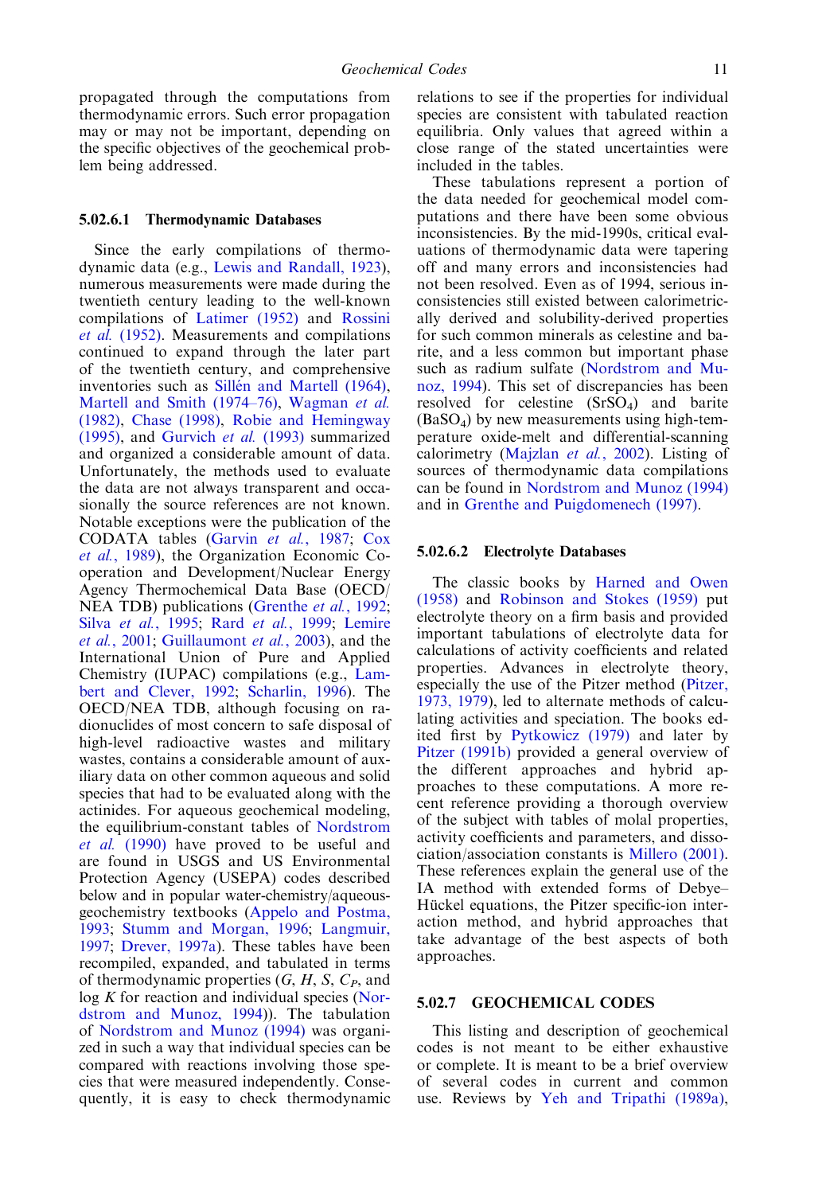propagated through the computations from thermodynamic errors. Such error propagation may or may not be important, depending on the specific objectives of the geochemical problem being addressed.

#### 5.02.6.1 Thermodynamic Databases

Since the early compilations of thermodynamic data (e.g., Lewis and Randall, 1923), numerous measurements were made during the twentieth century leading to the well-known compilations of Latimer (1952) and Rossini *et al.* (1952). Measurements and compilations continued to expand through the later part of the twentieth century, and comprehensive inventories such as Sillén and Martell (1964), Martell and Smith (1974–76), Wagman *et al.* (1982), Chase (1998), Robie and Hemingway (1995), and Gurvich *et al.* (1993) summarized and organized a considerable amount of data. Unfortunately, the methods used to evaluate the data are not always transparent and occasionally the source references are not known. Notable exceptions were the publication of the CODATA tables (Garvin *et al.*, 1987; Cox *et al.*, 1989), the Organization Economic Cooperation and Development/Nuclear Energy Agency Thermochemical Data Base (OECD/NEA TDB) publications (Grenthe *et al.*, 1992; Silva *et al.*, 1995; Rard *et al.*, 1999; Lemire *et al.*, 2001; Guillaumont *et al.*, 2003), and the International Union of Pure and Applied Chemistry (IUPAC) compilations (e.g., Lambert and Clever, 1992; Scharlin, 1996). The OECD/NEA TDB, although focusing on radionuclides of most concern to safe disposal of high-level radioactive wastes and military wastes, contains a considerable amount of auxiliary data on other common aqueous and solid species that had to be evaluated along with the actinides. For aqueous geochemical modeling, the equilibrium-constant tables of Nordstrom *et al.* (1990) have proved to be useful and are found in USGS and US Environmental Protection Agency (USEPA) codes described below and in popular water-chemistry/aqueous-geochemistry textbooks (Appelo and Postma, 1993; Stumm and Morgan, 1996; Langmuir, 1997; Drever, 1997a). These tables have been recompiled, expanded, and tabulated in terms of thermodynamic properties ($G$, $H$, $S$, $C_P$, and log $K$ for reaction and individual species (Nordstrom and Munoz, 1994)). The tabulation of Nordstrom and Munoz (1994) was organized in such a way that individual species can be compared with reactions involving those species that were measured independently. Consequently, it is easy to check thermodynamic relations to see if the properties for individual species are consistent with tabulated reaction equilibria. Only values that agreed within a close range of the stated uncertainties were included in the tables.

These tabulations represent a portion of the data needed for geochemical model computations and there have been some obvious inconsistencies. By the mid-1990s, critical evaluations of thermodynamic data were tapering off and many errors and inconsistencies had not been resolved. Even as of 1994, serious inconsistencies still existed between calorimetrically derived and solubility-derived properties for such common minerals as celestine and barite, and a less common but important phase such as radium sulfate (Nordstrom and Munoz, 1994). This set of discrepancies has been resolved for celestine ($SrSO_4$) and barite ($BaSO_4$) by new measurements using high-temperature oxide-melt and differential-scanning calorimetry (Majzlan *et al.*, 2002). Listing of sources of thermodynamic data compilations can be found in Nordstrom and Munoz (1994) and in Grenthe and Puigdomenech (1997).

#### 5.02.6.2 Electrolyte Databases

The classic books by Harned and Owen (1958) and Robinson and Stokes (1959) put electrolyte theory on a firm basis and provided important tabulations of electrolyte data for calculations of activity coefficients and related properties. Advances in electrolyte theory, especially the use of the Pitzer method (Pitzer, 1973, 1979), led to alternate methods of calculating activities and speciation. The books edited first by Pytkowicz (1979) and later by Pitzer (1991b) provided a general overview of the different approaches and hybrid approaches to these computations. A more recent reference providing a thorough overview of the subject with tables of molal properties, activity coefficients and parameters, and dissociation/association constants is Millero (2001). These references explain the general use of the IA method with extended forms of Debye–Hückel equations, the Pitzer specific-ion interaction method, and hybrid approaches that take advantage of the best aspects of both approaches.

### 5.02.7 GEOCHEMICAL CODES

This listing and description of geochemical codes is not meant to be either exhaustive or complete. It is meant to be a brief overview of several codes in current and common use. Reviews by Yeh and Tripathi (1989a),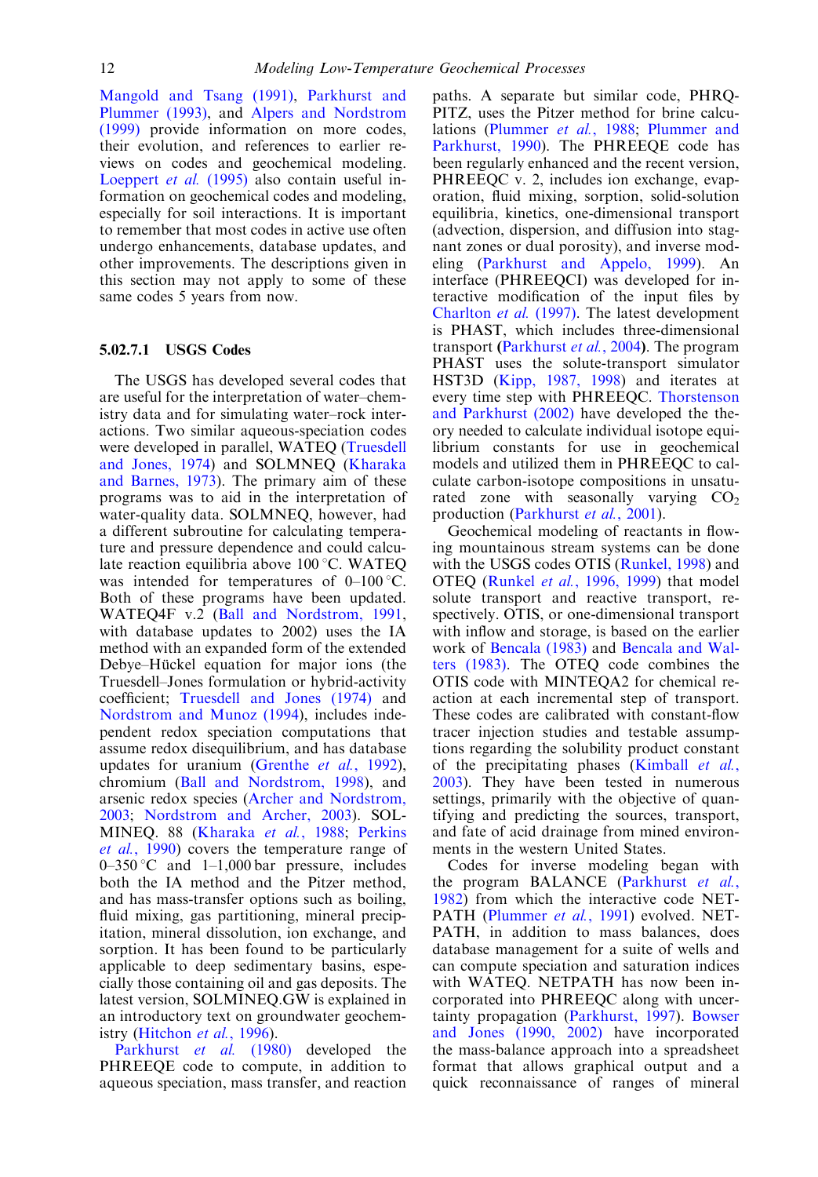Mangold and Tsang (1991), Parkhurst and Plummer (1993), and Alpers and Nordstrom (1999) provide information on more codes, their evolution, and references to earlier reviews on codes and geochemical modeling. Loeppert *et al.* (1995) also contain useful information on geochemical codes and modeling, especially for soil interactions. It is important to remember that most codes in active use often undergo enhancements, database updates, and other improvements. The descriptions given in this section may not apply to some of these same codes 5 years from now.

### 5.02.7.1 USGS Codes

The USGS has developed several codes that are useful for the interpretation of water–chemistry data and for simulating water–rock interactions. Two similar aqueous-speciation codes were developed in parallel, WATEQ (Truesdell and Jones, 1974) and SOLMNEQ (Kharaka and Barnes, 1973). The primary aim of these programs was to aid in the interpretation of water-quality data. SOLMNEQ, however, had a different subroutine for calculating temperature and pressure dependence and could calculate reaction equilibria above 100 °C. WATEQ was intended for temperatures of 0–100 °C. Both of these programs have been updated. WATEQ4F v.2 (Ball and Nordstrom, 1991, with database updates to 2002) uses the IA method with an expanded form of the extended Debye–Hückel equation for major ions (the Truesdell–Jones formulation or hybrid-activity coefficient; Truesdell and Jones (1974) and Nordstrom and Munoz (1994), includes independent redox speciation computations that assume redox disequilibrium, and has database updates for uranium (Grenthe *et al.*, 1992), chromium (Ball and Nordstrom, 1998), and arsenic redox species (Archer and Nordstrom, 2003; Nordstrom and Archer, 2003). SOLMINEQ. 88 (Kharaka *et al.*, 1988; Perkins *et al.*, 1990) covers the temperature range of 0–350 °C and 1–1,000 bar pressure, includes both the IA method and the Pitzer method, and has mass-transfer options such as boiling, fluid mixing, gas partitioning, mineral precipitation, mineral dissolution, ion exchange, and sorption. It has been found to be particularly applicable to deep sedimentary basins, especially those containing oil and gas deposits. The latest version, SOLMINEQ.GW is explained in an introductory text on groundwater geochemistry (Hitchon *et al.*, 1996).

Parkhurst *et al.* (1980) developed the PHREEQE code to compute, in addition to aqueous speciation, mass transfer, and reaction paths. A separate but similar code, PHRQPITZ, uses the Pitzer method for brine calculations (Plummer *et al.*, 1988; Plummer and Parkhurst, 1990). The PHREEQE code has been regularly enhanced and the recent version, PHREEQC v. 2, includes ion exchange, evaporation, fluid mixing, sorption, solid-solution equilibria, kinetics, one-dimensional transport (advection, dispersion, and diffusion into stagnant zones or dual porosity), and inverse modeling (Parkhurst and Appelo, 1999). An interface (PHREEQCI) was developed for interactive modification of the input files by Charlton *et al.* (1997). The latest development is PHAST, which includes three-dimensional transport (Parkhurst *et al.*, 2004). The program PHAST uses the solute-transport simulator HST3D (Kipp, 1987, 1998) and iterates at every time step with PHREEQC. Thorstenson and Parkhurst (2002) have developed the theory needed to calculate individual isotope equilibrium constants for use in geochemical models and utilized them in PHREEQC to calculate carbon-isotope compositions in unsaturated zone with seasonally varying $CO_2$ production (Parkhurst *et al.*, 2001).

Geochemical modeling of reactants in flowing mountainous stream systems can be done with the USGS codes OTIS (Runkel, 1998) and OTEQ (Runkel *et al.*, 1996, 1999) that model solute transport and reactive transport, respectively. OTIS, or one-dimensional transport with inflow and storage, is based on the earlier work of Bencala (1983) and Bencala and Walters (1983). The OTEQ code combines the OTIS code with MINTEQA2 for chemical reaction at each incremental step of transport. These codes are calibrated with constant-flow tracer injection studies and testable assumptions regarding the solubility product constant of the precipitating phases (Kimball *et al.*, 2003). They have been tested in numerous settings, primarily with the objective of quantifying and predicting the sources, transport, and fate of acid drainage from mined environments in the western United States.

Codes for inverse modeling began with the program BALANCE (Parkhurst *et al.*, 1982) from which the interactive code NETPATH (Plummer *et al.*, 1991) evolved. NETPATH, in addition to mass balances, does database management for a suite of wells and can compute speciation and saturation indices with WATEQ. NETPATH has now been incorporated into PHREEQC along with uncertainty propagation (Parkhurst, 1997). Bowser and Jones (1990, 2002) have incorporated the mass-balance approach into a spreadsheet format that allows graphical output and a quick reconnaissance of ranges of mineral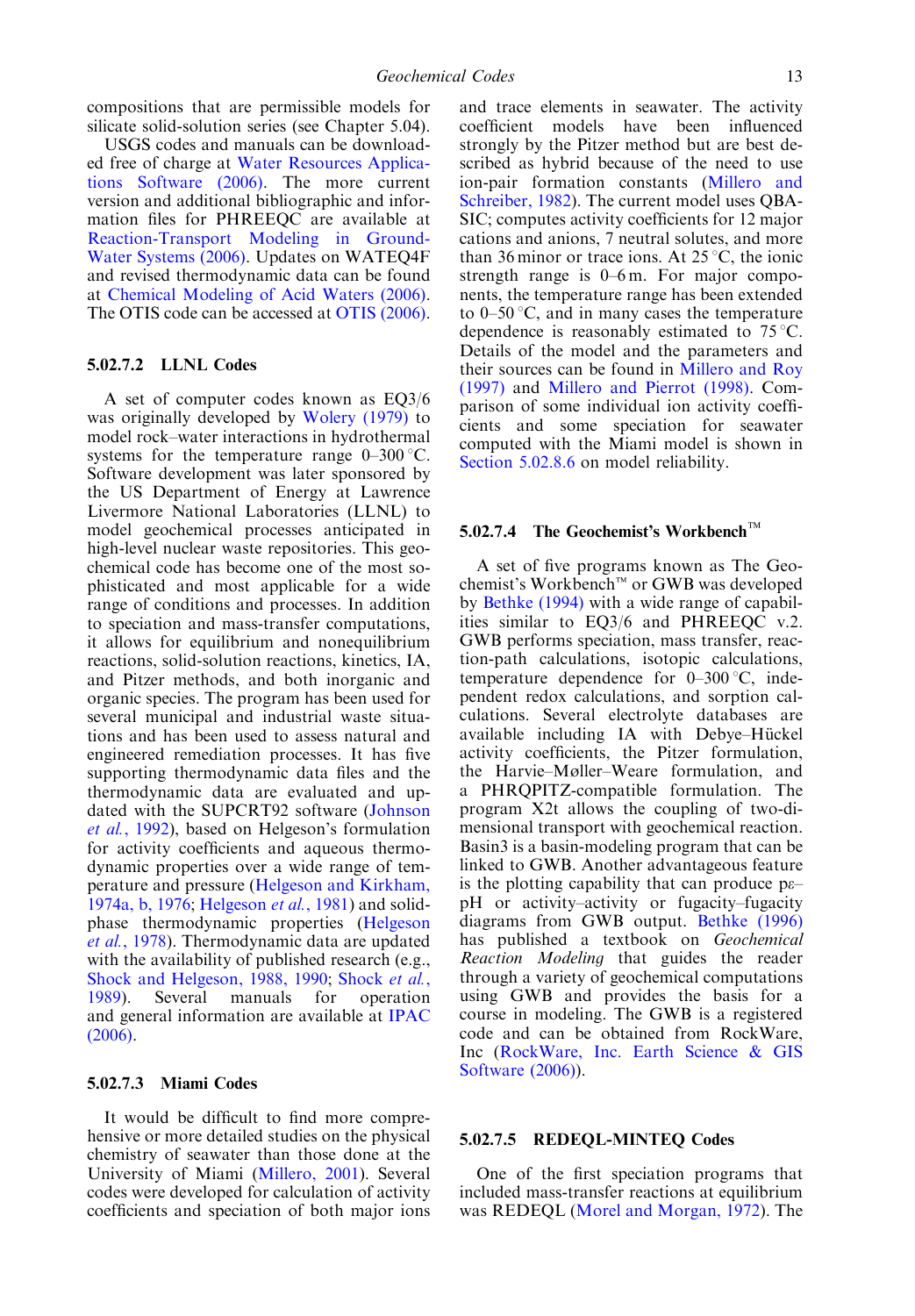compositions that are permissible models for silicate solid-solution series (see Chapter 5.04).

USGS codes and manuals can be downloaded free of charge at Water Resources Applications Software (2006). The more current version and additional bibliographic and information files for PHREEQC are available at Reaction-Transport Modeling in Ground-Water Systems (2006). Updates on WATEQ4F and revised thermodynamic data can be found at Chemical Modeling of Acid Waters (2006). The OTIS code can be accessed at OTIS (2006).

### 5.02.7.2 LLNL Codes

A set of computer codes known as EQ3/6 was originally developed by Wolery (1979) to model rock–water interactions in hydrothermal systems for the temperature range 0–300 °C. Software development was later sponsored by the US Department of Energy at Lawrence Livermore National Laboratories (LLNL) to model geochemical processes anticipated in high-level nuclear waste repositories. This geochemical code has become one of the most sophisticated and most applicable for a wide range of conditions and processes. In addition to speciation and mass-transfer computations, it allows for equilibrium and nonequilibrium reactions, solid-solution reactions, kinetics, IA, and Pitzer methods, and both inorganic and organic species. The program has been used for several municipal and industrial waste situations and has been used to assess natural and engineered remediation processes. It has five supporting thermodynamic data files and the thermodynamic data are evaluated and updated with the SUPCRT92 software (Johnson *et al.*, 1992), based on Helgeson's formulation for activity coefficients and aqueous thermodynamic properties over a wide range of temperature and pressure (Helgeson and Kirkham, 1974a, b, 1976; Helgeson *et al.*, 1981) and solid-phase thermodynamic properties (Helgeson *et al.*, 1978). Thermodynamic data are updated with the availability of published research (e.g., Shock and Helgeson, 1988, 1990; Shock *et al.*, 1989). Several manuals for operation and general information are available at IPAC (2006).

### 5.02.7.3 Miami Codes

It would be difficult to find more comprehensive or more detailed studies on the physical chemistry of seawater than those done at the University of Miami (Millero, 2001). Several codes were developed for calculation of activity coefficients and speciation of both major ions and trace elements in seawater. The activity coefficient models have been influenced strongly by the Pitzer method but are best described as hybrid because of the need to use ion-pair formation constants (Millero and Schreiber, 1982). The current model uses QBASIC; computes activity coefficients for 12 major cations and anions, 7 neutral solutes, and more than 36 minor or trace ions. At 25 °C, the ionic strength range is 0–6 m. For major components, the temperature range has been extended to 0–50 °C, and in many cases the temperature dependence is reasonably estimated to 75 °C. Details of the model and the parameters and their sources can be found in Millero and Roy (1997) and Millero and Pierrot (1998). Comparison of some individual ion activity coefficients and some speciation for seawater computed with the Miami model is shown in Section 5.02.8.6 on model reliability.

### 5.02.7.4 The Geochemist's Workbench™

A set of five programs known as The Geochemist's Workbench™ or GWB was developed by Bethke (1994) with a wide range of capabilities similar to EQ3/6 and PHREEQC v.2. GWB performs speciation, mass transfer, reaction-path calculations, isotopic calculations, temperature dependence for 0–300 °C, independent redox calculations, and sorption calculations. Several electrolyte databases are available including IA with Debye–Hückel activity coefficients, the Pitzer formulation, the Harvie–Møller–Weare formulation, and a PHRQPITZ-compatible formulation. The program X2t allows the coupling of two-dimensional transport with geochemical reaction. Basin3 is a basin-modeling program that can be linked to GWB. Another advantageous feature is the plotting capability that can produce pε–pH or activity–activity or fugacity–fugacity diagrams from GWB output. Bethke (1996) has published a textbook on *Geochemical Reaction Modeling* that guides the reader through a variety of geochemical computations using GWB and provides the basis for a course in modeling. The GWB is a registered code and can be obtained from RockWare, Inc (RockWare, Inc. Earth Science & GIS Software (2006)).

### 5.02.7.5 REDEQL-MINTEQ Codes

One of the first speciation programs that included mass-transfer reactions at equilibrium was REDEQL (Morel and Morgan, 1972). The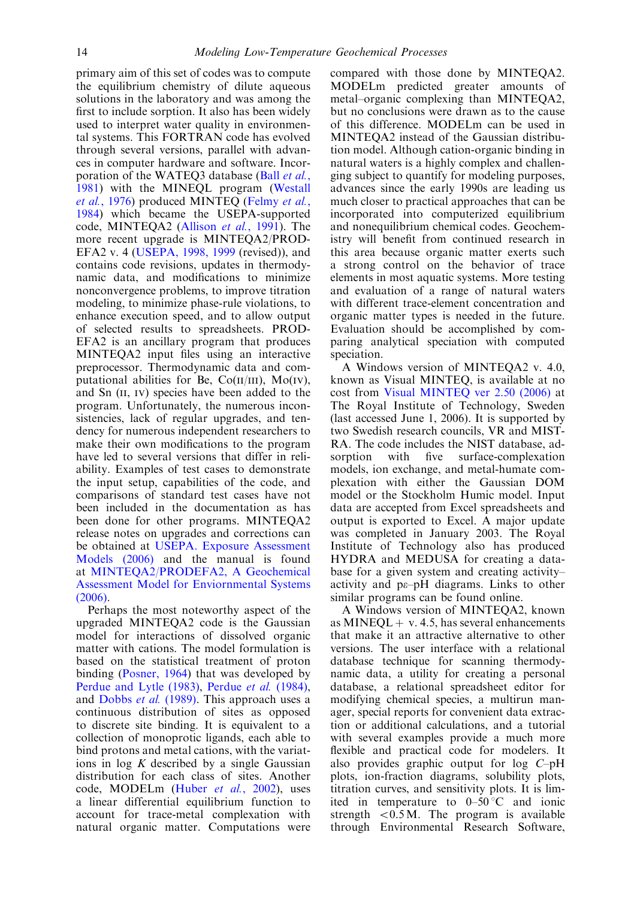primary aim of this set of codes was to compute the equilibrium chemistry of dilute aqueous solutions in the laboratory and was among the first to include sorption. It also has been widely used to interpret water quality in environmental systems. This FORTRAN code has evolved through several versions, parallel with advances in computer hardware and software. Incorporation of the WATEQ3 database (Ball *et al.*, 1981) with the MINEQL program (Westall *et al.*, 1976) produced MINTEQ (Felmy *et al.*, 1984) which became the USEPA-supported code, MINTEQA2 (Allison *et al.*, 1991). The more recent upgrade is MINTEQA2/PRODEFA2 v. 4 (USEPA, 1998, 1999 (revised)), and contains code revisions, updates in thermodynamic data, and modifications to minimize nonconvergence problems, to improve titration modeling, to minimize phase-rule violations, to enhance execution speed, and to allow output of selected results to spreadsheets. PRODEFA2 is an ancillary program that produces MINTEQA2 input files using an interactive preprocessor. Thermodynamic data and computational abilities for Be, Co(II/III), Mo(IV), and Sn (II, IV) species have been added to the program. Unfortunately, the numerous inconsistencies, lack of regular upgrades, and tendency for numerous independent researchers to make their own modifications to the program have led to several versions that differ in reliability. Examples of test cases to demonstrate the input setup, capabilities of the code, and comparisons of standard test cases have not been included in the documentation as has been done for other programs. MINTEQA2 release notes on upgrades and corrections can be obtained at USEPA. Exposure Assessment Models (2006) and the manual is found at MINTEQA2/PRODEFA2, A Geochemical Assessment Model for Enviornmental Systems (2006).

Perhaps the most noteworthy aspect of the upgraded MINTEQA2 code is the Gaussian model for interactions of dissolved organic matter with cations. The model formulation is based on the statistical treatment of proton binding (Posner, 1964) that was developed by Perdue and Lytle (1983), Perdue *et al.* (1984), and Dobbs *et al.* (1989). This approach uses a continuous distribution of sites as opposed to discrete site binding. It is equivalent to a collection of monoprotic ligands, each able to bind protons and metal cations, with the variations in log $K$ described by a single Gaussian distribution for each class of sites. Another code, MODELm (Huber *et al.*, 2002), uses a linear differential equilibrium function to account for trace-metal complexation with natural organic matter. Computations were compared with those done by MINTEQA2. MODELm predicted greater amounts of metal–organic complexing than MINTEQA2, but no conclusions were drawn as to the cause of this difference. MODELm can be used in MINTEQA2 instead of the Gaussian distribution model. Although cation-organic binding in natural waters is a highly complex and challenging subject to quantify for modeling purposes, advances since the early 1990s are leading us much closer to practical approaches that can be incorporated into computerized equilibrium and nonequilibrium chemical codes. Geochemistry will benefit from continued research in this area because organic matter exerts such a strong control on the behavior of trace elements in most aquatic systems. More testing and evaluation of a range of natural waters with different trace-element concentration and organic matter types is needed in the future. Evaluation should be accomplished by comparing analytical speciation with computed speciation.

A Windows version of MINTEQA2 v. 4.0, known as Visual MINTEQ, is available at no cost from Visual MINTEQ ver 2.50 (2006) at The Royal Institute of Technology, Sweden (last accessed June 1, 2006). It is supported by two Swedish research councils, VR and MISTRA. The code includes the NIST database, adsorption with five surface-complexation models, ion exchange, and metal-humate complexation with either the Gaussian DOM model or the Stockholm Humic model. Input data are accepted from Excel spreadsheets and output is exported to Excel. A major update was completed in January 2003. The Royal Institute of Technology also has produced HYDRA and MEDUSA for creating a database for a given system and creating activity–activity and pε–pH diagrams. Links to other similar programs can be found online.

A Windows version of MINTEQA2, known as MINEQL+ v. 4.5, has several enhancements that make it an attractive alternative to other versions. The user interface with a relational database technique for scanning thermodynamic data, a utility for creating a personal database, a relational spreadsheet editor for modifying chemical species, a multirun manager, special reports for convenient data extraction or additional calculations, and a tutorial with several examples provide a much more flexible and practical code for modelers. It also provides graphic output for log $C$–pH plots, ion-fraction diagrams, solubility plots, titration curves, and sensitivity plots. It is limited in temperature to 0–50 °C and ionic strength <0.5 M. The program is available through Environmental Research Software,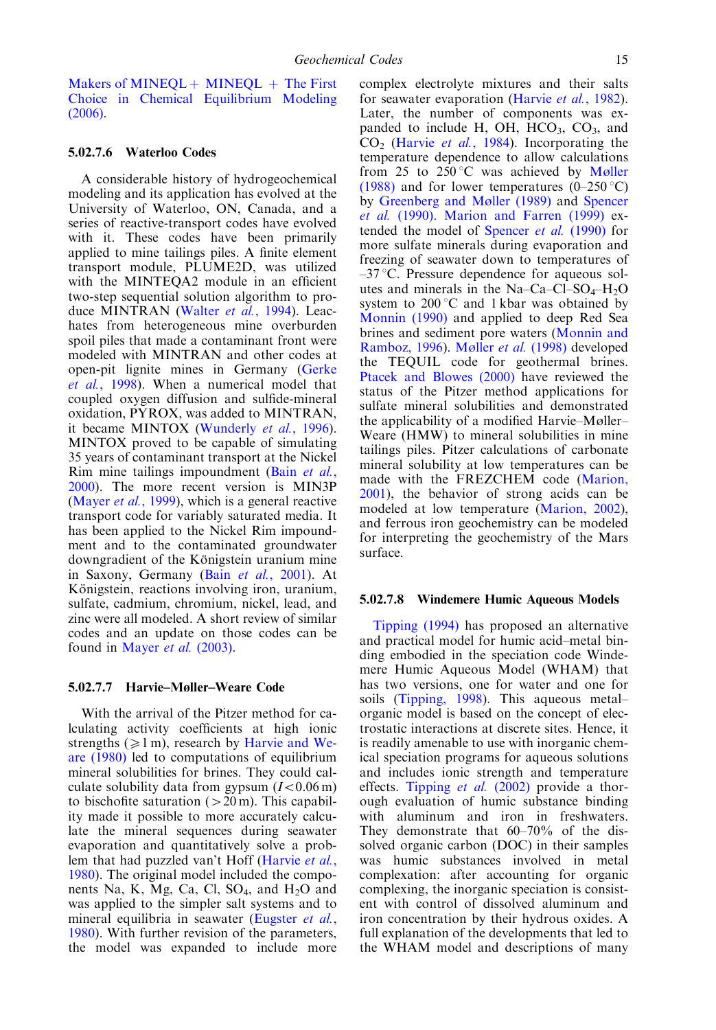Makers of MINEQL+ MINEQL + The First Choice in Chemical Equilibrium Modeling (2006).

### 5.02.7.6 Waterloo Codes

A considerable history of hydrogeochemical modeling and its application has evolved at the University of Waterloo, ON, Canada, and a series of reactive-transport codes have evolved with it. These codes have been primarily applied to mine tailings piles. A finite element transport module, PLUME2D, was utilized with the MINTEQA2 module in an efficient two-step sequential solution algorithm to produce MINTRAN (Walter *et al.*, 1994). Leachates from heterogeneous mine overburden spoil piles that made a contaminant front were modeled with MINTRAN and other codes at open-pit lignite mines in Germany (Gerke *et al.*, 1998). When a numerical model that coupled oxygen diffusion and sulfide-mineral oxidation, PYROX, was added to MINTRAN, it became MINTOX (Wunderly *et al.*, 1996). MINTOX proved to be capable of simulating 35 years of contaminant transport at the Nickel Rim mine tailings impoundment (Bain *et al.*, 2000). The more recent version is MIN3P (Mayer *et al.*, 1999), which is a general reactive transport code for variably saturated media. It has been applied to the Nickel Rim impoundment and to the contaminated groundwater downgradient of the Königstein uranium mine in Saxony, Germany (Bain *et al.*, 2001). At Königstein, reactions involving iron, uranium, sulfate, cadmium, chromium, nickel, lead, and zinc were all modeled. A short review of similar codes and an update on those codes can be found in Mayer *et al.* (2003).

### 5.02.7.7 Harvie–Møller–Weare Code

With the arrival of the Pitzer method for calculating activity coefficients at high ionic strengths ($\geqslant 1$ m), research by Harvie and Weare (1980) led to computations of equilibrium mineral solubilities for brines. They could calculate solubility data from gypsum ($I < 0.06$ m) to bischofite saturation ($> 20$ m). This capability made it possible to more accurately calculate the mineral sequences during seawater evaporation and quantitatively solve a problem that had puzzled van't Hoff (Harvie *et al.*, 1980). The original model included the components Na, K, Mg, Ca, Cl, $SO_4$, and $H_2O$ and was applied to the simpler salt systems and to mineral equilibria in seawater (Eugster *et al.*, 1980). With further revision of the parameters, the model was expanded to include more complex electrolyte mixtures and their salts for seawater evaporation (Harvie *et al.*, 1982). Later, the number of components was expanded to include H, OH, $HCO_3$, $CO_3$, and $CO_2$ (Harvie *et al.*, 1984). Incorporating the temperature dependence to allow calculations from 25 to 250 °C was achieved by Møller (1988) and for lower temperatures (0–250 °C) by Greenberg and Møller (1989) and Spencer *et al.* (1990). Marion and Farren (1999) extended the model of Spencer *et al.* (1990) for more sulfate minerals during evaporation and freezing of seawater down to temperatures of –37 °C. Pressure dependence for aqueous solutes and minerals in the Na–Ca–Cl–$SO_4$–$H_2O$ system to 200 °C and 1 kbar was obtained by Monnin (1990) and applied to deep Red Sea brines and sediment pore waters (Monnin and Ramboz, 1996). Møller *et al.* (1998) developed the TEQUIL code for geothermal brines. Ptacek and Blowes (2000) have reviewed the status of the Pitzer method applications for sulfate mineral solubilities and demonstrated the applicability of a modified Harvie–Møller–Weare (HMW) to mineral solubilities in mine tailings piles. Pitzer calculations of carbonate mineral solubility at low temperatures can be made with the FREZCHEM code (Marion, 2001), the behavior of strong acids can be modeled at low temperature (Marion, 2002), and ferrous iron geochemistry can be modeled for interpreting the geochemistry of the Mars surface.

### 5.02.7.8 Windemere Humic Aqueous Models

Tipping (1994) has proposed an alternative and practical model for humic acid–metal binding embodied in the speciation code Windemere Humic Aqueous Model (WHAM) that has two versions, one for water and one for soils (Tipping, 1998). This aqueous metal–organic model is based on the concept of electrostatic interactions at discrete sites. Hence, it is readily amenable to use with inorganic chemical speciation programs for aqueous solutions and includes ionic strength and temperature effects. Tipping *et al.* (2002) provide a thorough evaluation of humic substance binding with aluminum and iron in freshwaters. They demonstrate that 60–70% of the dissolved organic carbon (DOC) in their samples was humic substances involved in metal complexation: after accounting for organic complexing, the inorganic speciation is consistent with control of dissolved aluminum and iron concentration by their hydrous oxides. A full explanation of the developments that led to the WHAM model and descriptions of many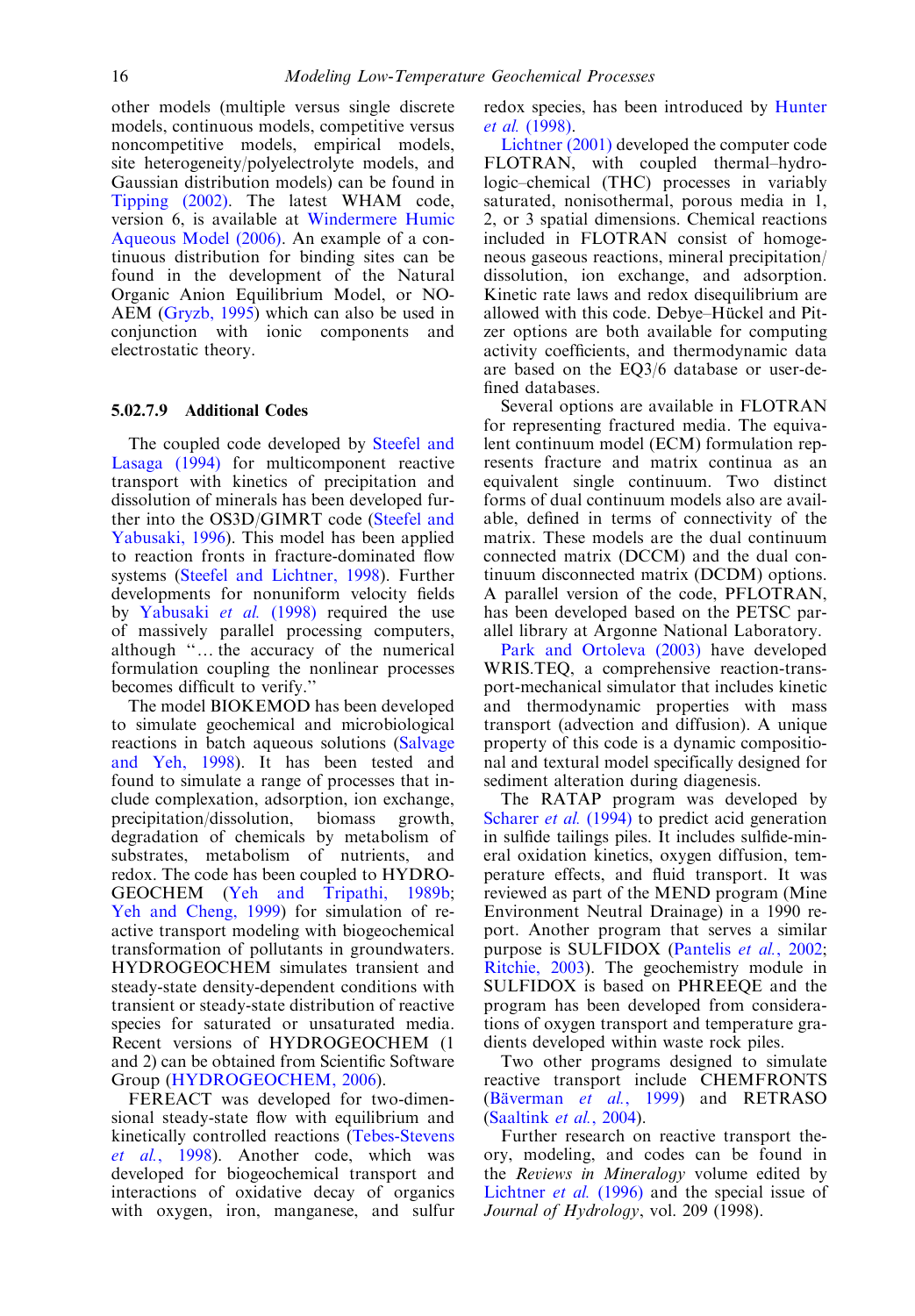other models (multiple versus single discrete models, continuous models, competitive versus noncompetitive models, empirical models, site heterogeneity/polyelectrolyte models, and Gaussian distribution models) can be found in Tipping (2002). The latest WHAM code, version 6, is available at Windermere Humic Aqueous Model (2006). An example of a continuous distribution for binding sites can be found in the development of the Natural Organic Anion Equilibrium Model, or NOAEM (Gryzb, 1995) which can also be used in conjunction with ionic components and electrostatic theory.

#### 5.02.7.9 Additional Codes

The coupled code developed by Steefel and Lasaga (1994) for multicomponent reactive transport with kinetics of precipitation and dissolution of minerals has been developed further into the OS3D/GIMRT code (Steefel and Yabusaki, 1996). This model has been applied to reaction fronts in fracture-dominated flow systems (Steefel and Lichtner, 1998). Further developments for nonuniform velocity fields by Yabusaki *et al.* (1998) required the use of massively parallel processing computers, although ''… the accuracy of the numerical formulation coupling the nonlinear processes becomes difficult to verify.''

The model BIOKEMOD has been developed to simulate geochemical and microbiological reactions in batch aqueous solutions (Salvage and Yeh, 1998). It has been tested and found to simulate a range of processes that include complexation, adsorption, ion exchange, precipitation/dissolution, biomass growth, degradation of chemicals by metabolism of substrates, metabolism of nutrients, and redox. The code has been coupled to HYDROGEOCHEM (Yeh and Tripathi, 1989b; Yeh and Cheng, 1999) for simulation of reactive transport modeling with biogeochemical transformation of pollutants in groundwaters. HYDROGEOCHEM simulates transient and steady-state density-dependent conditions with transient or steady-state distribution of reactive species for saturated or unsaturated media. Recent versions of HYDROGEOCHEM (1 and 2) can be obtained from Scientific Software Group (HYDROGEOCHEM, 2006).

FEREACT was developed for two-dimensional steady-state flow with equilibrium and kinetically controlled reactions (Tebes-Stevens *et al.*, 1998). Another code, which was developed for biogeochemical transport and interactions of oxidative decay of organics with oxygen, iron, manganese, and sulfur redox species, has been introduced by Hunter *et al.* (1998).

Lichtner (2001) developed the computer code FLOTRAN, with coupled thermal–hydrologic–chemical (THC) processes in variably saturated, nonisothermal, porous media in 1, 2, or 3 spatial dimensions. Chemical reactions included in FLOTRAN consist of homogeneous gaseous reactions, mineral precipitation/dissolution, ion exchange, and adsorption. Kinetic rate laws and redox disequilibrium are allowed with this code. Debye–Hückel and Pitzer options are both available for computing activity coefficients, and thermodynamic data are based on the EQ3/6 database or user-defined databases.

Several options are available in FLOTRAN for representing fractured media. The equivalent continuum model (ECM) formulation represents fracture and matrix continua as an equivalent single continuum. Two distinct forms of dual continuum models also are available, defined in terms of connectivity of the matrix. These models are the dual continuum connected matrix (DCCM) and the dual continuum disconnected matrix (DCDM) options. A parallel version of the code, PFLOTRAN, has been developed based on the PETSC parallel library at Argonne National Laboratory.

Park and Ortoleva (2003) have developed WRIS.TEQ, a comprehensive reaction-transport-mechanical simulator that includes kinetic and thermodynamic properties with mass transport (advection and diffusion). A unique property of this code is a dynamic compositional and textural model specifically designed for sediment alteration during diagenesis.

The RATAP program was developed by Scharer *et al.* (1994) to predict acid generation in sulfide tailings piles. It includes sulfide-mineral oxidation kinetics, oxygen diffusion, temperature effects, and fluid transport. It was reviewed as part of the MEND program (Mine Environment Neutral Drainage) in a 1990 report. Another program that serves a similar purpose is SULFIDOX (Pantelis *et al.*, 2002; Ritchie, 2003). The geochemistry module in SULFIDOX is based on PHREEQE and the program has been developed from considerations of oxygen transport and temperature gradients developed within waste rock piles.

Two other programs designed to simulate reactive transport include CHEMFRONTS (Bäverman *et al.*, 1999) and RETRASO (Saaltink *et al.*, 2004).

Further research on reactive transport theory, modeling, and codes can be found in the *Reviews in Mineralogy* volume edited by Lichtner *et al.* (1996) and the special issue of *Journal of Hydrology*, vol. 209 (1998).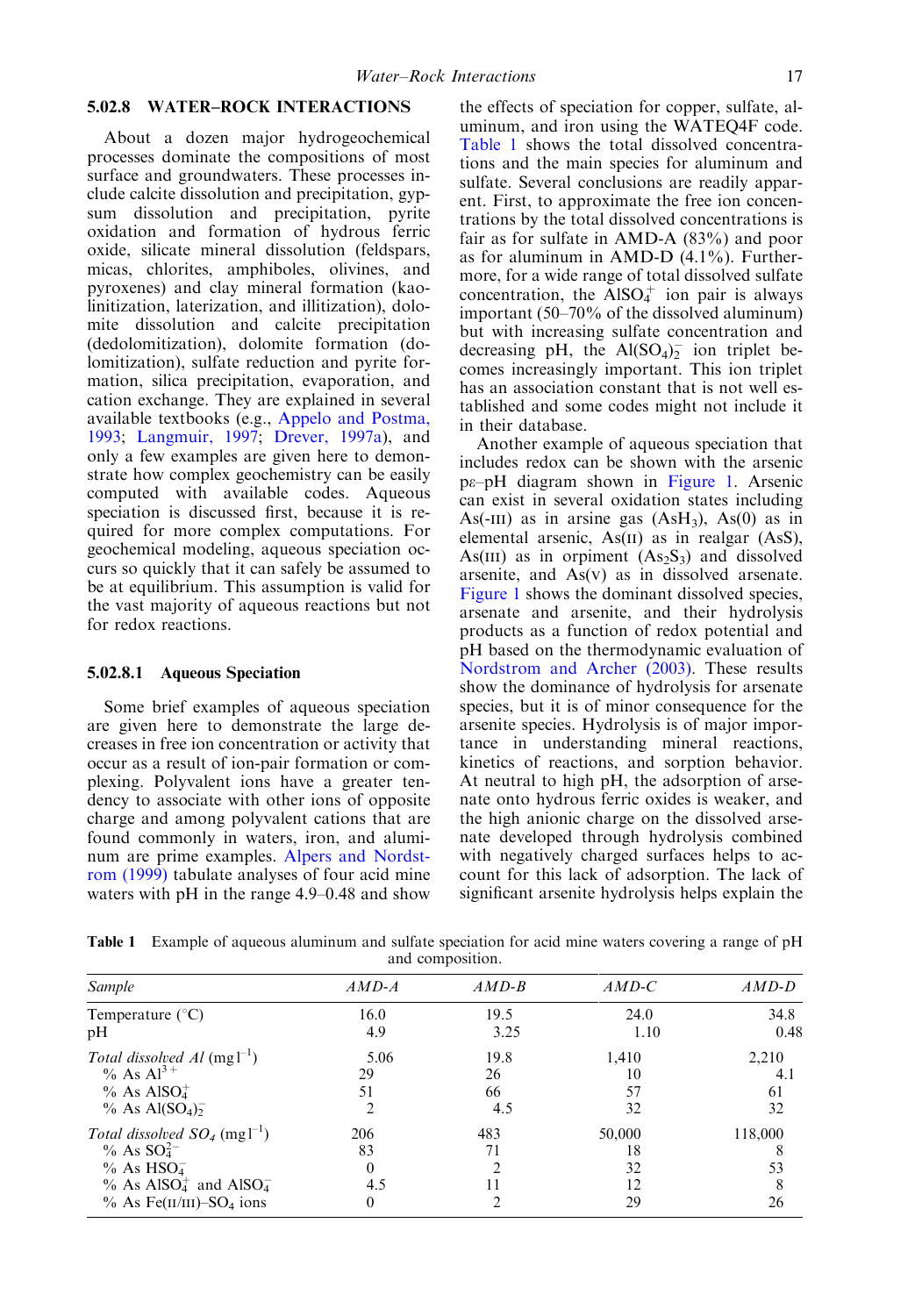## 5.02.8 WATER–ROCK INTERACTIONS

About a dozen major hydrogeochemical processes dominate the compositions of most surface and groundwaters. These processes include calcite dissolution and precipitation, gypsum dissolution and precipitation, pyrite oxidation and formation of hydrous ferric oxide, silicate mineral dissolution (feldspars, micas, chlorites, amphiboles, olivines, and pyroxenes) and clay mineral formation (kaolinitization, laterization, and illitization), dolomite dissolution and calcite precipitation (dedolomitization), dolomite formation (dolomitization), sulfate reduction and pyrite formation, silica precipitation, evaporation, and cation exchange. They are explained in several available textbooks (e.g., Appelo and Postma, 1993; Langmuir, 1997; Drever, 1997a), and only a few examples are given here to demonstrate how complex geochemistry can be easily computed with available codes. Aqueous speciation is discussed first, because it is required for more complex computations. For geochemical modeling, aqueous speciation occurs so quickly that it can safely be assumed to be at equilibrium. This assumption is valid for the vast majority of aqueous reactions but not for redox reactions.

### 5.02.8.1 Aqueous Speciation

Some brief examples of aqueous speciation are given here to demonstrate the large decreases in free ion concentration or activity that occur as a result of ion-pair formation or complexing. Polyvalent ions have a greater tendency to associate with other ions of opposite charge and among polyvalent cations that are found commonly in waters, iron, and aluminum are prime examples. Alpers and Nordstrom (1999) tabulate analyses of four acid mine waters with pH in the range 4.9–0.48 and show the effects of speciation for copper, sulfate, aluminum, and iron using the WATEQ4F code. Table 1 shows the total dissolved concentrations and the main species for aluminum and sulfate. Several conclusions are readily apparent. First, to approximate the free ion concentrations by the total dissolved concentrations is fair as for sulfate in AMD-A (83%) and poor as for aluminum in AMD-D (4.1%). Furthermore, for a wide range of total dissolved sulfate concentration, the $AlSO_4^+$ ion pair is always important (50–70% of the dissolved aluminum) but with increasing sulfate concentration and decreasing pH, the $Al(SO_4)_2^-$ ion triplet becomes increasingly important. This ion triplet has an association constant that is not well established and some codes might not include it in their database.

Another example of aqueous speciation that includes redox can be shown with the arsenic pε–pH diagram shown in Figure 1. Arsenic can exist in several oxidation states including As(-III) as in arsine gas ($AsH_3$), As(0) as in elemental arsenic, As(II) as in realgar (AsS), As(III) as in orpiment ($As_2S_3$) and dissolved arsenite, and As(V) as in dissolved arsenate. Figure 1 shows the dominant dissolved species, arsenate and arsenite, and their hydrolysis products as a function of redox potential and pH based on the thermodynamic evaluation of Nordstrom and Archer (2003). These results show the dominance of hydrolysis for arsenate species, but it is of minor consequence for the arsenite species. Hydrolysis is of major importance in understanding mineral reactions, kinetics of reactions, and sorption behavior. At neutral to high pH, the adsorption of arsenate onto hydrous ferric oxides is weaker, and the high anionic charge on the dissolved arsenate developed through hydrolysis combined with negatively charged surfaces helps to account for this lack of adsorption. The lack of significant arsenite hydrolysis helps explain the

**Table 1** Example of aqueous aluminum and sulfate speciation for acid mine waters covering a range of pH and composition.

| *Sample* | *AMD-A* | *AMD-B* | *AMD-C* | *AMD-D* |
|---|---|---|---|---|
| Temperature (°C) | 16.0 | 19.5 | 24.0 | 34.8 |
| pH | 4.9 | 3.25 | 1.10 | 0.48 |
| *Total dissolved Al* ($mg\,l^{-1}$) | 5.06 | 19.8 | 1,410 | 2,210 |
| % As $Al^{3+}$ | 29 | 26 | 10 | 4.1 |
| % As $AlSO_4^+$ | 51 | 66 | 57 | 61 |
| % As $Al(SO_4)_2^-$ | 2 | 4.5 | 32 | 32 |
| *Total dissolved $SO_4$* ($mg\,l^{-1}$) | 206 | 483 | 50,000 | 118,000 |
| % As $SO_4^{2-}$ | 83 | 71 | 18 | 8 |
| % As $HSO_4^-$ | 0 | 2 | 32 | 53 |
| % As $AlSO_4^+$ and $AlSO_4^-$ | 4.5 | 11 | 12 | 8 |
| % As Fe(II/III)–$SO_4$ ions | 0 | 2 | 29 | 26 |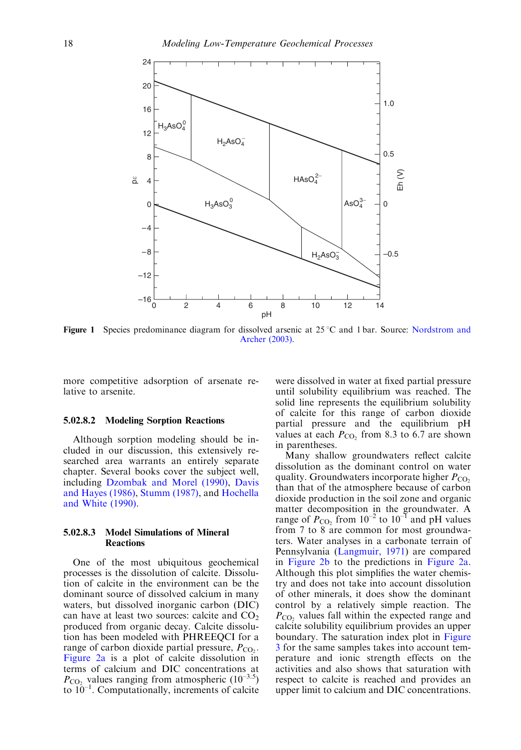Figure 1 Species predominance diagram for dissolved arsenic at 25 °C and 1 bar. Source: Nordstrom and Archer (2003).

more competitive adsorption of arsenate relative to arsenite.

### 5.02.8.2 Modeling Sorption Reactions

Although sorption modeling should be included in our discussion, this extensively researched area warrants an entirely separate chapter. Several books cover the subject well, including Dzombak and Morel (1990), Davis and Hayes (1986), Stumm (1987), and Hochella and White (1990).

### 5.02.8.3 Model Simulations of Mineral Reactions

One of the most ubiquitous geochemical processes is the dissolution of calcite. Dissolution of calcite in the environment can be the dominant source of dissolved calcium in many waters, but dissolved inorganic carbon (DIC) can have at least two sources: calcite and $CO_2$ produced from organic decay. Calcite dissolution has been modeled with PHREEQCI for a range of carbon dioxide partial pressure, $P_{CO_2}$. Figure 2a is a plot of calcite dissolution in terms of calcium and DIC concentrations at $P_{CO_2}$ values ranging from atmospheric ($10^{-3.5}$) to $10^{-1}$. Computationally, increments of calcite were dissolved in water at fixed partial pressure until solubility equilibrium was reached. The solid line represents the equilibrium solubility of calcite for this range of carbon dioxide partial pressure and the equilibrium pH values at each $P_{CO_2}$ from 8.3 to 6.7 are shown in parentheses.

Many shallow groundwaters reflect calcite dissolution as the dominant control on water quality. Groundwaters incorporate higher $P_{CO_2}$ than that of the atmosphere because of carbon dioxide production in the soil zone and organic matter decomposition in the groundwater. A range of $P_{CO_2}$ from $10^{-2}$ to $10^{-1}$ and pH values from 7 to 8 are common for most groundwaters. Water analyses in a carbonate terrain of Pennsylvania (Langmuir, 1971) are compared in Figure 2b to the predictions in Figure 2a. Although this plot simplifies the water chemistry and does not take into account dissolution of other minerals, it does show the dominant control by a relatively simple reaction. The $P_{CO_2}$ values fall within the expected range and calcite solubility equilibrium provides an upper boundary. The saturation index plot in Figure 3 for the same samples takes into account temperature and ionic strength effects on the activities and also shows that saturation with respect to calcite is reached and provides an upper limit to calcium and DIC concentrations.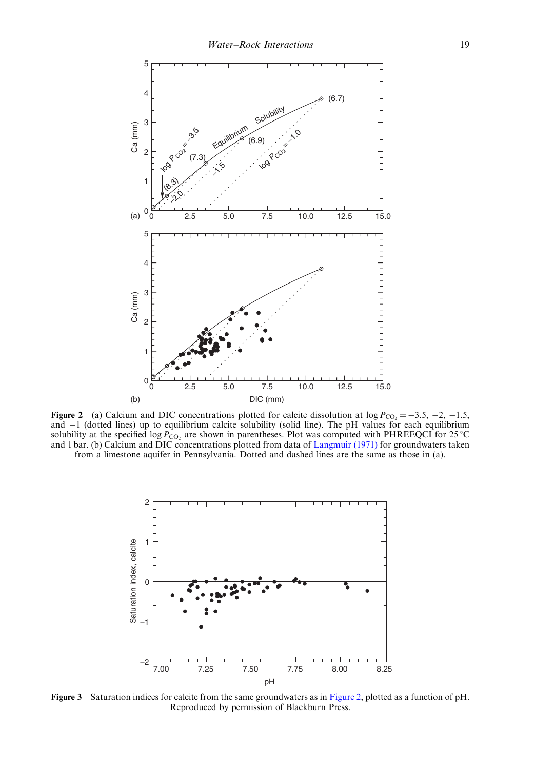**Figure 2** (a) Calcium and DIC concentrations plotted for calcite dissolution at $\log P_{CO_2} = -3.5$, $-2$, $-1.5$, and $-1$ (dotted lines) up to equilibrium calcite solubility (solid line). The pH values for each equilibrium solubility at the specified $\log P_{CO_2}$ are shown in parentheses. Plot was computed with PHREEQCI for 25 °C and 1 bar. (b) Calcium and DIC concentrations plotted from data of Langmuir (1971) for groundwaters taken from a limestone aquifer in Pennsylvania. Dotted and dashed lines are the same as those in (a).

**Figure 3** Saturation indices for calcite from the same groundwaters as in Figure 2, plotted as a function of pH. Reproduced by permission of Blackburn Press.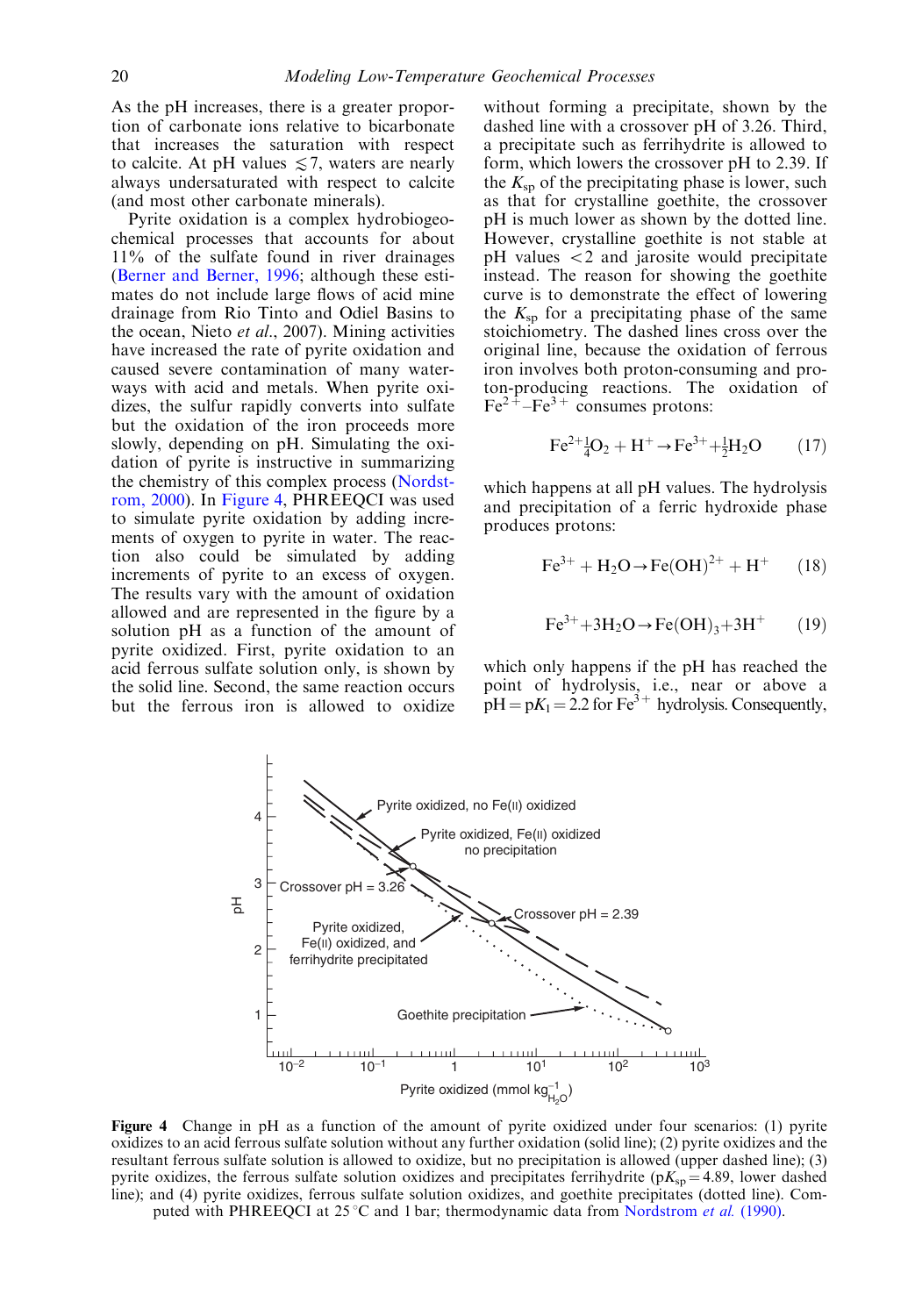As the pH increases, there is a greater proportion of carbonate ions relative to bicarbonate that increases the saturation with respect to calcite. At pH values $\lesssim 7$, waters are nearly always undersaturated with respect to calcite (and most other carbonate minerals).

Pyrite oxidation is a complex hydrobiogeochemical processes that accounts for about 11% of the sulfate found in river drainages (Berner and Berner, 1996; although these estimates do not include large flows of acid mine drainage from Rio Tinto and Odiel Basins to the ocean, Nieto *et al.*, 2007). Mining activities have increased the rate of pyrite oxidation and caused severe contamination of many waterways with acid and metals. When pyrite oxidizes, the sulfur rapidly converts into sulfate but the oxidation of the iron proceeds more slowly, depending on pH. Simulating the oxidation of pyrite is instructive in summarizing the chemistry of this complex process (Nordstrom, 2000). In Figure 4, PHREEQCI was used to simulate pyrite oxidation by adding increments of oxygen to pyrite in water. The reaction also could be simulated by adding increments of pyrite to an excess of oxygen. The results vary with the amount of oxidation allowed and are represented in the figure by a solution pH as a function of the amount of pyrite oxidized. First, pyrite oxidation to an acid ferrous sulfate solution only, is shown by the solid line. Second, the same reaction occurs but the ferrous iron is allowed to oxidize without forming a precipitate, shown by the dashed line with a crossover pH of 3.26. Third, a precipitate such as ferrihydrite is allowed to form, which lowers the crossover pH to 2.39. If the $K_{sp}$ of the precipitating phase is lower, such as that for crystalline goethite, the crossover pH is much lower as shown by the dotted line. However, crystalline goethite is not stable at pH values $<2$ and jarosite would precipitate instead. The reason for showing the goethite curve is to demonstrate the effect of lowering the $K_{sp}$ for a precipitating phase of the same stoichiometry. The dashed lines cross over the original line, because the oxidation of ferrous iron involves both proton-consuming and proton-producing reactions. The oxidation of $Fe^{2+}$–$Fe^{3+}$ consumes protons:

$$Fe^{2+} + \tfrac{1}{4}O_2 + H^+ \rightarrow Fe^{3+} + \tfrac{1}{2}H_2O \qquad (17)$$

which happens at all pH values. The hydrolysis and precipitation of a ferric hydroxide phase produces protons:

$$Fe^{3+} + H_2O \rightarrow Fe(OH)^{2+} + H^+ \qquad (18)$$

$$Fe^{3+} + 3H_2O \rightarrow Fe(OH)_3 + 3H^+ \qquad (19)$$

which only happens if the pH has reached the point of hydrolysis, i.e., near or above a $pH = pK_1 = 2.2$ for $Fe^{3+}$ hydrolysis. Consequently,

**Figure 4** Change in pH as a function of the amount of pyrite oxidized under four scenarios: (1) pyrite oxidizes to an acid ferrous sulfate solution without any further oxidation (solid line); (2) pyrite oxidizes and the resultant ferrous sulfate solution is allowed to oxidize, but no precipitation is allowed (upper dashed line); (3) pyrite oxidizes, the ferrous sulfate solution oxidizes and precipitates ferrihydrite ($pK_{sp} = 4.89$, lower dashed line); and (4) pyrite oxidizes, ferrous sulfate solution oxidizes, and goethite precipitates (dotted line). Computed with PHREEQCI at 25 °C and 1 bar; thermodynamic data from Nordstrom *et al.* (1990).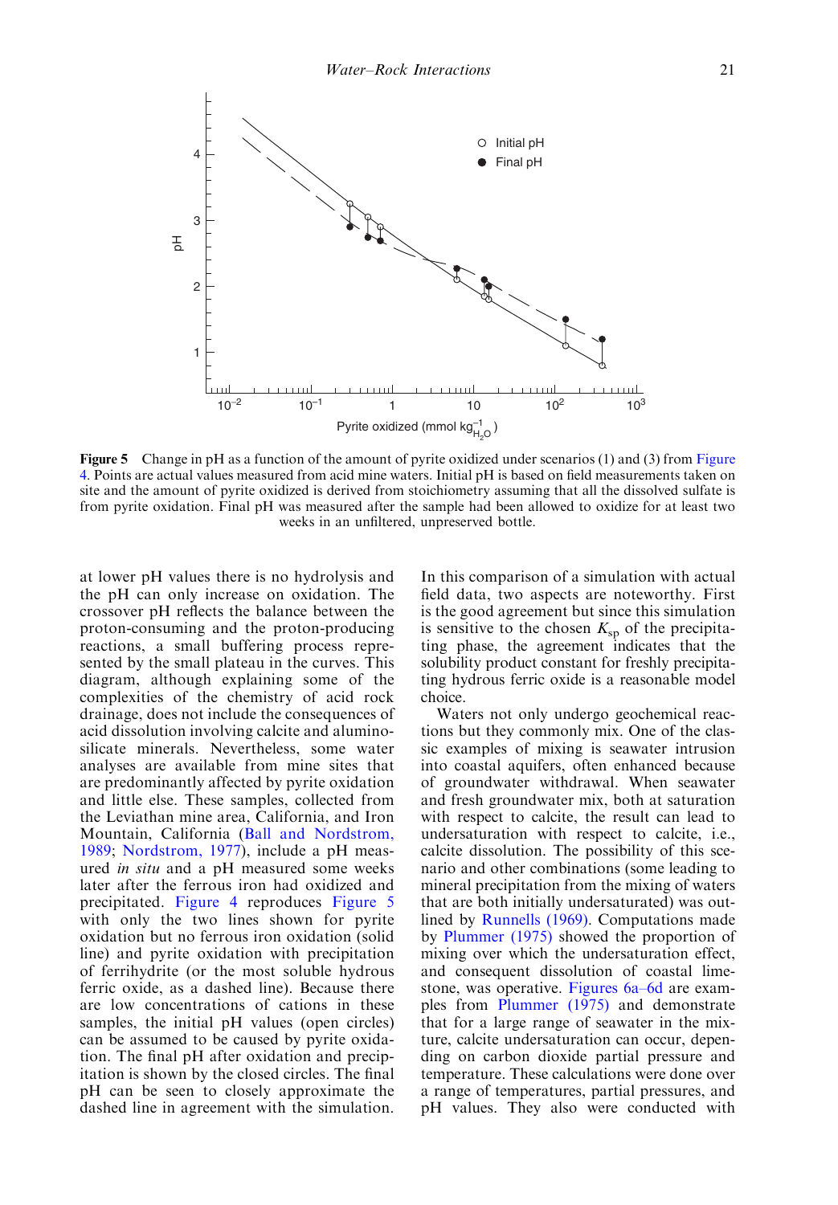**Figure 5** Change in pH as a function of the amount of pyrite oxidized under scenarios (1) and (3) from Figure 4. Points are actual values measured from acid mine waters. Initial pH is based on field measurements taken on site and the amount of pyrite oxidized is derived from stoichiometry assuming that all the dissolved sulfate is from pyrite oxidation. Final pH was measured after the sample had been allowed to oxidize for at least two weeks in an unfiltered, unpreserved bottle.

at lower pH values there is no hydrolysis and the pH can only increase on oxidation. The crossover pH reflects the balance between the proton-consuming and the proton-producing reactions, a small buffering process represented by the small plateau in the curves. This diagram, although explaining some of the complexities of the chemistry of acid rock drainage, does not include the consequences of acid dissolution involving calcite and aluminosilicate minerals. Nevertheless, some water analyses are available from mine sites that are predominantly affected by pyrite oxidation and little else. These samples, collected from the Leviathan mine area, California, and Iron Mountain, California (Ball and Nordstrom, 1989; Nordstrom, 1977), include a pH measured *in situ* and a pH measured some weeks later after the ferrous iron had oxidized and precipitated. Figure 4 reproduces Figure 5 with only the two lines shown for pyrite oxidation but no ferrous iron oxidation (solid line) and pyrite oxidation with precipitation of ferrihydrite (or the most soluble hydrous ferric oxide, as a dashed line). Because there are low concentrations of cations in these samples, the initial pH values (open circles) can be assumed to be caused by pyrite oxidation. The final pH after oxidation and precipitation is shown by the closed circles. The final pH can be seen to closely approximate the dashed line in agreement with the simulation.

In this comparison of a simulation with actual field data, two aspects are noteworthy. First is the good agreement but since this simulation is sensitive to the chosen $K_{sp}$ of the precipitating phase, the agreement indicates that the solubility product constant for freshly precipitating hydrous ferric oxide is a reasonable model choice.

Waters not only undergo geochemical reactions but they commonly mix. One of the classic examples of mixing is seawater intrusion into coastal aquifers, often enhanced because of groundwater withdrawal. When seawater and fresh groundwater mix, both at saturation with respect to calcite, the result can lead to undersaturation with respect to calcite, i.e., calcite dissolution. The possibility of this scenario and other combinations (some leading to mineral precipitation from the mixing of waters that are both initially undersaturated) was outlined by Runnells (1969). Computations made by Plummer (1975) showed the proportion of mixing over which the undersaturation effect, and consequent dissolution of coastal limestone, was operative. Figures 6a–6d are examples from Plummer (1975) and demonstrate that for a large range of seawater in the mixture, calcite undersaturation can occur, depending on carbon dioxide partial pressure and temperature. These calculations were done over a range of temperatures, partial pressures, and pH values. They also were conducted with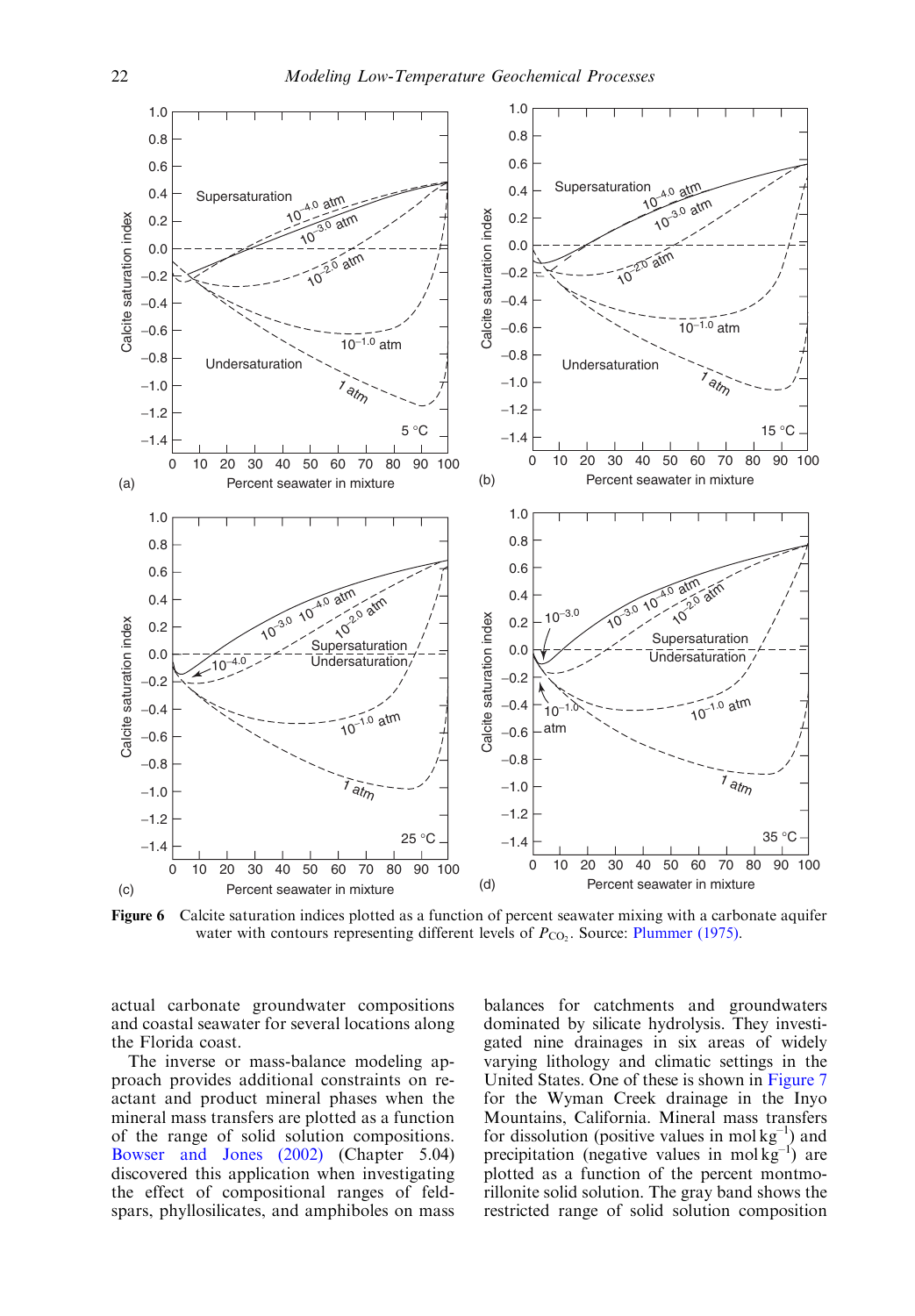**Figure 6** Calcite saturation indices plotted as a function of percent seawater mixing with a carbonate aquifer water with contours representing different levels of $P_{CO_2}$. Source: Plummer (1975).

actual carbonate groundwater compositions and coastal seawater for several locations along the Florida coast.

The inverse or mass-balance modeling approach provides additional constraints on reactant and product mineral phases when the mineral mass transfers are plotted as a function of the range of solid solution compositions. Bowser and Jones (2002) (Chapter 5.04) discovered this application when investigating the effect of compositional ranges of feldspars, phyllosilicates, and amphiboles on mass balances for catchments and groundwaters dominated by silicate hydrolysis. They investigated nine drainages in six areas of widely varying lithology and climatic settings in the United States. One of these is shown in Figure 7 for the Wyman Creek drainage in the Inyo Mountains, California. Mineral mass transfers for dissolution (positive values in mol $kg^{-1}$) and precipitation (negative values in mol $kg^{-1}$) are plotted as a function of the percent montmorillonite solid solution. The gray band shows the restricted range of solid solution composition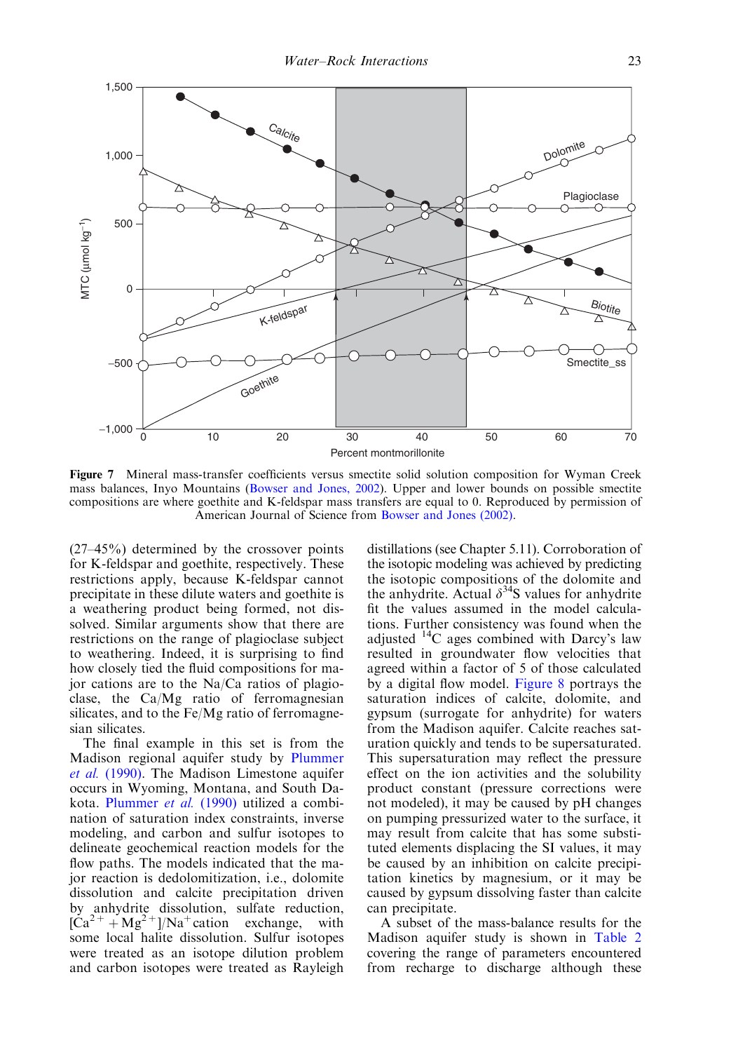**Figure 7** Mineral mass-transfer coefficients versus smectite solid solution composition for Wyman Creek mass balances, Inyo Mountains (Bowser and Jones, 2002). Upper and lower bounds on possible smectite compositions are where goethite and K-feldspar mass transfers are equal to 0. Reproduced by permission of American Journal of Science from Bowser and Jones (2002).

(27–45%) determined by the crossover points for K-feldspar and goethite, respectively. These restrictions apply, because K-feldspar cannot precipitate in these dilute waters and goethite is a weathering product being formed, not dissolved. Similar arguments show that there are restrictions on the range of plagioclase subject to weathering. Indeed, it is surprising to find how closely tied the fluid compositions for major cations are to the Na/Ca ratios of plagioclase, the Ca/Mg ratio of ferromagnesian silicates, and to the Fe/Mg ratio of ferromagnesian silicates.

The final example in this set is from the Madison regional aquifer study by Plummer *et al.* (1990). The Madison Limestone aquifer occurs in Wyoming, Montana, and South Dakota. Plummer *et al.* (1990) utilized a combination of saturation index constraints, inverse modeling, and carbon and sulfur isotopes to delineate geochemical reaction models for the flow paths. The models indicated that the major reaction is dedolomitization, i.e., dolomite dissolution and calcite precipitation driven by anhydrite dissolution, sulfate reduction, $[Ca^{2+} + Mg^{2+}]/Na^{+}$ cation exchange, with some local halite dissolution. Sulfur isotopes were treated as an isotope dilution problem and carbon isotopes were treated as Rayleigh distillations (see Chapter 5.11). Corroboration of the isotopic modeling was achieved by predicting the isotopic compositions of the dolomite and the anhydrite. Actual $\delta^{34}S$ values for anhydrite fit the values assumed in the model calculations. Further consistency was found when the adjusted $^{14}C$ ages combined with Darcy's law resulted in groundwater flow velocities that agreed within a factor of 5 of those calculated by a digital flow model. Figure 8 portrays the saturation indices of calcite, dolomite, and gypsum (surrogate for anhydrite) for waters from the Madison aquifer. Calcite reaches saturation quickly and tends to be supersaturated. This supersaturation may reflect the pressure effect on the ion activities and the solubility product constant (pressure corrections were not modeled), it may be caused by pH changes on pumping pressurized water to the surface, it may result from calcite that has some substituted elements displacing the SI values, it may be caused by an inhibition on calcite precipitation kinetics by magnesium, or it may be caused by gypsum dissolving faster than calcite can precipitate.

A subset of the mass-balance results for the Madison aquifer study is shown in Table 2 covering the range of parameters encountered from recharge to discharge although these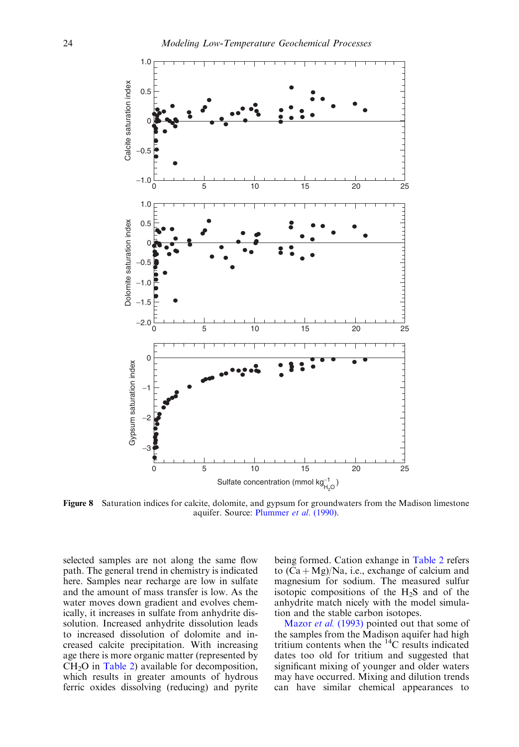**Figure 8** Saturation indices for calcite, dolomite, and gypsum for groundwaters from the Madison limestone aquifer. Source: Plummer *et al.* (1990).

selected samples are not along the same flow path. The general trend in chemistry is indicated here. Samples near recharge are low in sulfate and the amount of mass transfer is low. As the water moves down gradient and evolves chemically, it increases in sulfate from anhydrite dissolution. Increased anhydrite dissolution leads to increased dissolution of dolomite and increased calcite precipitation. With increasing age there is more organic matter (represented by $CH_2O$ in Table 2) available for decomposition, which results in greater amounts of hydrous ferric oxides dissolving (reducing) and pyrite being formed. Cation exhange in Table 2 refers to (Ca + Mg)/Na, i.e., exchange of calcium and magnesium for sodium. The measured sulfur isotopic compositions of the $H_2S$ and of the anhydrite match nicely with the model simulation and the stable carbon isotopes.

Mazor *et al.* (1993) pointed out that some of the samples from the Madison aquifer had high tritium contents when the $^{14}C$ results indicated dates too old for tritium and suggested that significant mixing of younger and older waters may have occurred. Mixing and dilution trends can have similar chemical appearances to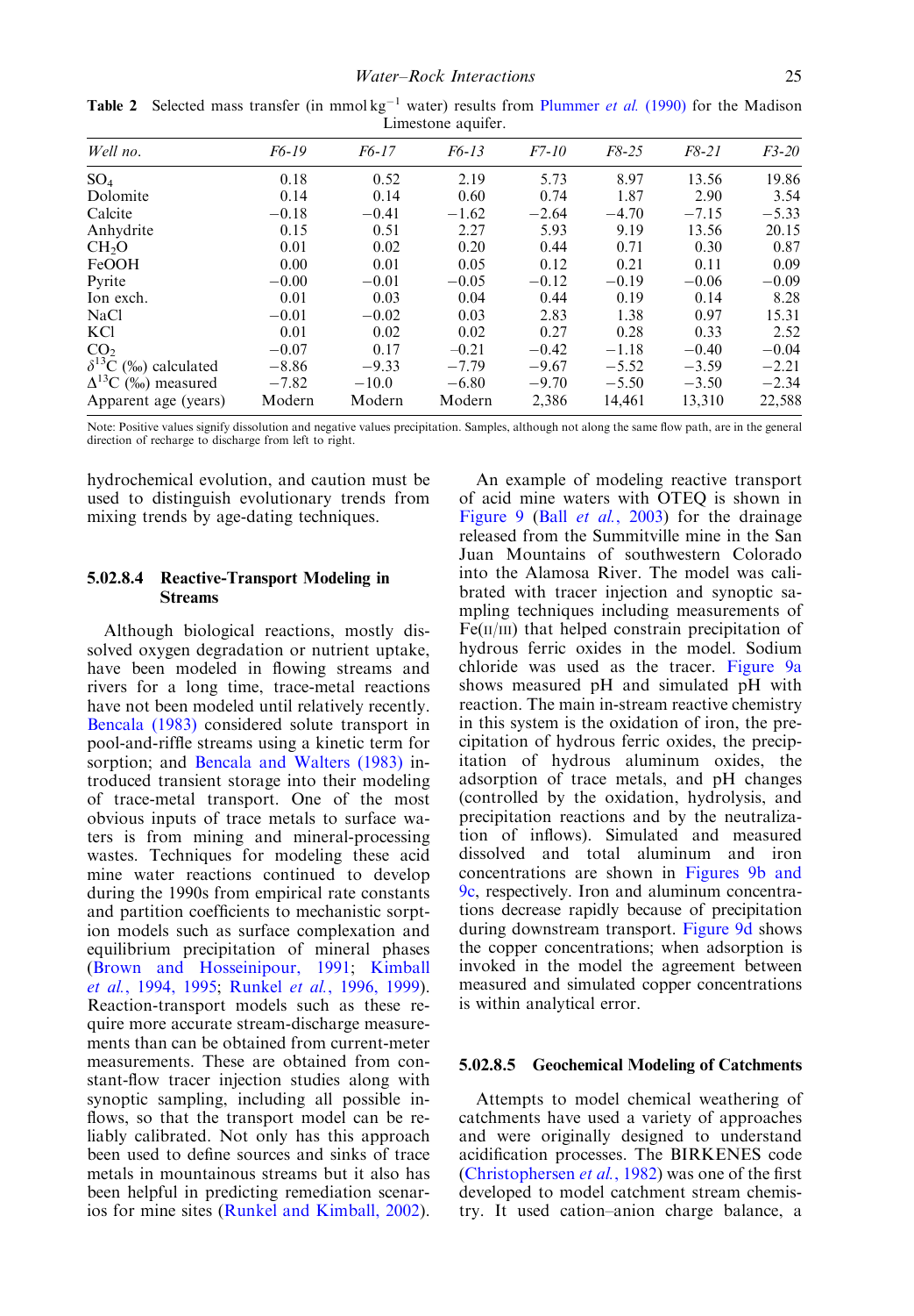**Table 2** Selected mass transfer (in mmol $kg^{-1}$ water) results from Plummer *et al.* (1990) for the Madison Limestone aquifer.

| *Well no.* | *F6-19* | *F6-17* | *F6-13* | *F7-10* | *F8-25* | *F8-21* | *F3-20* |
|---|---|---|---|---|---|---|---|
| $SO_4$ | 0.18 | 0.52 | 2.19 | 5.73 | 8.97 | 13.56 | 19.86 |
| Dolomite | 0.14 | 0.14 | 0.60 | 0.74 | 1.87 | 2.90 | 3.54 |
| Calcite | −0.18 | −0.41 | −1.62 | −2.64 | −4.70 | −7.15 | −5.33 |
| Anhydrite | 0.15 | 0.51 | 2.27 | 5.93 | 9.19 | 13.56 | 20.15 |
| $CH_2O$ | 0.01 | 0.02 | 0.20 | 0.44 | 0.71 | 0.30 | 0.87 |
| FeOOH | 0.00 | 0.01 | 0.05 | 0.12 | 0.21 | 0.11 | 0.09 |
| Pyrite | −0.00 | −0.01 | −0.05 | −0.12 | −0.19 | −0.06 | −0.09 |
| Ion exch. | 0.01 | 0.03 | 0.04 | 0.44 | 0.19 | 0.14 | 8.28 |
| NaCl | −0.01 | −0.02 | 0.03 | 2.83 | 1.38 | 0.97 | 15.31 |
| KCl | 0.01 | 0.02 | 0.02 | 0.27 | 0.28 | 0.33 | 2.52 |
| $CO_2$ | −0.07 | 0.17 | −0.21 | −0.42 | −1.18 | −0.40 | −0.04 |
| $\delta^{13}C$ (‰) calculated | −8.86 | −9.33 | −7.79 | −9.67 | −5.52 | −3.59 | −2.21 |
| $\Delta^{13}C$ (‰) measured | −7.82 | −10.0 | −6.80 | −9.70 | −5.50 | −3.50 | −2.34 |
| Apparent age (years) | Modern | Modern | Modern | 2,386 | 14,461 | 13,310 | 22,588 |

Note: Positive values signify dissolution and negative values precipitation. Samples, although not along the same flow path, are in the general direction of recharge to discharge from left to right.

hydrochemical evolution, and caution must be used to distinguish evolutionary trends from mixing trends by age-dating techniques.

#### 5.02.8.4 Reactive-Transport Modeling in Streams

Although biological reactions, mostly dissolved oxygen degradation or nutrient uptake, have been modeled in flowing streams and rivers for a long time, trace-metal reactions have not been modeled until relatively recently. Bencala (1983) considered solute transport in pool-and-riffle streams using a kinetic term for sorption; and Bencala and Walters (1983) introduced transient storage into their modeling of trace-metal transport. One of the most obvious inputs of trace metals to surface waters is from mining and mineral-processing wastes. Techniques for modeling these acid mine water reactions continued to develop during the 1990s from empirical rate constants and partition coefficients to mechanistic sorption models such as surface complexation and equilibrium precipitation of mineral phases (Brown and Hosseinipour, 1991; Kimball *et al.*, 1994, 1995; Runkel *et al.*, 1996, 1999). Reaction-transport models such as these require more accurate stream-discharge measurements than can be obtained from current-meter measurements. These are obtained from constant-flow tracer injection studies along with synoptic sampling, including all possible inflows, so that the transport model can be reliably calibrated. Not only has this approach been used to define sources and sinks of trace metals in mountainous streams but it also has been helpful in predicting remediation scenarios for mine sites (Runkel and Kimball, 2002).

An example of modeling reactive transport of acid mine waters with OTEQ is shown in Figure 9 (Ball *et al.*, 2003) for the drainage released from the Summitville mine in the San Juan Mountains of southwestern Colorado into the Alamosa River. The model was calibrated with tracer injection and synoptic sampling techniques including measurements of Fe(II/III) that helped constrain precipitation of hydrous ferric oxides in the model. Sodium chloride was used as the tracer. Figure 9a shows measured pH and simulated pH with reaction. The main in-stream reactive chemistry in this system is the oxidation of iron, the precipitation of hydrous ferric oxides, the precipitation of hydrous aluminum oxides, the adsorption of trace metals, and pH changes (controlled by the oxidation, hydrolysis, and precipitation reactions and by the neutralization of inflows). Simulated and measured dissolved and total aluminum and iron concentrations are shown in Figures 9b and 9c, respectively. Iron and aluminum concentrations decrease rapidly because of precipitation during downstream transport. Figure 9d shows the copper concentrations; when adsorption is invoked in the model the agreement between measured and simulated copper concentrations is within analytical error.

#### 5.02.8.5 Geochemical Modeling of Catchments

Attempts to model chemical weathering of catchments have used a variety of approaches and were originally designed to understand acidification processes. The BIRKENES code (Christophersen *et al.*, 1982) was one of the first developed to model catchment stream chemistry. It used cation–anion charge balance, a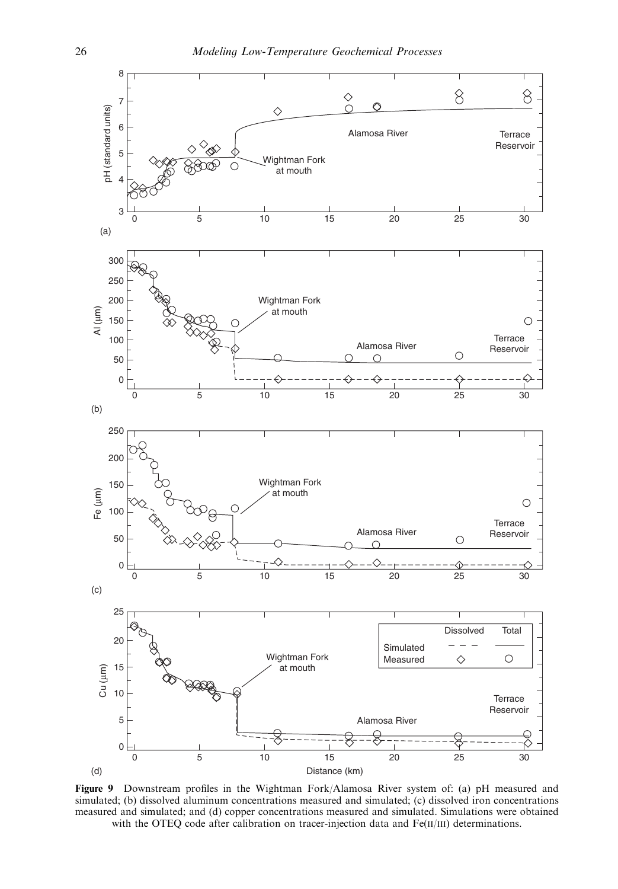**Figure 9** Downstream profiles in the Wightman Fork/Alamosa River system of: (a) pH measured and simulated; (b) dissolved aluminum concentrations measured and simulated; (c) dissolved iron concentrations measured and simulated; and (d) copper concentrations measured and simulated. Simulations were obtained with the OTEQ code after calibration on tracer-injection data and Fe(II/III) determinations.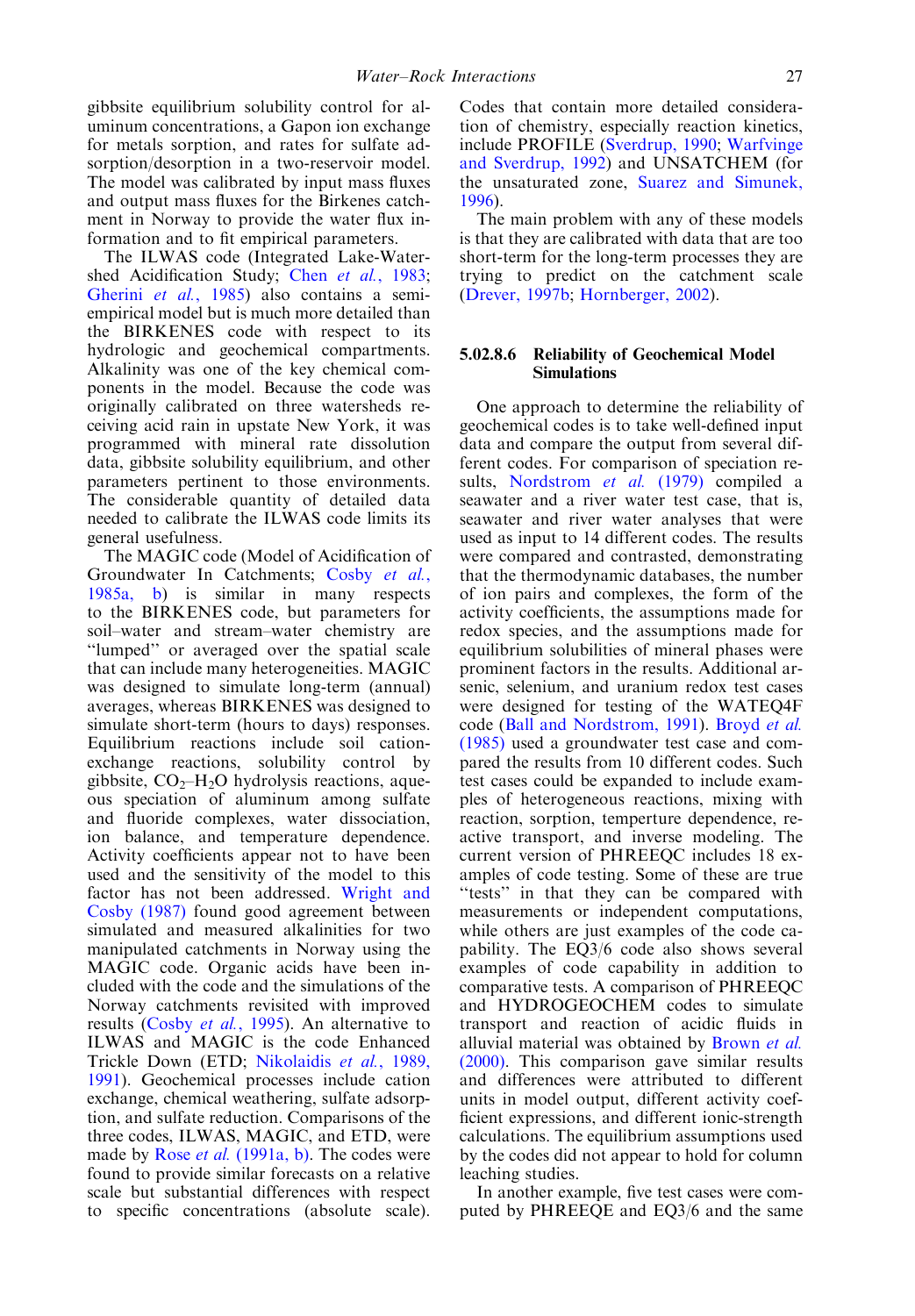gibbsite equilibrium solubility control for aluminum concentrations, a Gapon ion exchange for metals sorption, and rates for sulfate adsorption/desorption in a two-reservoir model. The model was calibrated by input mass fluxes and output mass fluxes for the Birkenes catchment in Norway to provide the water flux information and to fit empirical parameters.

The ILWAS code (Integrated Lake-Watershed Acidification Study; Chen *et al.*, 1983; Gherini *et al.*, 1985) also contains a semi-empirical model but is much more detailed than the BIRKENES code with respect to its hydrologic and geochemical compartments. Alkalinity was one of the key chemical components in the model. Because the code was originally calibrated on three watersheds receiving acid rain in upstate New York, it was programmed with mineral rate dissolution data, gibbsite solubility equilibrium, and other parameters pertinent to those environments. The considerable quantity of detailed data needed to calibrate the ILWAS code limits its general usefulness.

The MAGIC code (Model of Acidification of Groundwater In Catchments; Cosby *et al.*, 1985a, b) is similar in many respects to the BIRKENES code, but parameters for soil–water and stream–water chemistry are "lumped" or averaged over the spatial scale that can include many heterogeneities. MAGIC was designed to simulate long-term (annual) averages, whereas BIRKENES was designed to simulate short-term (hours to days) responses. Equilibrium reactions include soil cation-exchange reactions, solubility control by gibbsite, $CO_2$–$H_2O$ hydrolysis reactions, aqueous speciation of aluminum among sulfate and fluoride complexes, water dissociation, ion balance, and temperature dependence. Activity coefficients appear not to have been used and the sensitivity of the model to this factor has not been addressed. Wright and Cosby (1987) found good agreement between simulated and measured alkalinities for two manipulated catchments in Norway using the MAGIC code. Organic acids have been included with the code and the simulations of the Norway catchments revisited with improved results (Cosby *et al.*, 1995). An alternative to ILWAS and MAGIC is the code Enhanced Trickle Down (ETD; Nikolaidis *et al.*, 1989, 1991). Geochemical processes include cation exchange, chemical weathering, sulfate adsorption, and sulfate reduction. Comparisons of the three codes, ILWAS, MAGIC, and ETD, were made by Rose *et al.* (1991a, b). The codes were found to provide similar forecasts on a relative scale but substantial differences with respect to specific concentrations (absolute scale). Codes that contain more detailed consideration of chemistry, especially reaction kinetics, include PROFILE (Sverdrup, 1990; Warfvinge and Sverdrup, 1992) and UNSATCHEM (for the unsaturated zone, Suarez and Simunek, 1996).

The main problem with any of these models is that they are calibrated with data that are too short-term for the long-term processes they are trying to predict on the catchment scale (Drever, 1997b; Hornberger, 2002).

### 5.02.8.6 Reliability of Geochemical Model Simulations

One approach to determine the reliability of geochemical codes is to take well-defined input data and compare the output from several different codes. For comparison of speciation results, Nordstrom *et al.* (1979) compiled a seawater and a river water test case, that is, seawater and river water analyses that were used as input to 14 different codes. The results were compared and contrasted, demonstrating that the thermodynamic databases, the number of ion pairs and complexes, the form of the activity coefficients, the assumptions made for redox species, and the assumptions made for equilibrium solubilities of mineral phases were prominent factors in the results. Additional arsenic, selenium, and uranium redox test cases were designed for testing of the WATEQ4F code (Ball and Nordstrom, 1991). Broyd *et al.* (1985) used a groundwater test case and compared the results from 10 different codes. Such test cases could be expanded to include examples of heterogeneous reactions, mixing with reaction, sorption, temperture dependence, reactive transport, and inverse modeling. The current version of PHREEQC includes 18 examples of code testing. Some of these are true "tests" in that they can be compared with measurements or independent computations, while others are just examples of the code capability. The EQ3/6 code also shows several examples of code capability in addition to comparative tests. A comparison of PHREEQC and HYDROGEOCHEM codes to simulate transport and reaction of acidic fluids in alluvial material was obtained by Brown *et al.* (2000). This comparison gave similar results and differences were attributed to different units in model output, different activity coefficient expressions, and different ionic-strength calculations. The equilibrium assumptions used by the codes did not appear to hold for column leaching studies.

In another example, five test cases were computed by PHREEQE and EQ3/6 and the same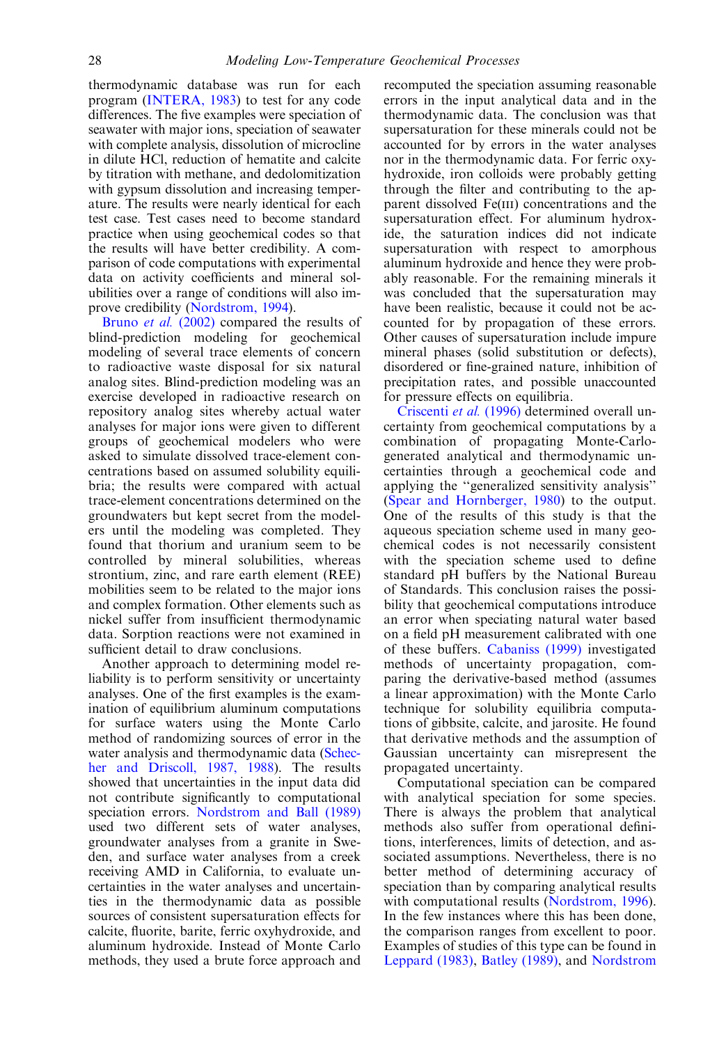thermodynamic database was run for each program (INTERA, 1983) to test for any code differences. The five examples were speciation of seawater with major ions, speciation of seawater with complete analysis, dissolution of microcline in dilute HCl, reduction of hematite and calcite by titration with methane, and dedolomitization with gypsum dissolution and increasing temperature. The results were nearly identical for each test case. Test cases need to become standard practice when using geochemical codes so that the results will have better credibility. A comparison of code computations with experimental data on activity coefficients and mineral solubilities over a range of conditions will also improve credibility (Nordstrom, 1994).

Bruno *et al.* (2002) compared the results of blind-prediction modeling for geochemical modeling of several trace elements of concern to radioactive waste disposal for six natural analog sites. Blind-prediction modeling was an exercise developed in radioactive research on repository analog sites whereby actual water analyses for major ions were given to different groups of geochemical modelers who were asked to simulate dissolved trace-element concentrations based on assumed solubility equilibria; the results were compared with actual trace-element concentrations determined on the groundwaters but kept secret from the modelers until the modeling was completed. They found that thorium and uranium seem to be controlled by mineral solubilities, whereas strontium, zinc, and rare earth element (REE) mobilities seem to be related to the major ions and complex formation. Other elements such as nickel suffer from insufficient thermodynamic data. Sorption reactions were not examined in sufficient detail to draw conclusions.

Another approach to determining model reliability is to perform sensitivity or uncertainty analyses. One of the first examples is the examination of equilibrium aluminum computations for surface waters using the Monte Carlo method of randomizing sources of error in the water analysis and thermodynamic data (Schecher and Driscoll, 1987, 1988). The results showed that uncertainties in the input data did not contribute significantly to computational speciation errors. Nordstrom and Ball (1989) used two different sets of water analyses, groundwater analyses from a granite in Sweden, and surface water analyses from a creek receiving AMD in California, to evaluate uncertainties in the water analyses and uncertainties in the thermodynamic data as possible sources of consistent supersaturation effects for calcite, fluorite, barite, ferric oxyhydroxide, and aluminum hydroxide. Instead of Monte Carlo methods, they used a brute force approach and recomputed the speciation assuming reasonable errors in the input analytical data and in the thermodynamic data. The conclusion was that supersaturation for these minerals could not be accounted for by errors in the water analyses nor in the thermodynamic data. For ferric oxyhydroxide, iron colloids were probably getting through the filter and contributing to the apparent dissolved Fe(III) concentrations and the supersaturation effect. For aluminum hydroxide, the saturation indices did not indicate supersaturation with respect to amorphous aluminum hydroxide and hence they were probably reasonable. For the remaining minerals it was concluded that the supersaturation may have been realistic, because it could not be accounted for by propagation of these errors. Other causes of supersaturation include impure mineral phases (solid substitution or defects), disordered or fine-grained nature, inhibition of precipitation rates, and possible unaccounted for pressure effects on equilibria.

Criscenti *et al.* (1996) determined overall uncertainty from geochemical computations by a combination of propagating Monte-Carlo-generated analytical and thermodynamic uncertainties through a geochemical code and applying the "generalized sensitivity analysis" (Spear and Hornberger, 1980) to the output. One of the results of this study is that the aqueous speciation scheme used in many geochemical codes is not necessarily consistent with the speciation scheme used to define standard pH buffers by the National Bureau of Standards. This conclusion raises the possibility that geochemical computations introduce an error when speciating natural water based on a field pH measurement calibrated with one of these buffers. Cabaniss (1999) investigated methods of uncertainty propagation, comparing the derivative-based method (assumes a linear approximation) with the Monte Carlo technique for solubility equilibria computations of gibbsite, calcite, and jarosite. He found that derivative methods and the assumption of Gaussian uncertainty can misrepresent the propagated uncertainty.

Computational speciation can be compared with analytical speciation for some species. There is always the problem that analytical methods also suffer from operational definitions, interferences, limits of detection, and associated assumptions. Nevertheless, there is no better method of determining accuracy of speciation than by comparing analytical results with computational results (Nordstrom, 1996). In the few instances where this has been done, the comparison ranges from excellent to poor. Examples of studies of this type can be found in Leppard (1983), Batley (1989), and Nordstrom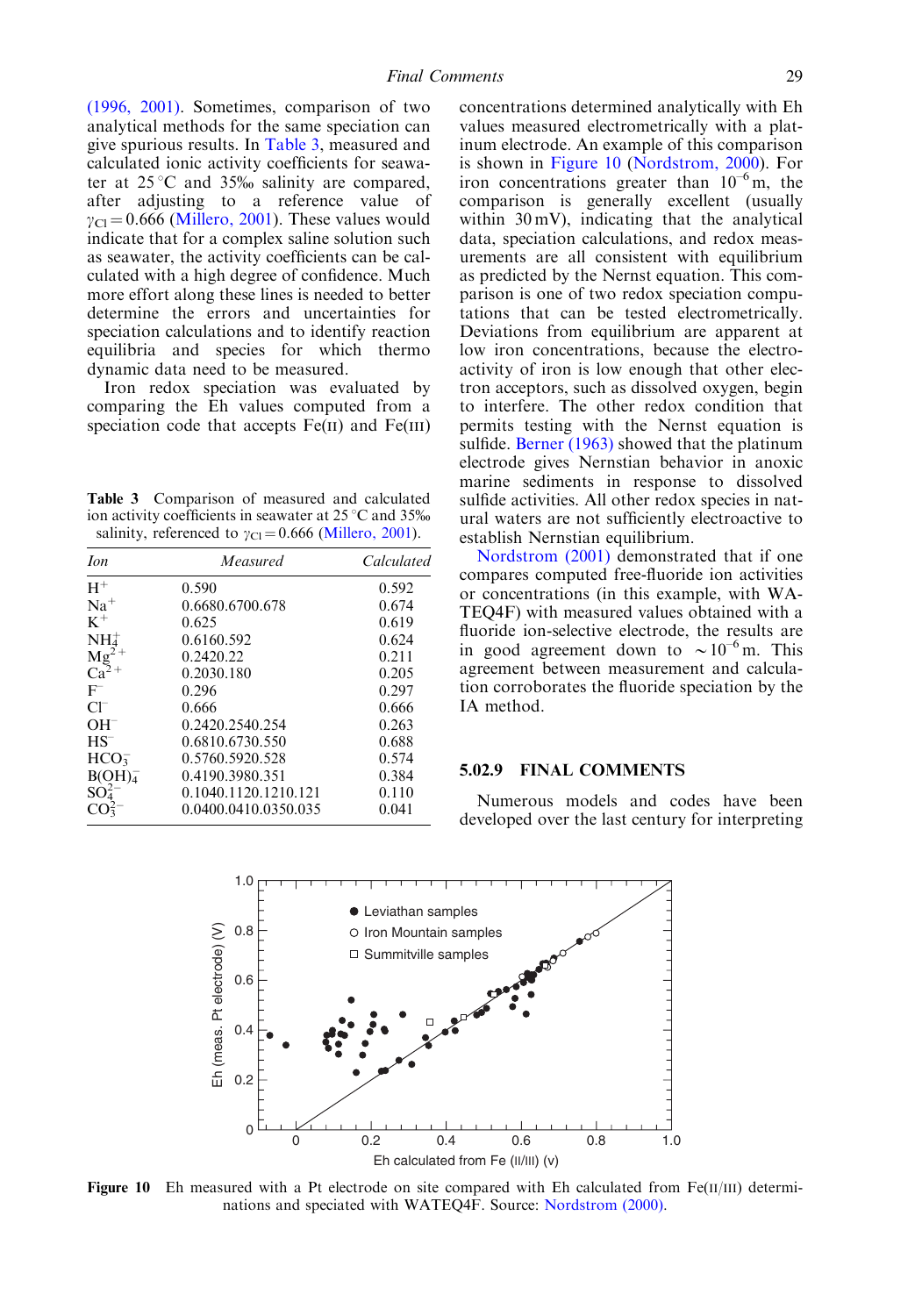(1996, 2001). Sometimes, comparison of two analytical methods for the same speciation can give spurious results. In Table 3, measured and calculated ionic activity coefficients for seawater at 25 °C and 35‰ salinity are compared, after adjusting to a reference value of $\gamma_{Cl} = 0.666$ (Millero, 2001). These values would indicate that for a complex saline solution such as seawater, the activity coefficients can be calculated with a high degree of confidence. Much more effort along these lines is needed to better determine the errors and uncertainties for speciation calculations and to identify reaction equilibria and species for which thermo dynamic data need to be measured.

Iron redox speciation was evaluated by comparing the Eh values computed from a speciation code that accepts Fe(II) and Fe(III) concentrations determined analytically with Eh values measured electrometrically with a platinum electrode. An example of this comparison is shown in Figure 10 (Nordstrom, 2000). For iron concentrations greater than $10^{-6}$ m, the comparison is generally excellent (usually within 30 mV), indicating that the analytical data, speciation calculations, and redox measurements are all consistent with equilibrium as predicted by the Nernst equation. This comparison is one of two redox speciation computations that can be tested electrometrically. Deviations from equilibrium are apparent at low iron concentrations, because the electroactivity of iron is low enough that other electron acceptors, such as dissolved oxygen, begin to interfere. The other redox condition that permits testing with the Nernst equation is sulfide. Berner (1963) showed that the platinum electrode gives Nernstian behavior in anoxic marine sediments in response to dissolved sulfide activities. All other redox species in natural waters are not sufficiently electroactive to establish Nernstian equilibrium.

Nordstrom (2001) demonstrated that if one compares computed free-fluoride ion activities or concentrations (in this example, with WATEQ4F) with measured values obtained with a fluoride ion-selective electrode, the results are in good agreement down to $\sim 10^{-6}$ m. This agreement between measurement and calculation corroborates the fluoride speciation by the IA method.

**Table 3** Comparison of measured and calculated ion activity coefficients in seawater at 25 °C and 35‰ salinity, referenced to $\gamma_{Cl} = 0.666$ (Millero, 2001).

| *Ion* | *Measured* | *Calculated* |
|---|---|---|
| $H^+$ | 0.590 | 0.592 |
| $Na^+$ | 0.6680.6700.678 | 0.674 |
| $K^+$ | 0.625 | 0.619 |
| $NH_4^+$ | 0.6160.592 | 0.624 |
| $Mg^{2+}$ | 0.2420.22 | 0.211 |
| $Ca^{2+}$ | 0.2030.180 | 0.205 |
| $F^-$ | 0.296 | 0.297 |
| $Cl^-$ | 0.666 | 0.666 |
| $OH^-$ | 0.2420.2540.254 | 0.263 |
| $HS^-$ | 0.6810.6730.550 | 0.688 |
| $HCO_3^-$ | 0.5760.5920.528 | 0.574 |
| $B(OH)_4^-$ | 0.4190.3980.351 | 0.384 |
| $SO_4^{2-}$ | 0.1040.1120.1210.121 | 0.110 |
| $CO_3^{2-}$ | 0.0400.0410.0350.035 | 0.041 |

## 5.02.9 FINAL COMMENTS

Numerous models and codes have been developed over the last century for interpreting

**Figure 10** Eh measured with a Pt electrode on site compared with Eh calculated from Fe(II/III) determinations and speciated with WATEQ4F. Source: Nordstrom (2000).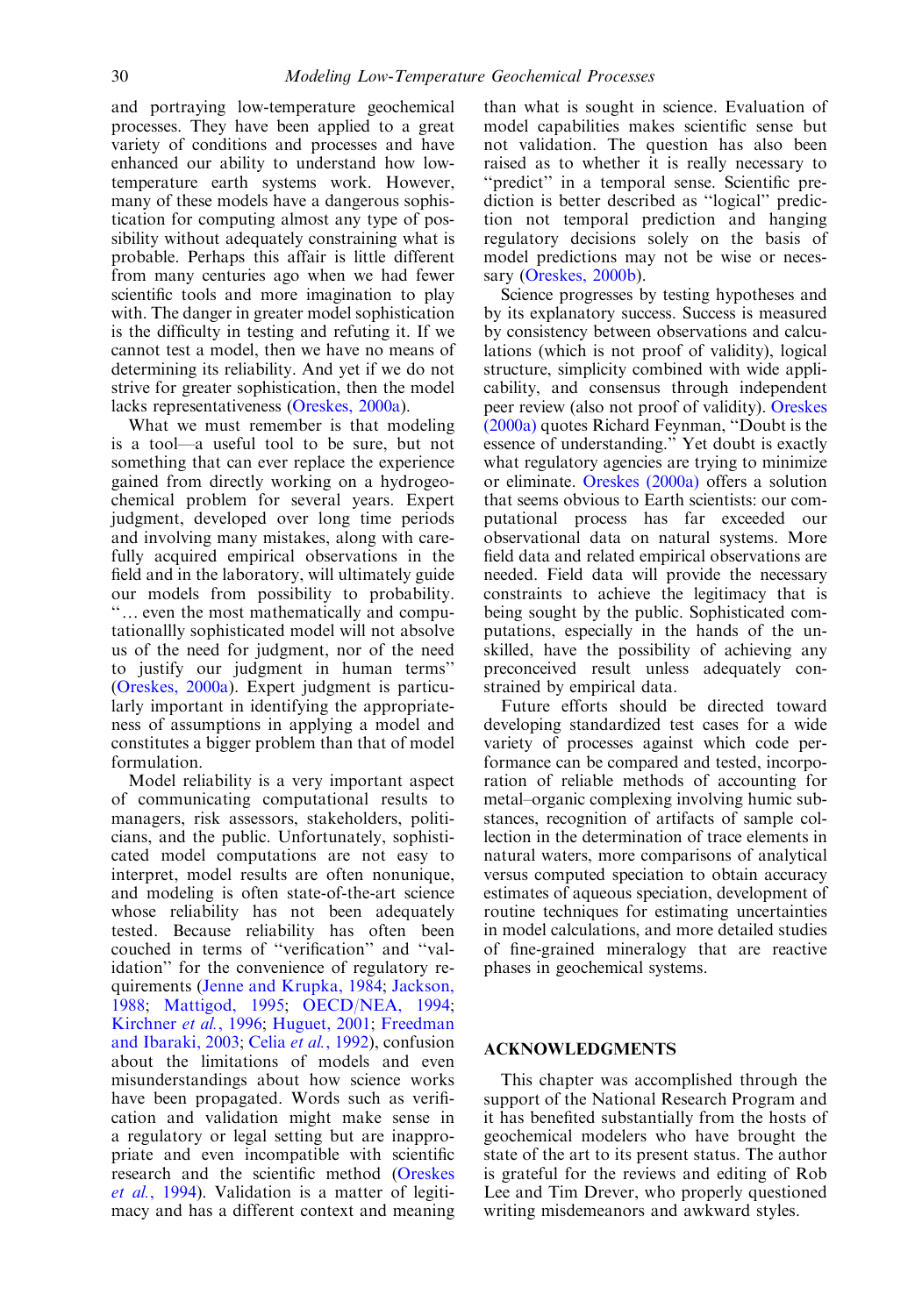and portraying low-temperature geochemical processes. They have been applied to a great variety of conditions and processes and have enhanced our ability to understand how low-temperature earth systems work. However, many of these models have a dangerous sophistication for computing almost any type of possibility without adequately constraining what is probable. Perhaps this affair is little different from many centuries ago when we had fewer scientific tools and more imagination to play with. The danger in greater model sophistication is the difficulty in testing and refuting it. If we cannot test a model, then we have no means of determining its reliability. And yet if we do not strive for greater sophistication, then the model lacks representativeness (Oreskes, 2000a).

What we must remember is that modeling is a tool—a useful tool to be sure, but not something that can ever replace the experience gained from directly working on a hydrogeochemical problem for several years. Expert judgment, developed over long time periods and involving many mistakes, along with carefully acquired empirical observations in the field and in the laboratory, will ultimately guide our models from possibility to probability. "... even the most mathematically and computationallly sophisticated model will not absolve us of the need for judgment, nor of the need to justify our judgment in human terms" (Oreskes, 2000a). Expert judgment is particularly important in identifying the appropriateness of assumptions in applying a model and constitutes a bigger problem than that of model formulation.

Model reliability is a very important aspect of communicating computational results to managers, risk assessors, stakeholders, politicians, and the public. Unfortunately, sophisticated model computations are not easy to interpret, model results are often nonunique, and modeling is often state-of-the-art science whose reliability has not been adequately tested. Because reliability has often been couched in terms of "verification" and "validation" for the convenience of regulatory requirements (Jenne and Krupka, 1984; Jackson, 1988; Mattigod, 1995; OECD/NEA, 1994; Kirchner *et al.*, 1996; Huguet, 2001; Freedman and Ibaraki, 2003; Celia *et al.*, 1992), confusion about the limitations of models and even misunderstandings about how science works have been propagated. Words such as verification and validation might make sense in a regulatory or legal setting but are inappropriate and even incompatible with scientific research and the scientific method (Oreskes *et al.*, 1994). Validation is a matter of legitimacy and has a different context and meaning than what is sought in science. Evaluation of model capabilities makes scientific sense but not validation. The question has also been raised as to whether it is really necessary to "predict" in a temporal sense. Scientific prediction is better described as "logical" prediction not temporal prediction and hanging regulatory decisions solely on the basis of model predictions may not be wise or necessary (Oreskes, 2000b).

Science progresses by testing hypotheses and by its explanatory success. Success is measured by consistency between observations and calculations (which is not proof of validity), logical structure, simplicity combined with wide applicability, and consensus through independent peer review (also not proof of validity). Oreskes (2000a) quotes Richard Feynman, "Doubt is the essence of understanding." Yet doubt is exactly what regulatory agencies are trying to minimize or eliminate. Oreskes (2000a) offers a solution that seems obvious to Earth scientists: our computational process has far exceeded our observational data on natural systems. More field data and related empirical observations are needed. Field data will provide the necessary constraints to achieve the legitimacy that is being sought by the public. Sophisticated computations, especially in the hands of the unskilled, have the possibility of achieving any preconceived result unless adequately constrained by empirical data.

Future efforts should be directed toward developing standardized test cases for a wide variety of processes against which code performance can be compared and tested, incorporation of reliable methods of accounting for metal–organic complexing involving humic substances, recognition of artifacts of sample collection in the determination of trace elements in natural waters, more comparisons of analytical versus computed speciation to obtain accuracy estimates of aqueous speciation, development of routine techniques for estimating uncertainties in model calculations, and more detailed studies of fine-grained mineralogy that are reactive phases in geochemical systems.

## ACKNOWLEDGMENTS

This chapter was accomplished through the support of the National Research Program and it has benefited substantially from the hosts of geochemical modelers who have brought the state of the art to its present status. The author is grateful for the reviews and editing of Rob Lee and Tim Drever, who properly questioned writing misdemeanors and awkward styles.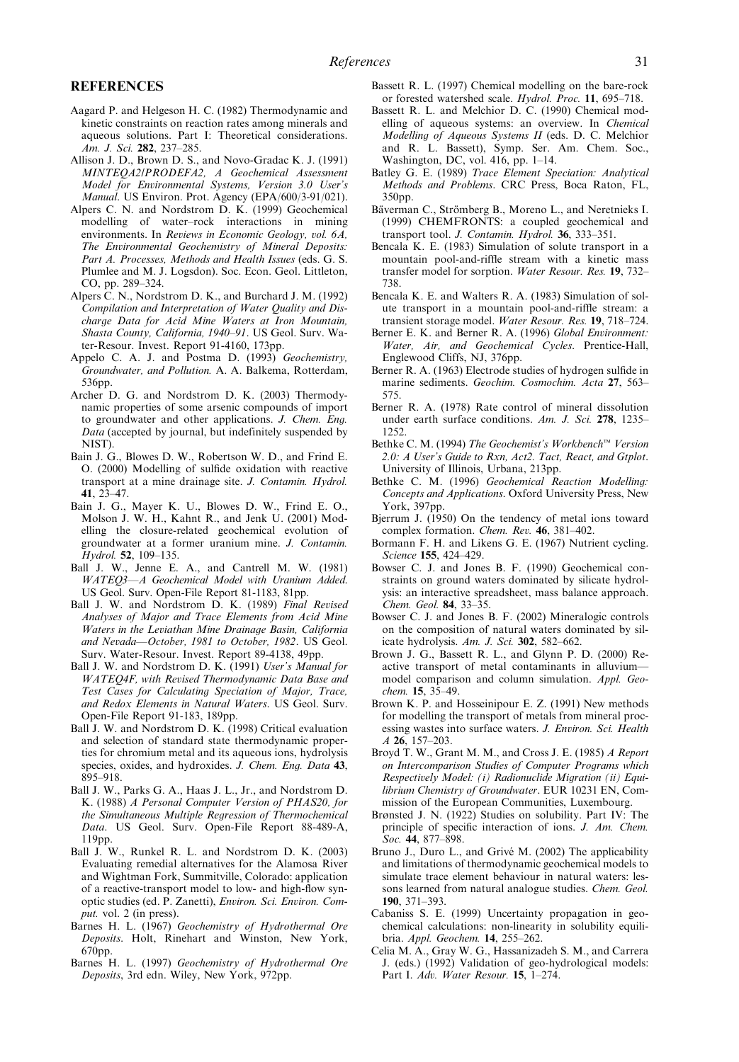## REFERENCES

Aagard P. and Helgeson H. C. (1982) Thermodynamic and kinetic constraints on reaction rates among minerals and aqueous solutions. Part I: Theoretical considerations. *Am. J. Sci.* **282**, 237–285.

Allison J. D., Brown D. S., and Novo-Gradac K. J. (1991) *MINTEQA2/PRODEFA2, A Geochemical Assessment Model for Environmental Systems, Version 3.0 User's Manual*. US Environ. Prot. Agency (EPA/600/3-91/021).

Alpers C. N. and Nordstrom D. K. (1999) Geochemical modelling of water–rock interactions in mining environments. In *Reviews in Economic Geology, vol. 6A, The Environmental Geochemistry of Mineral Deposits: Part A. Processes, Methods and Health Issues* (eds. G. S. Plumlee and M. J. Logsdon). Soc. Econ. Geol. Littleton, CO, pp. 289–324.

Alpers C. N., Nordstrom D. K., and Burchard J. M. (1992) *Compilation and Interpretation of Water Quality and Discharge Data for Acid Mine Waters at Iron Mountain, Shasta County, California, 1940–91*. US Geol. Surv. Water-Resour. Invest. Report 91-4160, 173pp.

Appelo C. A. J. and Postma D. (1993) *Geochemistry, Groundwater, and Pollution.* A. A. Balkema, Rotterdam, 536pp.

Archer D. G. and Nordstrom D. K. (2003) Thermodynamic properties of some arsenic compounds of import to groundwater and other applications. *J. Chem. Eng. Data* (accepted by journal, but indefinitely suspended by NIST).

Bain J. G., Blowes D. W., Robertson W. D., and Frind E. O. (2000) Modelling of sulfide oxidation with reactive transport at a mine drainage site. *J. Contamin. Hydrol.* **41**, 23–47.

Bain J. G., Mayer K. U., Blowes D. W., Frind E. O., Molson J. W. H., Kahnt R., and Jenk U. (2001) Modelling the closure-related geochemical evolution of groundwater at a former uranium mine. *J. Contamin. Hydrol.* **52**, 109–135.

Ball J. W., Jenne E. A., and Cantrell M. W. (1981) *WATEQ3—A Geochemical Model with Uranium Added.* US Geol. Surv. Open-File Report 81-1183, 81pp.

Ball J. W. and Nordstrom D. K. (1989) *Final Revised Analyses of Major and Trace Elements from Acid Mine Waters in the Leviathan Mine Drainage Basin, California and Nevada—October, 1981 to October, 1982*. US Geol. Surv. Water-Resour. Invest. Report 89-4138, 49pp.

Ball J. W. and Nordstrom D. K. (1991) *User's Manual for WATEQ4F, with Revised Thermodynamic Data Base and Test Cases for Calculating Speciation of Major, Trace, and Redox Elements in Natural Waters.* US Geol. Surv. Open-File Report 91-183, 189pp.

Ball J. W. and Nordstrom D. K. (1998) Critical evaluation and selection of standard state thermodynamic properties for chromium metal and its aqueous ions, hydrolysis species, oxides, and hydroxides. *J. Chem. Eng. Data* **43**, 895–918.

Ball J. W., Parks G. A., Haas J. L., Jr., and Nordstrom D. K. (1988) *A Personal Computer Version of PHAS20, for the Simultaneous Multiple Regression of Thermochemical Data*. US Geol. Surv. Open-File Report 88-489-A, 119pp.

Ball J. W., Runkel R. L. and Nordstrom D. K. (2003) Evaluating remedial alternatives for the Alamosa River and Wightman Fork, Summitville, Colorado: application of a reactive-transport model to low- and high-flow synoptic studies (ed. P. Zanetti), *Environ. Sci. Environ. Comput.* vol. 2 (in press).

Barnes H. L. (1967) *Geochemistry of Hydrothermal Ore Deposits*. Holt, Rinehart and Winston, New York, 670pp.

Barnes H. L. (1997) *Geochemistry of Hydrothermal Ore Deposits*, 3rd edn. Wiley, New York, 972pp.

Bassett R. L. (1997) Chemical modelling on the bare-rock or forested watershed scale. *Hydrol. Proc.* **11**, 695–718.

Bassett R. L. and Melchior D. C. (1990) Chemical modelling of aqueous systems: an overview. In *Chemical Modelling of Aqueous Systems II* (eds. D. C. Melchior and R. L. Bassett), Symp. Ser. Am. Chem. Soc., Washington, DC, vol. 416, pp. 1–14.

Batley G. E. (1989) *Trace Element Speciation: Analytical Methods and Problems*. CRC Press, Boca Raton, FL, 350pp.

Bäverman C., Strömberg B., Moreno L., and Neretnieks I. (1999) CHEMFRONTS: a coupled geochemical and transport tool. *J. Contamin. Hydrol.* **36**, 333–351.

Bencala K. E. (1983) Simulation of solute transport in a mountain pool-and-riffle stream with a kinetic mass transfer model for sorption. *Water Resour. Res.* **19**, 732–738.

Bencala K. E. and Walters R. A. (1983) Simulation of solute transport in a mountain pool-and-riffle stream: a transient storage model. *Water Resour. Res.* **19**, 718–724.

Berner E. K. and Berner R. A. (1996) *Global Environment: Water, Air, and Geochemical Cycles*. Prentice-Hall, Englewood Cliffs, NJ, 376pp.

Berner R. A. (1963) Electrode studies of hydrogen sulfide in marine sediments. *Geochim. Cosmochim. Acta* **27**, 563–575.

Berner R. A. (1978) Rate control of mineral dissolution under earth surface conditions. *Am. J. Sci.* **278**, 1235–1252.

Bethke C. M. (1994) *The Geochemist's Workbench™ Version 2.0: A User's Guide to Rxn, Act2. Tact, React, and Gtplot*. University of Illinois, Urbana, 213pp.

Bethke C. M. (1996) *Geochemical Reaction Modelling: Concepts and Applications*. Oxford University Press, New York, 397pp.

Bjerrum J. (1950) On the tendency of metal ions toward complex formation. *Chem. Rev.* **46**, 381–402.

Bormann F. H. and Likens G. E. (1967) Nutrient cycling. *Science* **155**, 424–429.

Bowser C. J. and Jones B. F. (1990) Geochemical constraints on ground waters dominated by silicate hydrolysis: an interactive spreadsheet, mass balance approach. *Chem. Geol.* **84**, 33–35.

Bowser C. J. and Jones B. F. (2002) Mineralogic controls on the composition of natural waters dominated by silicate hydrolysis. *Am. J. Sci.* **302**, 582–662.

Brown J. G., Bassett R. L., and Glynn P. D. (2000) Reactive transport of metal contaminants in alluvium—model comparison and column simulation. *Appl. Geochem.* **15**, 35–49.

Brown K. P. and Hosseinipour E. Z. (1991) New methods for modelling the transport of metals from mineral processing wastes into surface waters. *J. Environ. Sci. Health A* **26**, 157–203.

Broyd T. W., Grant M. M., and Cross J. E. (1985) *A Report on Intercomparison Studies of Computer Programs which Respectively Model: (i) Radionuclide Migration (ii) Equilibrium Chemistry of Groundwater*. EUR 10231 EN, Commission of the European Communities, Luxembourg.

Brønsted J. N. (1922) Studies on solubility. Part IV: The principle of specific interaction of ions. *J. Am. Chem. Soc.* **44**, 877–898.

Bruno J., Duro L., and Grivé M. (2002) The applicability and limitations of thermodynamic geochemical models to simulate trace element behaviour in natural waters: lessons learned from natural analogue studies. *Chem. Geol.* **190**, 371–393.

Cabaniss S. E. (1999) Uncertainty propagation in geochemical calculations: non-linearity in solubility equilibria. *Appl. Geochem.* **14**, 255–262.

Celia M. A., Gray W. G., Hassanizadeh S. M., and Carrera J. (eds.) (1992) Validation of geo-hydrological models: Part I. *Adv. Water Resour.* **15**, 1–274.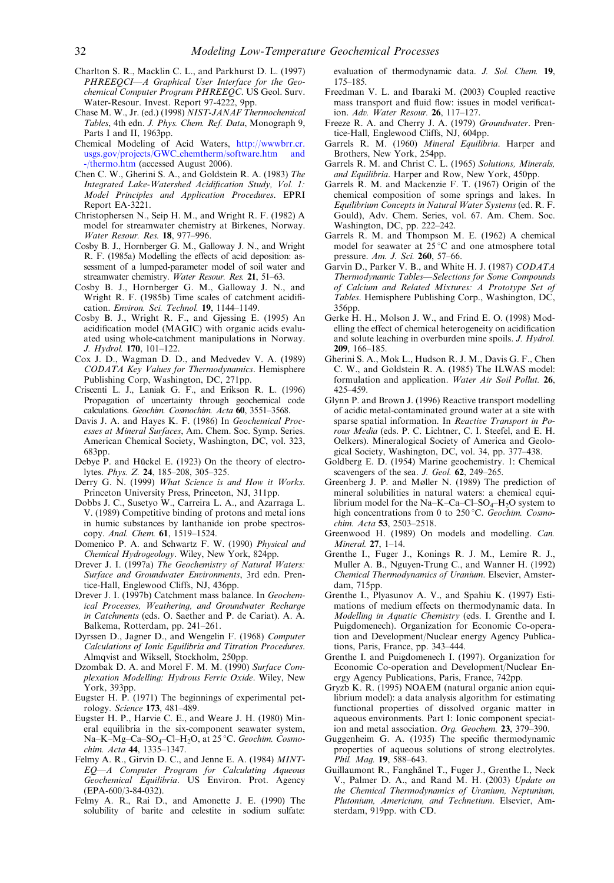Charlton S. R., Macklin C. L., and Parkhurst D. L. (1997) *PHREEQCI—A Graphical User Interface for the Geochemical Computer Program PHREEQC*. US Geol. Surv. Water-Resour. Invest. Report 97-4222, 9pp.

Chase M. W., Jr. (ed.) (1998) *NIST-JANAF Thermochemical Tables*, 4th edn. *J. Phys. Chem. Ref. Data*, Monograph 9, Parts I and II, 1963pp.

Chemical Modeling of Acid Waters, http://wwwbrr.cr.usgs.gov/projects/GWC_chemtherm/software.htm and -/thermo.htm (accessed August 2006).

Chen C. W., Gherini S. A., and Goldstein R. A. (1983) *The Integrated Lake-Watershed Acidification Study, Vol. 1: Model Principles and Application Procedures*. EPRI Report EA-3221.

Christophersen N., Seip H. M., and Wright R. F. (1982) A model for streamwater chemistry at Birkenes, Norway. *Water Resour. Res.* **18**, 977–996.

Cosby B. J., Hornberger G. M., Galloway J. N., and Wright R. F. (1985a) Modelling the effects of acid deposition: assessment of a lumped-parameter model of soil water and streamwater chemistry. *Water Resour. Res.* **21**, 51–63.

Cosby B. J., Hornberger G. M., Galloway J. N., and Wright R. F. (1985b) Time scales of catchment acidification. *Environ. Sci. Technol.* **19**, 1144–1149.

Cosby B. J., Wright R. F., and Gjessing E. (1995) An acidification model (MAGIC) with organic acids evaluated using whole-catchment manipulations in Norway. *J. Hydrol.* **170**, 101–122.

Cox J. D., Wagman D. D., and Medvedev V. A. (1989) *CODATA Key Values for Thermodynamics*. Hemisphere Publishing Corp, Washington, DC, 271pp.

Criscenti L. J., Laniak G. F., and Erikson R. L. (1996) Propagation of uncertainty through geochemical code calculations. *Geochim. Cosmochim. Acta* **60**, 3551–3568.

Davis J. A. and Hayes K. F. (1986) In *Geochemical Processes at Mineral Surfaces*, Am. Chem. Soc. Symp. Series. American Chemical Society, Washington, DC, vol. 323, 683pp.

Debye P. and Hückel E. (1923) On the theory of electrolytes. *Phys. Z.* **24**, 185–208, 305–325.

Derry G. N. (1999) *What Science is and How it Works*. Princeton University Press, Princeton, NJ, 311pp.

Dobbs J. C., Susetyo W., Carreira L. A., and Azarraga L. V. (1989) Competitive binding of protons and metal ions in humic substances by lanthanide ion probe spectroscopy. *Anal. Chem.* **61**, 1519–1524.

Domenico P. A. and Schwartz F. W. (1990) *Physical and Chemical Hydrogeology*. Wiley, New York, 824pp.

Drever J. I. (1997a) *The Geochemistry of Natural Waters: Surface and Groundwater Environments*, 3rd edn. Prentice-Hall, Englewood Cliffs, NJ, 436pp.

Drever J. I. (1997b) Catchment mass balance. In *Geochemical Processes, Weathering, and Groundwater Recharge in Catchments* (eds. O. Saether and P. de Cariat). A. A. Balkema, Rotterdam, pp. 241–261.

Dyrssen D., Jagner D., and Wengelin F. (1968) *Computer Calculations of Ionic Equilibria and Titration Procedures*. Almqvist and Wiksell, Stockholm, 250pp.

Dzombak D. A. and Morel F. M. M. (1990) *Surface Complexation Modelling: Hydrous Ferric Oxide*. Wiley, New York, 393pp.

Eugster H. P. (1971) The beginnings of experimental petrology. *Science* **173**, 481–489.

Eugster H. P., Harvie C. E., and Weare J. H. (1980) Mineral equilibria in the six-component seawater system, Na–K–Mg–Ca–$SO_4$–Cl–$H_2O$, at 25 °C. *Geochim. Cosmochim. Acta* **44**, 1335–1347.

Felmy A. R., Girvin D. C., and Jenne E. A. (1984) *MINTEQ—A Computer Program for Calculating Aqueous Geochemical Equilibria*. US Environ. Prot. Agency (EPA-600/3-84-032).

Felmy A. R., Rai D., and Amonette J. E. (1990) The solubility of barite and celestite in sodium sulfate: evaluation of thermodynamic data. *J. Sol. Chem.* **19**, 175–185.

Freedman V. L. and Ibaraki M. (2003) Coupled reactive mass transport and fluid flow: issues in model verification. *Adv. Water Resour.* **26**, 117–127.

Freeze R. A. and Cherry J. A. (1979) *Groundwater*. Prentice-Hall, Englewood Cliffs, NJ, 604pp.

Garrels R. M. (1960) *Mineral Equilibria*. Harper and Brothers, New York, 254pp.

Garrels R. M. and Christ C. L. (1965) *Solutions, Minerals, and Equilibria*. Harper and Row, New York, 450pp.

Garrels R. M. and Mackenzie F. T. (1967) Origin of the chemical composition of some springs and lakes. In *Equilibrium Concepts in Natural Water Systems* (ed. R. F. Gould), Adv. Chem. Series, vol. 67. Am. Chem. Soc. Washington, DC, pp. 222–242.

Garrels R. M. and Thompson M. E. (1962) A chemical model for seawater at 25 °C and one atmosphere total pressure. *Am. J. Sci.* **260**, 57–66.

Garvin D., Parker V. B., and White H. J. (1987) *CODATA Thermodynamic Tables—Selections for Some Compounds of Calcium and Related Mixtures: A Prototype Set of Tables*. Hemisphere Publishing Corp., Washington, DC, 356pp.

Gerke H. H., Molson J. W., and Frind E. O. (1998) Modelling the effect of chemical heterogeneity on acidification and solute leaching in overburden mine spoils. *J. Hydrol.* **209**, 166–185.

Gherini S. A., Mok L., Hudson R. J. M., Davis G. F., Chen C. W., and Goldstein R. A. (1985) The ILWAS model: formulation and application. *Water Air Soil Pollut.* **26**, 425–459.

Glynn P. and Brown J. (1996) Reactive transport modelling of acidic metal-contaminated ground water at a site with sparse spatial information. In *Reactive Transport in Porous Media* (eds. P. C. Lichtner, C. I. Steefel, and E. H. Oelkers). Mineralogical Society of America and Geological Society, Washington, DC, vol. 34, pp. 377–438.

Goldberg E. D. (1954) Marine geochemistry. 1: Chemical scavengers of the sea. *J. Geol.* **62**, 249–265.

Greenberg J. P. and Møller N. (1989) The prediction of mineral solubilities in natural waters: a chemical equilibrium model for the Na–K–Ca–Cl–$SO_4$–$H_2O$ system to high concentrations from 0 to 250 °C. *Geochim. Cosmochim. Acta* **53**, 2503–2518.

Greenwood H. (1989) On models and modelling. *Can. Mineral.* **27**, 1–14.

Grenthe I., Fuger J., Konings R. J. M., Lemire R. J., Muller A. B., Nguyen-Trung C., and Wanner H. (1992) *Chemical Thermodynamics of Uranium*. Elsevier, Amsterdam, 715pp.

Grenthe I., Plyasunov A. V., and Spahiu K. (1997) Estimations of medium effects on thermodynamic data. In *Modelling in Aquatic Chemistry* (eds. I. Grenthe and I. Puigdomenech). Organization for Economic Co-operation and Development/Nuclear energy Agency Publications, Paris, France, pp. 343–444.

Grenthe I. and Puigdomenech I. (1997). Organization for Economic Co-operation and Development/Nuclear Energy Agency Publications, Paris, France, 742pp.

Gryzb K. R. (1995) NOAEM (natural organic anion equilibrium model): a data analysis algorithm for estimating functional properties of dissolved organic matter in aqueous environments. Part I: Ionic component speciation and metal association. *Org. Geochem.* **23**, 379–390.

Guggenheim G. A. (1935) The specific thermodynamic properties of aqueous solutions of strong electrolytes. *Phil. Mag.* **19**, 588–643.

Guillaumont R., Fanghänel T., Fuger J., Grenthe I., Neck V., Palmer D. A., and Rand M. H. (2003) *Update on the Chemical Thermodynamics of Uranium, Neptunium, Plutonium, Americium, and Technetium*. Elsevier, Amsterdam, 919pp. with CD.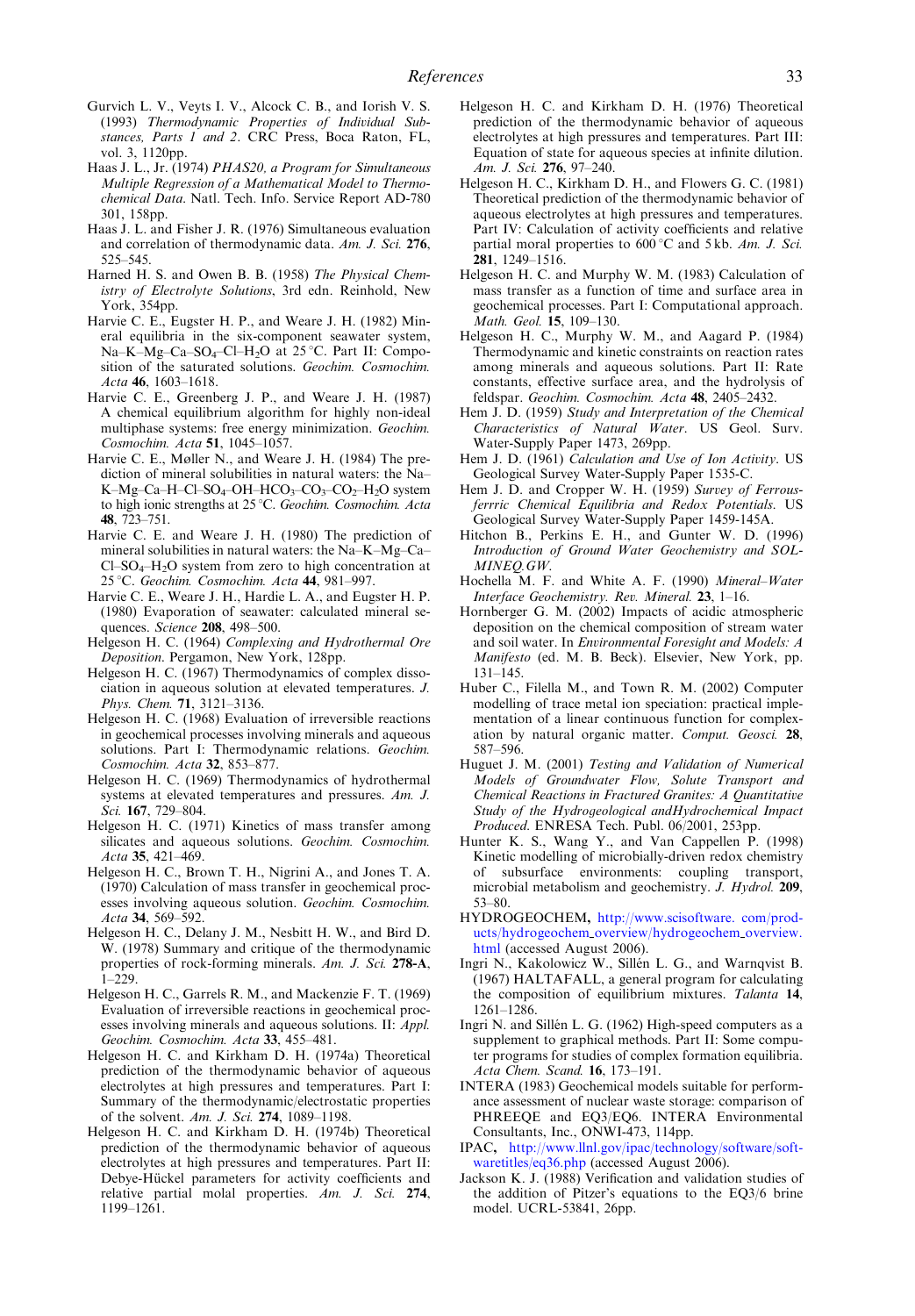Gurvich L. V., Veyts I. V., Alcock C. B., and Iorish V. S. (1993) *Thermodynamic Properties of Individual Substances, Parts 1 and 2*. CRC Press, Boca Raton, FL, vol. 3, 1120pp.

Haas J. L., Jr. (1974) *PHAS20, a Program for Simultaneous Multiple Regression of a Mathematical Model to Thermochemical Data*. Natl. Tech. Info. Service Report AD-780 301, 158pp.

Haas J. L. and Fisher J. R. (1976) Simultaneous evaluation and correlation of thermodynamic data. *Am. J. Sci.* **276**, 525–545.

Harned H. S. and Owen B. B. (1958) *The Physical Chemistry of Electrolyte Solutions*, 3rd edn. Reinhold, New York, 354pp.

Harvie C. E., Eugster H. P., and Weare J. H. (1982) Mineral equilibria in the six-component seawater system, Na–K–Mg–Ca–$SO_4$–Cl–$H_2O$ at 25 °C. Part II: Composition of the saturated solutions. *Geochim. Cosmochim. Acta* **46**, 1603–1618.

Harvie C. E., Greenberg J. P., and Weare J. H. (1987) A chemical equilibrium algorithm for highly non-ideal multiphase systems: free energy minimization. *Geochim. Cosmochim. Acta* **51**, 1045–1057.

Harvie C. E., Møller N., and Weare J. H. (1984) The prediction of mineral solubilities in natural waters: the Na–K–Mg–Ca–H–Cl–$SO_4$–OH–$HCO_3$–$CO_3$–$CO_2$–$H_2O$ system to high ionic strengths at 25 °C. *Geochim. Cosmochim. Acta* **48**, 723–751.

Harvie C. E. and Weare J. H. (1980) The prediction of mineral solubilities in natural waters: the Na–K–Mg–Ca–Cl–$SO_4$–$H_2O$ system from zero to high concentration at 25 °C. *Geochim. Cosmochim. Acta* **44**, 981–997.

Harvie C. E., Weare J. H., Hardie L. A., and Eugster H. P. (1980) Evaporation of seawater: calculated mineral sequences. *Science* **208**, 498–500.

Helgeson H. C. (1964) *Complexing and Hydrothermal Ore Deposition*. Pergamon, New York, 128pp.

Helgeson H. C. (1967) Thermodynamics of complex dissociation in aqueous solution at elevated temperatures. *J. Phys. Chem.* **71**, 3121–3136.

Helgeson H. C. (1968) Evaluation of irreversible reactions in geochemical processes involving minerals and aqueous solutions. Part I: Thermodynamic relations. *Geochim. Cosmochim. Acta* **32**, 853–877.

Helgeson H. C. (1969) Thermodynamics of hydrothermal systems at elevated temperatures and pressures. *Am. J. Sci.* **167**, 729–804.

Helgeson H. C. (1971) Kinetics of mass transfer among silicates and aqueous solutions. *Geochim. Cosmochim. Acta* **35**, 421–469.

Helgeson H. C., Brown T. H., Nigrini A., and Jones T. A. (1970) Calculation of mass transfer in geochemical processes involving aqueous solution. *Geochim. Cosmochim. Acta* **34**, 569–592.

Helgeson H. C., Delany J. M., Nesbitt H. W., and Bird D. W. (1978) Summary and critique of the thermodynamic properties of rock-forming minerals. *Am. J. Sci.* **278-A**, 1–229.

Helgeson H. C., Garrels R. M., and Mackenzie F. T. (1969) Evaluation of irreversible reactions in geochemical processes involving minerals and aqueous solutions. II: *Appl. Geochim. Cosmochim. Acta* **33**, 455–481.

Helgeson H. C. and Kirkham D. H. (1974a) Theoretical prediction of the thermodynamic behavior of aqueous electrolytes at high pressures and temperatures. Part I: Summary of the thermodynamic/electrostatic properties of the solvent. *Am. J. Sci.* **274**, 1089–1198.

Helgeson H. C. and Kirkham D. H. (1974b) Theoretical prediction the thermodynamic behavior of aqueous electrolytes at high pressures and temperatures. Part II: Debye-Hückel parameters for activity coefficients and relative partial molal properties. *Am. J. Sci.* **274**, 1199–1261.

Helgeson H. C. and Kirkham D. H. (1976) Theoretical prediction of the thermodynamic behavior of aqueous electrolytes at high pressures and temperatures. Part III: Equation of state for aqueous species at infinite dilution. *Am. J. Sci.* **276**, 97–240.

Helgeson H. C., Kirkham D. H., and Flowers G. C. (1981) Theoretical prediction of the thermodynamic behavior of aqueous electrolytes at high pressures and temperatures. Part IV: Calculation of activity coefficients and relative partial moral properties to 600 °C and 5 kb. *Am. J. Sci.* **281**, 1249–1516.

Helgeson H. C. and Murphy W. M. (1983) Calculation of mass transfer as a function of time and surface area in geochemical processes. Part I: Computational approach. *Math. Geol.* **15**, 109–130.

Helgeson H. C., Murphy W. M., and Aagard P. (1984) Thermodynamic and kinetic constraints on reaction rates among minerals and aqueous solutions. Part II: Rate constants, effective surface area, and the hydrolysis of feldspar. *Geochim. Cosmochim. Acta* **48**, 2405–2432.

Hem J. D. (1959) *Study and Interpretation of the Chemical Characteristics of Natural Water*. US Geol. Surv. Water-Supply Paper 1473, 269pp.

Hem J. D. (1961) *Calculation and Use of Ion Activity*. US Geological Survey Water-Supply Paper 1535-C.

Hem J. D. and Cropper W. H. (1959) *Survey of Ferrous-ferrric Chemical Equilibria and Redox Potentials*. US Geological Survey Water-Supply Paper 1459-145A.

Hitchon B., Perkins E. H., and Gunter W. D. (1996) *Introduction of Ground Water Geochemistry and SOLMINEQ.GW*.

Hochella M. F. and White A. F. (1990) *Mineral–Water Interface Geochemistry. Rev. Mineral.* **23**, 1–16.

Hornberger G. M. (2002) Impacts of acidic atmospheric deposition on the chemical composition of stream water and soil water. In *Environmental Foresight and Models: A Manifesto* (ed. M. B. Beck). Elsevier, New York, pp. 131–145.

Huber C., Filella M., and Town R. M. (2002) Computer modelling of trace metal ion speciation: practical implementation of a linear continuous function for complexation by natural organic matter. *Comput. Geosci.* **28**, 587–596.

Huguet J. M. (2001) *Testing and Validation of Numerical Models of Groundwater Flow, Solute Transport and Chemical Reactions in Fractured Granites: A Quantitative Study of the Hydrogeological andHydrochemical Impact Produced*. ENRESA Tech. Publ. 06/2001, 253pp.

Hunter K. S., Wang Y., and Van Cappellen P. (1998) Kinetic modelling of microbially-driven redox chemistry of subsurface environments: coupling transport, microbial metabolism and geochemistry. *J. Hydrol.* **209**, 53–80.

**HYDROGEOCHEM,** http://www.scisoftware. com/products/hydrogeochem_overview/hydrogeochem_overview.html (accessed August 2006).

Ingri N., Kakolowicz W., Sillén L. G., and Warnqvist B. (1967) HALTAFALL, a general program for calculating the composition of equilibrium mixtures. *Talanta* **14**, 1261–1286.

Ingri N. and Sillén L. G. (1962) High-speed computers as a supplement to graphical methods. Part II: Some computer programs for studies of complex formation equilibria. *Acta Chem. Scand.* **16**, 173–191.

INTERA (1983) Geochemical models suitable for performance assessment of nuclear waste storage: comparison of PHREEQE and EQ3/EQ6. INTERA Environmental Consultants, Inc., ONWI-473, 114pp.

**IPAC,** http://www.llnl.gov/ipac/technology/software/softwaretitles/eq36.php (accessed August 2006).

Jackson K. J. (1988) Verification and validation studies of the addition of Pitzer's equations to the EQ3/6 brine model. UCRL-53841, 26pp.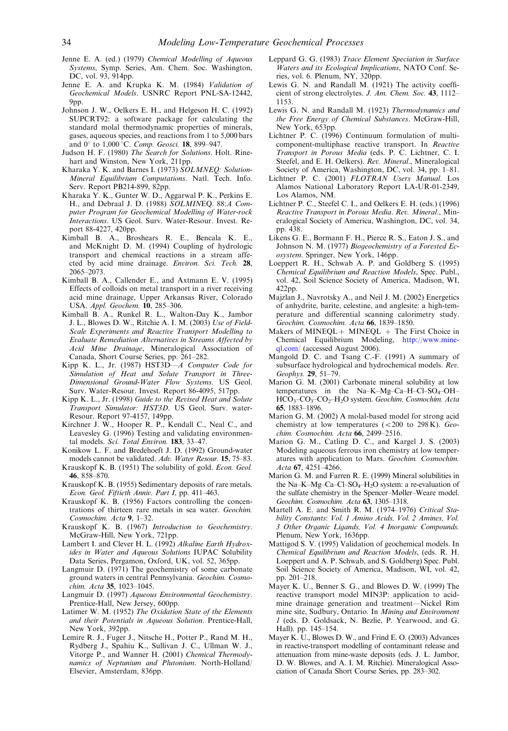Jenne E. A. (ed.) (1979) *Chemical Modelling of Aqueous Systems*, Symp. Series, Am. Chem. Soc. Washington, DC, vol. 93, 914pp.

Jenne E. A. and Krupka K. M. (1984) *Validation of Geochemical Models*. USNRC Report PNL-SA-12442, 9pp.

Johnson J. W., Oelkers E. H., and Helgeson H. C. (1992) SUPCRT92: a software package for calculating the standard molal thermodynamic properties of minerals, gases, aqueous species, and reactions from 1 to 5,000 bars and 0° to 1,000 °C. *Comp. Geosci.* **18**, 899–947.

Judson H. F. (1980) *The Search for Solutions*. Holt. Rinehart and Winston, New York, 211pp.

Kharaka Y. K. and Barnes I. (1973) *SOLMNEQ: Solution-Mineral Equilibrium Computations*. Natl. Tech. Info. Serv. Report PB214-899, 82pp.

Kharaka Y. K., Gunter W. D., Aggarwal P. K., Perkins E. H., and Debraal J. D. (1988) *SOLMINEQ. 88:A Computer Program for Geochemical Modelling of Water-rock Interactions*. US Geol. Surv. Water-Resour. Invest. Report 88-4227, 420pp.

Kimball B. A., Broshears R. E., Bencala K. E., and McKnight D. M. (1994) Coupling of hydrologic transport and chemical reactions in a stream affected by acid mine drainage. *Environ. Sci. Tech.* **28**, 2065–2073.

Kimball B. A., Callender E., and Axtmann E. V. (1995) Effects of colloids on metal transport in a river receiving acid mine drainage, Upper Arkansas River, Colorado USA. *Appl. Geochem.* **10**, 285–306.

Kimball B. A., Runkel R. L., Walton-Day K., Jambor J. L., Blowes D. W., Ritchie A. I. M. (2003) *Use of Field-Scale Experiments and Reactive Transport Modelling to Evaluate Remediation Alternatives in Streams Affected by Acid Mine Drainage*, Mineralogical Association of Canada, Short Course Series, pp. 261–282.

Kipp K. L., Jr. (1987) HST3D—*A Computer Code for Simulation of Heat and Solute Transport in Three-Dimensional Ground-Water Flow Systems*. US Geol. Surv. Water-Resour. Invest. Report 86-4095, 517pp.

Kipp K. L., Jr. (1998) *Guide to the Revised Heat and Solute Transport Simulator: HST3D*. US Geol. Surv. water-Resour. Report 97-4157, 149pp.

Kirchner J. W., Hooper R. P., Kendall C., Neal C., and Leavesley G. (1996) Testing and validating environmental models. *Sci. Total Environ.* **183**, 33–47.

Konikow L. F. and Bredehoeft J. D. (1992) Ground-water models cannot be validated. *Adv. Water Resour.* **15**, 75–83.

Krauskopf K. B. (1951) The solubility of gold. *Econ. Geol.* **46**, 858–870.

Krauskopf K. B. (1955) Sedimentary deposits of rare metals. *Econ. Geol. Fiftieth Anniv. Part I*, pp. 411–463.

Krauskopf K. B. (1956) Factors controlling the concentrations of thirteen rare metals in sea water. *Geochim. Cosmochim. Acta* **9**, 1–32.

Krauskopf K. B. (1967) *Introduction to Geochemistry*. McGraw-Hill, New York, 721pp.

Lambert I. and Clever H. L. (1992) *Alkaline Earth Hydroxides in Water and Aqueous Solutions* IUPAC Solubility Data Series, Pergamon, Oxford, UK, vol. 52, 365pp.

Langmuir D. (1971) The geochemistry of some carbonate ground waters in central Pennsylvania. *Geochim. Cosmochim. Acta* **35**, 1023–1045.

Langmuir D. (1997) *Aqueous Environmental Geochemistry*. Prentice-Hall, New Jersey, 600pp.

Latimer W. M. (1952) *The Oxidation State of the Elements and their Potentials in Aqueous Solution*. Prentice-Hall, New York, 392pp.

Lemire R. J., Fuger J., Nitsche H., Potter P., Rand M. H., Rydberg J., Spahiu K., Sullivan J. C., Ullman W. J., Vitorge P., and Wanner H. (2001) *Chemical Thermodynamics of Neptunium and Plutonium*. North-Holland/Elsevier, Amsterdam, 836pp.

Leppard G. G. (1983) *Trace Element Speciation in Surface Waters and its Ecological Implications*, NATO Conf. Series, vol. 6. Plenum, NY, 320pp.

Lewis G. N. and Randall M. (1921) The activity coefficient of strong electrolytes. *J. Am. Chem. Soc.* **43**, 1112–1153.

Lewis G. N. and Randall M. (1923) *Thermodynamics and the Free Energy of Chemical Substances*. McGraw-Hill, New York, 653pp.

Lichtner P. C. (1996) Continuum formulation of multicomponent-multiphase reactive transport. In *Reactive Transport in Porous Media* (eds. P. C. Lichtner, C. I. Steefel, and E. H. Oelkers). *Rev. Mineral.*, Mineralogical Society of America, Washington, DC, vol. 34, pp. 1–81.

Lichtner P. C. (2001) *FLOTRAN Users Manual*. Los Alamos National Laboratory Report LA-UR-01-2349, Los Alamos, NM.

Lichtner P. C., Steefel C. I., and Oelkers E. H. (eds.) (1996) *Reactive Transport in Porous Media. Rev. Mineral.*, Mineralogical Society of America, Washington, DC, vol. 34, pp. 438.

Likens G. E., Bormann F. H., Pierce R. S., Eaton J. S., and Johnson N. M. (1977) *Biogeochemistry of a Forested Ecosystem*. Springer, New York, 146pp.

Loeppert R. H., Schwab A. P. and Goldberg S. (1995) *Chemical Equilibrium and Reaction Models*, Spec. Publ., vol. 42, Soil Science Society of America, Madison, WI, 422pp.

Majzlan J., Navrotsky A., and Neil J. M. (2002) Energetics of anhydrite, barite, celestine, and anglesite: a high-temperature and differential scanning calorimetry study. *Geochim. Cosmochim. Acta* **66**, 1839–1850.

Makers of MINEQL + MINEQL + The First Choice in Chemical Equilibrium Modeling, http://www.mineql.com/ (accessed August 2006).

Mangold D. C. and Tsang C.-F. (1991) A summary of subsurface hydrological and hydrochemical models. *Rev. Geophys.* **29**, 51–79.

Marion G. M. (2001) Carbonate mineral solubility at low temperatures in the Na–K–Mg–Ca–H–Cl–$SO_4$–OH–$HCO_3$–$CO_3$–$CO_2$–$H_2O$ system. *Geochim. Cosmochim. Acta* **65**, 1883–1896.

Marion G. M. (2002) A molal-based model for strong acid chemistry at low temperatures (<200 to 298 K). *Geochim. Cosmochim. Acta* **66**, 2499–2516.

Marion G. M., Catling D. C., and Kargel J. S. (2003) Modeling aqueous ferrous iron chemistry at low temperatures with application to Mars. *Geochim. Cosmochim. Acta* **67**, 4251–4266.

Marion G. M. and Farren R. E. (1999) Mineral solubilities in the Na–K–Mg–Ca–Cl–$SO_4$–$H_2O$ system: a re-evaluation of the sulfate chemistry in the Spencer–Møller–Weare model. *Geochim. Cosmochim. Acta* **63**, 1305–1318.

Martell A. E. and Smith R. M. (1974–1976) *Critical Stability Constants*: *Vol. 1 Amino Acids, Vol. 2 Amines, Vol. 3 Other Organic Ligands, Vol. 4 Inorganic Compounds.* Plenum, New York, 1636pp.

Mattigod S. V. (1995) Validation of geochemical models. In *Chemical Equilibrium and Reaction Models*, (eds. R. H. Loeppert and A. P. Schwab, and S. Goldberg) Spec. Publ. Soil Science Society of America, Madison, WI, vol. 42, pp. 201–218.

Mayer K. U., Benner S. G., and Blowes D. W. (1999) The reactive transport model MIN3P: application to acid-mine drainage generation and treatment—Nickel Rim mine site, Sudbury, Ontario. In *Mining and Environment 1* (eds. D. Goldsack, N. Bezlie, P. Yearwood, and G. Hall). pp. 145–154.

Mayer K. U., Blowes D. W., and Frind E. O. (2003) Advances in reactive-transport modelling of contaminant release and attenuation from mine-waste deposits (eds. J. L. Jambor, D. W. Blowes, and A. I. M. Ritchie). Mineralogical Association of Canada Short Course Series, pp. 283–302.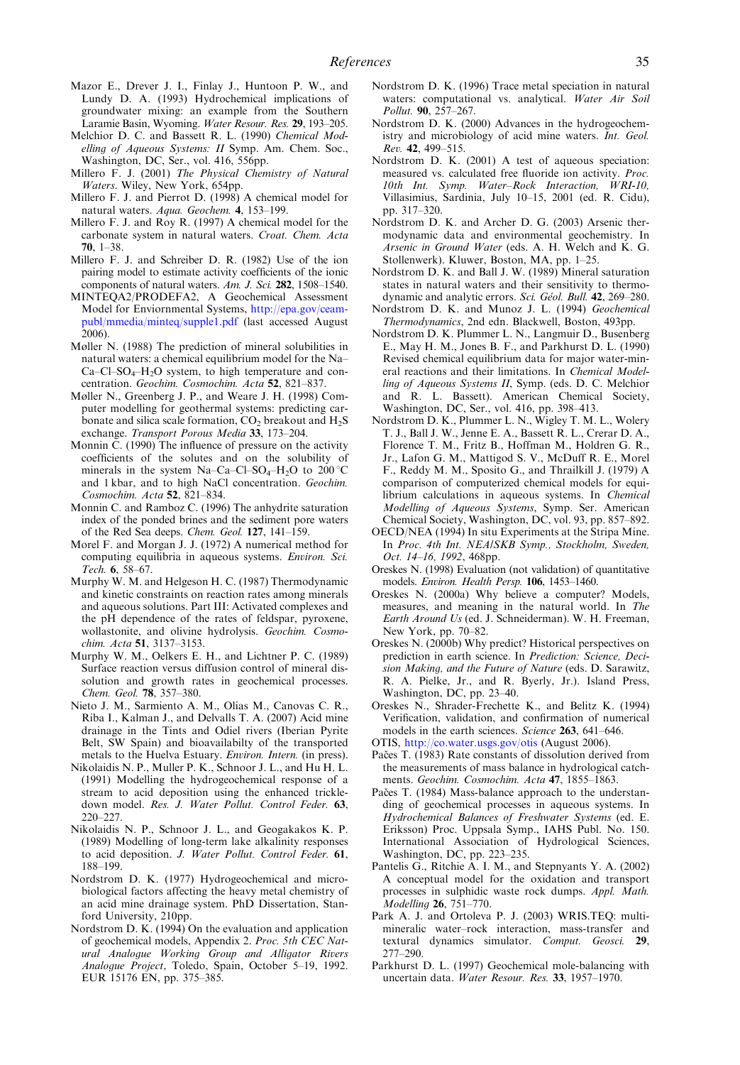Mazor E., Drever J. I., Finlay J., Huntoon P. W., and Lundy D. A. (1993) Hydrochemical implications of groundwater mixing: an example from the Southern Laramie Basin, Wyoming. *Water Resour. Res.* **29**, 193–205.

Melchior D. C. and Bassett R. L. (1990) *Chemical Modelling of Aqueous Systems: II* Symp. Am. Chem. Soc., Washington, DC, Ser., vol. 416, 556pp.

Millero F. J. (2001) *The Physical Chemistry of Natural Waters*. Wiley, New York, 654pp.

Millero F. J. and Pierrot D. (1998) A chemical model for natural waters. *Aqua. Geochem.* **4**, 153–199.

Millero F. J. and Roy R. (1997) A chemical model for the carbonate system in natural waters. *Croat. Chem. Acta* **70**, 1–38.

Millero F. J. and Schreiber D. R. (1982) Use of the ion pairing model to estimate activity coefficients of the ionic components of natural waters. *Am. J. Sci.* **282**, 1508–1540.

MINTEQA2/PRODEFA2, A Geochemical Assessment Model for Enviornmental Systems, http://epa.gov/ceampubl/mmedia/minteq/supple1.pdf (last accessed August 2006).

Møller N. (1988) The prediction of mineral solubilities in natural waters: a chemical equilibrium model for the Na–Ca–Cl–$SO_4$–$H_2O$ system, to high temperature and concentration. *Geochim. Cosmochim. Acta* **52**, 821–837.

Møller N., Greenberg J. P., and Weare J. H. (1998) Computer modelling for geothermal systems: predicting carbonate and silica scale formation, $CO_2$ breakout and $H_2S$ exchange. *Transport Porous Media* **33**, 173–204.

Monnin C. (1990) The influence of pressure on the activity coefficients of the solutes and on the solubility of minerals in the system Na–Ca–Cl–$SO_4$–$H_2O$ to 200 °C and 1 kbar, and to high NaCl concentration. *Geochim. Cosmochim. Acta* **52**, 821–834.

Monnin C. and Ramboz C. (1996) The anhydrite saturation index of the ponded brines and the sediment pore waters of the Red Sea deeps. *Chem. Geol.* **127**, 141–159.

Morel F. and Morgan J. J. (1972) A numerical method for computing equilibria in aqueous systems. *Environ. Sci. Tech.* **6**, 58–67.

Murphy W. M. and Helgeson H. C. (1987) Thermodynamic and kinetic constraints on reaction rates among minerals and aqueous solutions. Part III: Activated complexes and the pH dependence of the rates of feldspar, pyroxene, wollastonite, and olivine hydrolysis. *Geochim. Cosmochim. Acta* **51**, 3137–3153.

Murphy W. M., Oelkers E. H., and Lichtner P. C. (1989) Surface reaction versus diffusion control of mineral dissolution and growth rates in geochemical processes. *Chem. Geol.* **78**, 357–380.

Nieto J. M., Sarmiento A. M., Olias M., Canovas C. R., Riba I., Kalman J., and Delvalls T. A. (2007) Acid mine drainage in the Tints and Odiel rivers (Iberian Pyrite Belt, SW Spain) and bioavailabilty of the transported metals to the Huelva Estuary. *Environ. Intern.* (in press).

Nikolaidis N. P., Muller P. K., Schnoor J. L., and Hu H. L. (1991) Modelling the hydrogeochemical response of a stream to acid deposition using the enhanced trickle-down model. *Res. J. Water Pollut. Control Feder.* **63**, 220–227.

Nikolaidis N. P., Schnoor J. L., and Geogakakos K. P. (1989) Modelling of long-term lake alkalinity responses to acid deposition. *J. Water Pollut. Control Feder.* **61**, 188–199.

Nordstrom D. K. (1977) Hydrogeochemical and microbiological factors affecting the heavy metal chemistry of an acid mine drainage system. PhD Dissertation, Stanford University, 210pp.

Nordstrom D. K. (1994) On the evaluation and application of geochemical models, Appendix 2. *Proc. 5th CEC Natural Analogue Working Group and Alligator Rivers Analogue Project*, Toledo, Spain, October 5–19, 1992. EUR 15176 EN, pp. 375–385.

Nordstrom D. K. (1996) Trace metal speciation in natural waters: computational vs. analytical. *Water Air Soil Pollut.* **90**, 257–267.

Nordstrom D. K. (2000) Advances in the hydrogeochemistry and microbiology of acid mine waters. *Int. Geol. Rev.* **42**, 499–515.

Nordstrom D. K. (2001) A test of aqueous speciation: measured vs. calculated free fluoride ion activity. *Proc. 10th Int. Symp. Water–Rock Interaction, WRI-10,* Villasimius, Sardinia, July 10–15, 2001 (ed. R. Cidu), pp. 317–320.

Nordstrom D. K. and Archer D. G. (2003) Arsenic thermodynamic data and environmental geochemistry. In *Arsenic in Ground Water* (eds. A. H. Welch and K. G. Stollenwerk). Kluwer, Boston, MA, pp. 1–25.

Nordstrom D. K. and Ball J. W. (1989) Mineral saturation states in natural waters and their sensitivity to thermodynamic and analytic errors. *Sci. Géol. Bull.* **42**, 269–280.

Nordstrom D. K. and Munoz J. L. (1994) *Geochemical Thermodynamics*, 2nd edn. Blackwell, Boston, 493pp.

Nordstrom D. K. Plummer L. N., Langmuir D., Busenberg E., May H. M., Jones B. F., and Parkhurst D. L. (1990) Revised chemical equilibrium data for major water-mineral reactions and their limitations. In *Chemical Modelling of Aqueous Systems II*, Symp. (eds. D. C. Melchior and R. L. Bassett). American Chemical Society, Washington, DC, Ser., vol. 416, pp. 398–413.

Nordstrom D. K., Plummer L. N., Wigley T. M. L., Wolery T. J., Ball J. W., Jenne E. A., Bassett R. L., Crerar D. A., Florence T. M., Fritz B., Hoffman M., Holdren G. R., Jr., Lafon G. M., Mattigod S. V., McDuff R. E., Morel F., Reddy M. M., Sposito G., and Thrailkill J. (1979) A comparison of computerized chemical models for equilibrium calculations in aqueous systems. In *Chemical Modelling of Aqueous Systems*, Symp. Ser. American Chemical Society, Washington, DC, vol. 93, pp. 857–892.

OECD/NEA (1994) In situ Experiments at the Stripa Mine. In *Proc. 4th Int. NEA/SKB Symp., Stockholm, Sweden, Oct. 14–16, 1992*, 468pp.

Oreskes N. (1998) Evaluation (not validation) of quantitative models. *Environ. Health Persp.* **106**, 1453–1460.

Oreskes N. (2000a) Why believe a computer? Models, measures, and meaning in the natural world. In *The Earth Around Us* (ed. J. Schneiderman). W. H. Freeman, New York, pp. 70–82.

Oreskes N. (2000b) Why predict? Historical perspectives on prediction in earth science. In *Prediction: Science, Decision Making, and the Future of Nature* (eds. D. Sarawitz, R. A. Pielke, Jr., and R. Byerly, Jr.). Island Press, Washington, DC, pp. 23–40.

Oreskes N., Shrader-Frechette K., and Belitz K. (1994) Verification, validation, and confirmation of numerical models in the earth sciences. *Science* **263**, 641–646.

OTIS, http://co.water.usgs.gov/otis (August 2006).

Pačes T. (1983) Rate constants of dissolution derived from the measurements of mass balance in hydrological catchments. *Geochim. Cosmochim. Acta* **47**, 1855–1863.

Pačes T. (1984) Mass-balance approach to the understanding of geochemical processes in aqueous systems. In *Hydrochemical Balances of Freshwater Systems* (ed. E. Eriksson) Proc. Uppsala Symp., IAHS Publ. No. 150. International Association of Hydrological Sciences, Washington, DC, pp. 223–235.

Pantelis G., Ritchie A. I. M., and Stepnyants Y. A. (2002) A conceptual model for the oxidation and transport processes in sulphidic waste rock dumps. *Appl. Math. Modelling* **26**, 751–770.

Park A. J. and Ortoleva P. J. (2003) WRIS.TEQ: multi-mineralic water–rock interaction, mass-transfer and textural dynamics simulator. *Comput. Geosci.* **29**, 277–290.

Parkhurst D. L. (1997) Geochemical mole-balancing with uncertain data. *Water Resour. Res.* **33**, 1957–1970.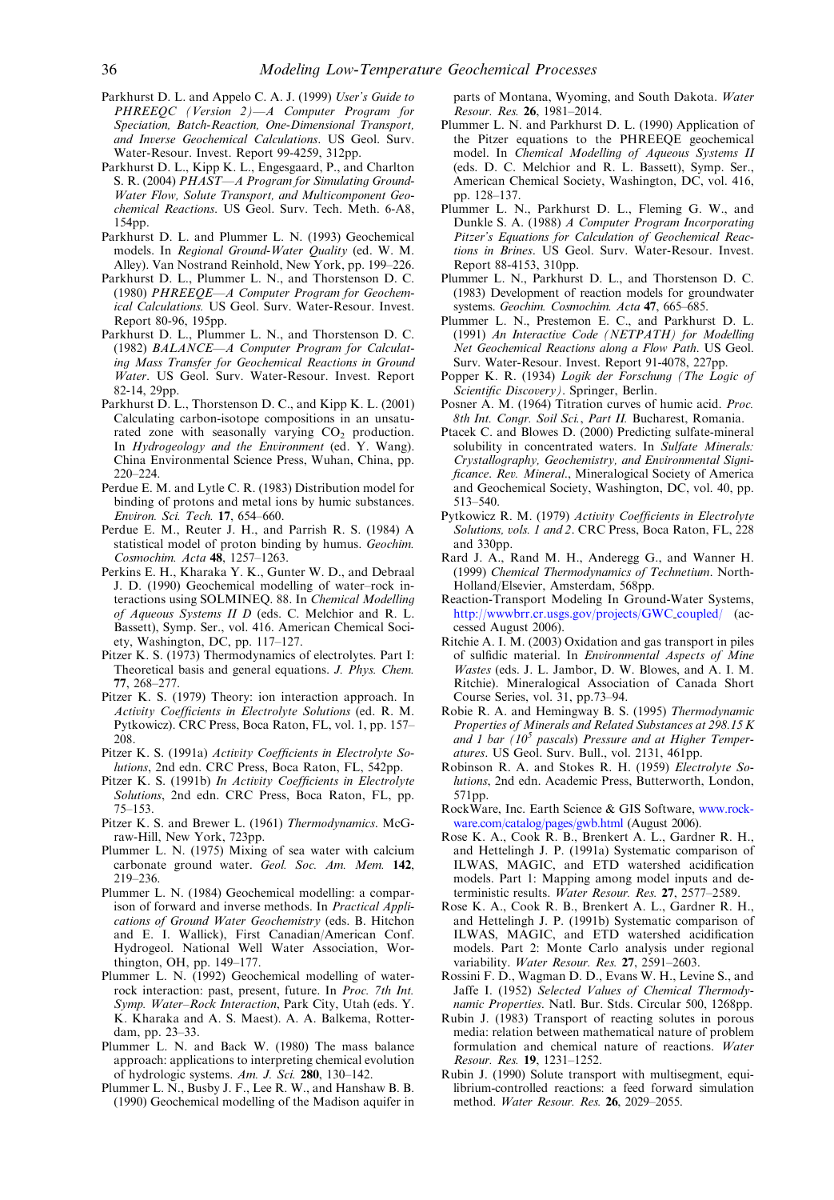Parkhurst D. L. and Appelo C. A. J. (1999) *User's Guide to PHREEQC (Version 2)—A Computer Program for Speciation, Batch-Reaction, One-Dimensional Transport, and Inverse Geochemical Calculations*. US Geol. Surv. Water-Resour. Invest. Report 99-4259, 312pp.

Parkhurst D. L., Kipp K. L., Engesgaard, P., and Charlton S. R. (2004) *PHAST—A Program for Simulating Ground-Water Flow, Solute Transport, and Multicomponent Geochemical Reactions*. US Geol. Surv. Tech. Meth. 6-A8, 154pp.

Parkhurst D. L. and Plummer L. N. (1993) Geochemical models. In *Regional Ground-Water Quality* (ed. W. M. Alley). Van Nostrand Reinhold, New York, pp. 199–226.

Parkhurst D. L., Plummer L. N., and Thorstenson D. C. (1980) *PHREEQE—A Computer Program for Geochemical Calculations*. US Geol. Surv. Water-Resour. Invest. Report 80-96, 195pp.

Parkhurst D. L., Plummer L. N., and Thorstenson D. C. (1982) *BALANCE—A Computer Program for Calculating Mass Transfer for Geochemical Reactions in Ground Water*. US Geol. Surv. Water-Resour. Invest. Report 82-14, 29pp.

Parkhurst D. L., Thorstenson D. C., and Kipp K. L. (2001) Calculating carbon-isotope compositions in an unsaturated zone with seasonally varying $CO_2$ production. In *Hydrogeology and the Environment* (ed. Y. Wang). China Environmental Science Press, Wuhan, China, pp. 220–224.

Perdue E. M. and Lytle C. R. (1983) Distribution model for binding of protons and metal ions by humic substances. *Environ. Sci. Tech.* **17**, 654–660.

Perdue E. M., Reuter J. H., and Parrish R. S. (1984) A statistical model of proton binding by humus. *Geochim. Cosmochim. Acta* **48**, 1257–1263.

Perkins E. H., Kharaka Y. K., Gunter W. D., and Debraal J. D. (1990) Geochemical modelling of water–rock interactions using SOLMINEQ. 88. In *Chemical Modelling of Aqueous Systems II D* (eds. C. Melchior and R. L. Bassett), Symp. Ser., vol. 416. American Chemical Society, Washington, DC, pp. 117–127.

Pitzer K. S. (1973) Thermodynamics of electrolytes. Part I: Theoretical basis and general equations. *J. Phys. Chem.* **77**, 268–277.

Pitzer K. S. (1979) Theory: ion interaction approach. In *Activity Coefficients in Electrolyte Solutions* (ed. R. M. Pytkowicz). CRC Press, Boca Raton, FL, vol. 1, pp. 157–208.

Pitzer K. S. (1991a) *Activity Coefficients in Electrolyte Solutions*, 2nd edn. CRC Press, Boca Raton, FL, 542pp.

Pitzer K. S. (1991b) *In Activity Coefficients in Electrolyte Solutions*, 2nd edn. CRC Press, Boca Raton, FL, pp. 75–153.

Pitzer K. S. and Brewer L. (1961) *Thermodynamics*. McGraw-Hill, New York, 723pp.

Plummer L. N. (1975) Mixing of sea water with calcium carbonate ground water. *Geol. Soc. Am. Mem.* **142**, 219–236.

Plummer L. N. (1984) Geochemical modelling: a comparison of forward and inverse methods. In *Practical Applications of Ground Water Geochemistry* (eds. B. Hitchon and E. I. Wallick), First Canadian/American Conf. Hydrogeol. National Well Water Association, Worthington, OH, pp. 149–177.

Plummer L. N. (1992) Geochemical modelling of water-rock interaction: past, present, future. In *Proc. 7th Int. Symp. Water–Rock Interaction*, Park City, Utah (eds. Y. K. Kharaka and A. S. Maest). A. A. Balkema, Rotterdam, pp. 23–33.

Plummer L. N. and Back W. (1980) The mass balance approach: applications to interpreting chemical evolution of hydrologic systems. *Am. J. Sci.* **280**, 130–142.

Plummer L. N., Busby J. F., Lee R. W., and Hanshaw B. B. (1990) Geochemical modelling of the Madison aquifer in parts of Montana, Wyoming, and South Dakota. *Water Resour. Res.* **26**, 1981–2014.

Plummer L. N. and Parkhurst D. L. (1990) Application of the Pitzer equations to the PHREEQE geochemical model. In *Chemical Modelling of Aqueous Systems II* (eds. D. C. Melchior and R. L. Bassett), Symp. Ser., American Chemical Society, Washington, DC, vol. 416, pp. 128–137.

Plummer L. N., Parkhurst D. L., Fleming G. W., and Dunkle S. A. (1988) *A Computer Program Incorporating Pitzer's Equations for Calculation of Geochemical Reactions in Brines*. US Geol. Surv. Water-Resour. Invest. Report 88-4153, 310pp.

Plummer L. N., Parkhurst D. L., and Thorstenson D. C. (1983) Development of reaction models for groundwater systems. *Geochim. Cosmochim. Acta* **47**, 665–685.

Plummer L. N., Prestemon E. C., and Parkhurst D. L. (1991) *An Interactive Code (NETPATH) for Modelling Net Geochemical Reactions along a Flow Path*. US Geol. Surv. Water-Resour. Invest. Report 91-4078, 227pp.

Popper K. R. (1934) *Logik der Forschung (The Logic of Scientific Discovery)*. Springer, Berlin.

Posner A. M. (1964) Titration curves of humic acid. *Proc. 8th Int. Congr. Soil Sci.*, *Part II*. Bucharest, Romania.

Ptacek C. and Blowes D. (2000) Predicting sulfate-mineral solubility in concentrated waters. In *Sulfate Minerals: Crystallography, Geochemistry, and Environmental Significance*. *Rev. Mineral*., Mineralogical Society of America and Geochemical Society, Washington, DC, vol. 40, pp. 513–540.

Pytkowicz R. M. (1979) *Activity Coefficients in Electrolyte Solutions, vols. 1 and 2*. CRC Press, Boca Raton, FL, 228 and 330pp.

Rard J. A., Rand M. H., Anderegg G., and Wanner H. (1999) *Chemical Thermodynamics of Technetium*. North-Holland/Elsevier, Amsterdam, 568pp.

Reaction-Transport Modeling In Ground-Water Systems, http://wwwbrr.cr.usgs.gov/projects/GWC_coupled/ (accessed August 2006).

Ritchie A. I. M. (2003) Oxidation and gas transport in piles of sulfidic material. In *Environmental Aspects of Mine Wastes* (eds. J. L. Jambor, D. W. Blowes, and A. I. M. Ritchie). Mineralogical Association of Canada Short Course Series, vol. 31, pp.73–94.

Robie R. A. and Hemingway B. S. (1995) *Thermodynamic Properties of Minerals and Related Substances at 298.15 K and 1 bar ($10^5$ pascals) Pressure and at Higher Temperatures*. US Geol. Surv. Bull., vol. 2131, 461pp.

Robinson R. A. and Stokes R. H. (1959) *Electrolyte Solutions*, 2nd edn. Academic Press, Butterworth, London, 571pp.

RockWare, Inc. Earth Science & GIS Software, www.rockware.com/catalog/pages/gwb.html (August 2006).

Rose K. A., Cook R. B., Brenkert A. L., Gardner R. H., and Hettelingh J. P. (1991a) Systematic comparison of ILWAS, MAGIC, and ETD watershed acidification models. Part 1: Mapping among model inputs and deterministic results. *Water Resour. Res.* **27**, 2577–2589.

Rose K. A., Cook R. B., Brenkert A. L., Gardner R. H., and Hettelingh J. P. (1991b) Systematic comparison of ILWAS, MAGIC, and ETD watershed acidification models. Part 2: Monte Carlo analysis under regional variability. *Water Resour. Res.* **27**, 2591–2603.

Rossini F. D., Wagman D. D., Evans W. H., Levine S., and Jaffe I. (1952) *Selected Values of Chemical Thermodynamic Properties*. Natl. Bur. Stds. Circular 500, 1268pp.

Rubin J. (1983) Transport of reacting solutes in porous media: relation between mathematical nature of problem formulation and chemical nature of reactions. *Water Resour. Res.* **19**, 1231–1252.

Rubin J. (1990) Solute transport with multisegment, equilibrium-controlled reactions: a feed forward simulation method. *Water Resour. Res.* **26**, 2029–2055.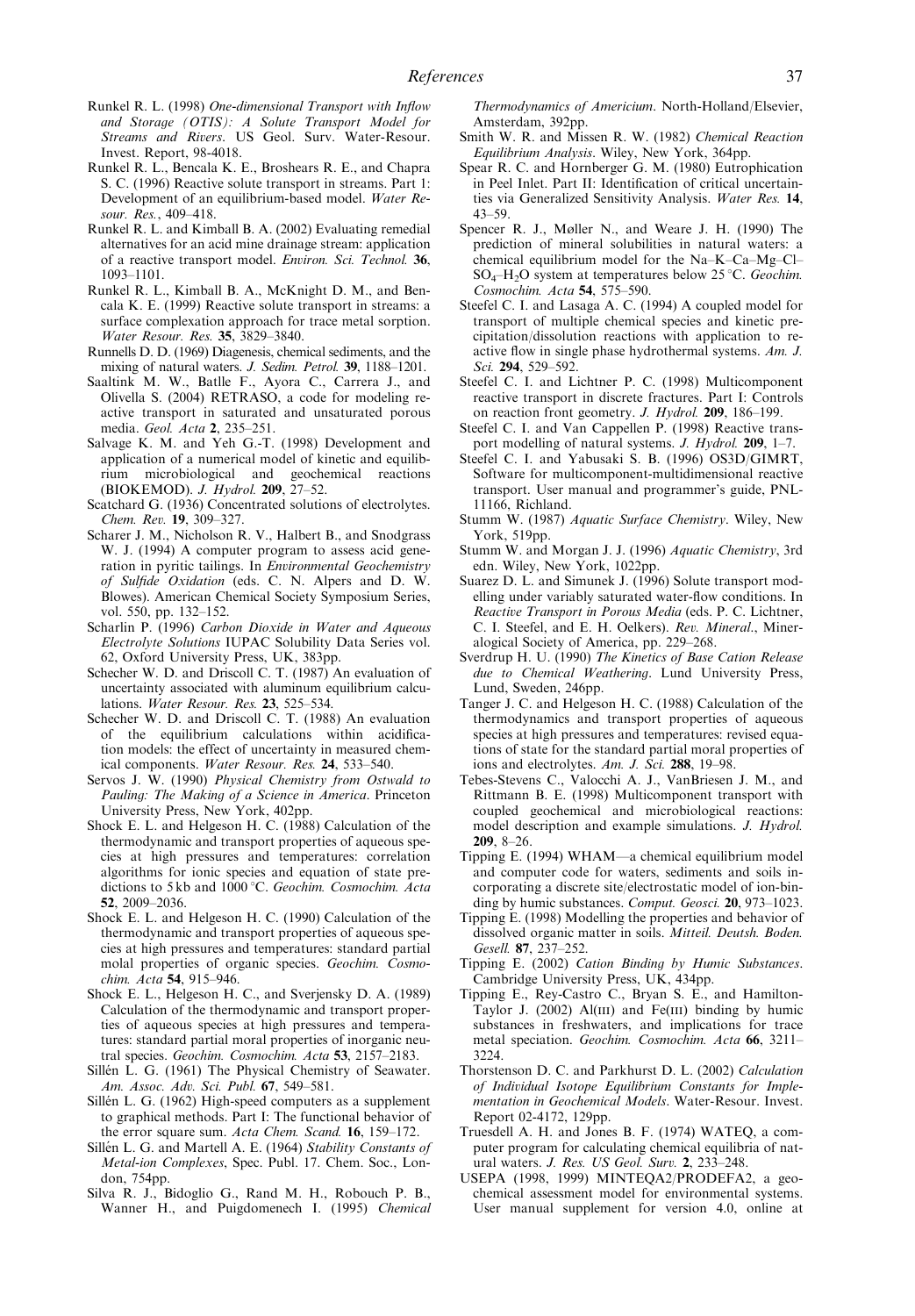Runkel R. L. (1998) *One-dimensional Transport with Inflow and Storage (OTIS): A Solute Transport Model for Streams and Rivers*. US Geol. Surv. Water-Resour. Invest. Report, 98-4018.

Runkel R. L., Bencala K. E., Broshears R. E., and Chapra S. C. (1996) Reactive solute transport in streams. Part 1: Development of an equilibrium-based model. *Water Resour. Res.*, 409–418.

Runkel R. L. and Kimball B. A. (2002) Evaluating remedial alternatives for an acid mine drainage stream: application of a reactive transport model. *Environ. Sci. Technol.* **36**, 1093–1101.

Runkel R. L., Kimball B. A., McKnight D. M., and Bencala K. E. (1999) Reactive solute transport in streams: a surface complexation approach for trace metal sorption. *Water Resour. Res.* **35**, 3829–3840.

Runnells D. D. (1969) Diagenesis, chemical sediments, and the mixing of natural waters. *J. Sedim. Petrol.* **39**, 1188–1201.

Saaltink M. W., Batlle F., Ayora C., Carrera J., and Olivella S. (2004) RETRASO, a code for modeling reactive transport in saturated and unsaturated porous media. *Geol. Acta* **2**, 235–251.

Salvage K. M. and Yeh G.-T. (1998) Development and application of a numerical model of kinetic and equilibrium microbiological and geochemical reactions (BIOKEMOD). *J. Hydrol.* **209**, 27–52.

Scatchard G. (1936) Concentrated solutions of electrolytes. *Chem. Rev.* **19**, 309–327.

Scharer J. M., Nicholson R. V., Halbert B., and Snodgrass W. J. (1994) A computer program to assess acid generation in pyritic tailings. In *Environmental Geochemistry of Sulfide Oxidation* (eds. C. N. Alpers and D. W. Blowes). American Chemical Society Symposium Series, vol. 550, pp. 132–152.

Scharlin P. (1996) *Carbon Dioxide in Water and Aqueous Electrolyte Solutions* IUPAC Solubility Data Series vol. 62, Oxford University Press, UK, 383pp.

Schecher W. D. and Driscoll C. T. (1987) An evaluation of uncertainty associated with aluminum equilibrium calculations. *Water Resour. Res.* **23**, 525–534.

Schecher W. D. and Driscoll C. T. (1988) An evaluation of the equilibrium calculations within acidification models: the effect of uncertainty in measured chemical components. *Water Resour. Res.* **24**, 533–540.

Servos J. W. (1990) *Physical Chemistry from Ostwald to Pauling: The Making of a Science in America*. Princeton University Press, New York, 402pp.

Shock E. L. and Helgeson H. C. (1988) Calculation of the thermodynamic and transport properties of aqueous species at high pressures and temperatures: correlation algorithms for ionic species and equation of state predictions to 5 kb and 1000 °C. *Geochim. Cosmochim. Acta* **52**, 2009–2036.

Shock E. L. and Helgeson H. C. (1990) Calculation of the thermodynamic and transport properties of aqueous species at high pressures and temperatures: standard partial molal properties of organic species. *Geochim. Cosmochim. Acta* **54**, 915–946.

Shock E. L., Helgeson H. C., and Sverjensky D. A. (1989) Calculation of the thermodynamic and transport properties of aqueous species at high pressures and temperatures: standard partial molal properties of inorganic neutral species. *Geochim. Cosmochim. Acta* **53**, 2157–2183.

Sillén L. G. (1961) The Physical Chemistry of Seawater. *Am. Assoc. Adv. Sci. Publ.* **67**, 549–581.

Sillén L. G. (1962) High-speed computers as a supplement to graphical methods. Part I: The functional behavior of the error square sum. *Acta Chem. Scand.* **16**, 159–172.

Sillén L. G. and Martell A. E. (1964) *Stability Constants of Metal-ion Complexes*, Spec. Publ. 17. Chem. Soc., London, 754pp.

Silva R. J., Bidoglio G., Rand M. H., Robouch P. B., Wanner H., and Puigdomenech I. (1995) *Chemical Thermodynamics of Americium*. North-Holland/Elsevier, Amsterdam, 392pp.

Smith W. R. and Missen R. W. (1982) *Chemical Reaction Equilibrium Analysis*. Wiley, New York, 364pp.

Spear R. C. and Hornberger G. M. (1980) Eutrophication in Peel Inlet. Part II: Identification of critical uncertainties via Generalized Sensitivity Analysis. *Water Res.* **14**, 43–59.

Spencer R. J., Møller N., and Weare J. H. (1990) The prediction of mineral solubilities in natural waters: a chemical equilibrium model for the Na–K–Ca–Mg–Cl–$SO_4$–$H_2O$ system at temperatures below 25 °C. *Geochim. Cosmochim. Acta* **54**, 575–590.

Steefel C. I. and Lasaga A. C. (1994) A coupled model for transport of multiple chemical species and kinetic precipitation/dissolution reactions with application to reactive flow in single phase hydrothermal systems. *Am. J. Sci.* **294**, 529–592.

Steefel C. I. and Lichtner P. C. (1998) Multicomponent reactive transport in discrete fractures. Part I: Controls on reaction front geometry. *J. Hydrol.* **209**, 186–199.

Steefel C. I. and Van Cappellen P. (1998) Reactive transport modelling of natural systems. *J. Hydrol.* **209**, 1–7.

Steefel C. I. and Yabusaki S. B. (1996) OS3D/GIMRT, Software for multicomponent-multidimensional reactive transport. User manual and programmer's guide, PNL-11166, Richland.

Stumm W. (1987) *Aquatic Surface Chemistry*. Wiley, New York, 519pp.

Stumm W. and Morgan J. J. (1996) *Aquatic Chemistry*, 3rd edn. Wiley, New York, 1022pp.

Suarez D. L. and Simunek J. (1996) Solute transport modelling under variably saturated water-flow conditions. In *Reactive Transport in Porous Media* (eds. P. C. Lichtner, C. I. Steefel, and E. H. Oelkers). *Rev. Mineral.*, Mineralogical Society of America, pp. 229–268.

Sverdrup H. U. (1990) *The Kinetics of Base Cation Release due to Chemical Weathering*. Lund University Press, Lund, Sweden, 246pp.

Tanger J. C. and Helgeson H. C. (1988) Calculation of the thermodynamics and transport properties of aqueous species at high pressures and temperatures: revised equations of state for the standard partial moral properties of ions and electrolytes. *Am. J. Sci.* **288**, 19–98.

Tebes-Stevens C., Valocchi A. J., VanBriesen J. M., and Rittmann B. E. (1998) Multicomponent transport with coupled geochemical and microbiological reactions: model description and example simulations. *J. Hydrol.* **209**, 8–26.

Tipping E. (1994) WHAM—a chemical equilibrium model and computer code for waters, sediments and soils incorporating a discrete site/electrostatic model of ion-binding by humic substances. *Comput. Geosci.* **20**, 973–1023.

Tipping E. (1998) Modelling the properties and behavior of dissolved organic matter in soils. *Mitteil. Deutsh. Boden. Gesell.* **87**, 237–252.

Tipping E. (2002) *Cation Binding by Humic Substances*. Cambridge University Press, UK, 434pp.

Tipping E., Rey-Castro C., Bryan S. E., and Hamilton-Taylor J. (2002) Al(III) and Fe(III) binding by humic substances in freshwaters, and implications for trace metal speciation. *Geochim. Cosmochim. Acta* **66**, 3211–3224.

Thorstenson D. C. and Parkhurst D. L. (2002) *Calculation of Individual Isotope Equilibrium Constants for Implementation in Geochemical Models*. Water-Resour. Invest. Report 02-4172, 129pp.

Truesdell A. H. and Jones B. F. (1974) WATEQ, a computer program for calculating chemical equilibria of natural waters. *J. Res. US Geol. Surv.* **2**, 233–248.

USEPA (1998, 1999) MINTEQA2/PRODEFA2, a geochemical assessment model for environmental systems. User manual supplement for version 4.0, online at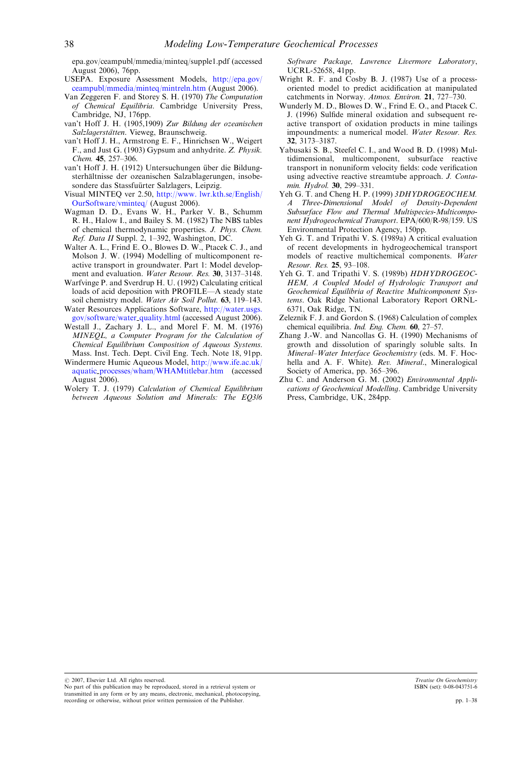epa.gov/ceampubl/mmedia/minteq/supple1.pdf (accessed August 2006), 76pp.

USEPA. Exposure Assessment Models, http://epa.gov/ceampubl/mmedia/minteq/mintreln.htm (August 2006).

Van Zeggeren F. and Storey S. H. (1970) *The Computation of Chemical Equilibria*. Cambridge University Press, Cambridge, NJ, 176pp.

van't Hoff J. H. (1905,1909) *Zur Bildung der ozeanischen Salzlagerstätten*. Vieweg, Braunschweig.

van't Hoff J. H., Armstrong E. F., Hinrichsen W., Weigert F., and Just G. (1903) Gypsum and anhydrite. *Z. Physik. Chem.* **45**, 257–306.

van't Hoff J. H. (1912) Untersuchungen über die Bildungsterhältnisse der ozeanischen Salzablagerungen, insobesondere das Stassfuürter Salzlagers, Leipzig.

Visual MINTEQ ver 2.50, http://www. lwr.kth.se/English/OurSoftware/vminteq/ (August 2006).

Wagman D. D., Evans W. H., Parker V. B., Schumm R. H., Halow I., and Bailey S. M. (1982) The NBS tables of chemical thermodynamic properties. *J. Phys. Chem. Ref. Data II* Suppl. 2, 1–392, Washington, DC.

Walter A. L., Frind E. O., Blowes D. W., Ptacek C. J., and Molson J. W. (1994) Modelling of multicomponent reactive transport in groundwater. Part 1: Model development and evaluation. *Water Resour. Res.* **30**, 3137–3148.

Warfvinge P. and Sverdrup H. U. (1992) Calculating critical loads of acid deposition with PROFILE—A steady state soil chemistry model. *Water Air Soil Pollut.* **63**, 119–143.

Water Resources Applications Software, http://water.usgs.gov/software/water_quality.html (accessed August 2006).

Westall J., Zachary J. L., and Morel F. M. M. (1976) *MINEQL, a Computer Program for the Calculation of Chemical Equilibrium Composition of Aqueous Systems*. Mass. Inst. Tech. Dept. Civil Eng. Tech. Note 18, 91pp.

Windermere Humic Aqueous Model, http://www.ife.ac.uk/aquatic_processes/wham/WHAMtitlebar.htm (accessed August 2006).

Wolery T. J. (1979) *Calculation of Chemical Equilibrium between Aqueous Solution and Minerals: The EQ3/6 Software Package, Lawrence Livermore Laboratory*, UCRL-52658, 41pp.

Wright R. F. and Cosby B. J. (1987) Use of a process-oriented model to predict acidification at manipulated catchments in Norway. *Atmos. Environ.* **21**, 727–730.

Wunderly M. D., Blowes D. W., Frind E. O., and Ptacek C. J. (1996) Sulfide mineral oxidation and subsequent reactive transport of oxidation products in mine tailings impoundments: a numerical model. *Water Resour. Res.* **32**, 3173–3187.

Yabusaki S. B., Steefel C. I., and Wood B. D. (1998) Multidimensional, multicomponent, subsurface reactive transport in nonuniform velocity fields: code verification using advective reactive streamtube approach. *J. Contamin. Hydrol.* **30**, 299–331.

Yeh G. T. and Cheng H. P. (1999) *3DHYDROGEOCHEM. A Three-Dimensional Model of Density-Dependent Subsurface Flow and Thermal Multispecies-Multicomponent Hydrogeochemical Transport*. EPA/600/R-98/159. US Environmental Protection Agency, 150pp.

Yeh G. T. and Tripathi V. S. (1989a) A critical evaluation of recent developments in hydrogeochemical transport models of reactive multichemical components. *Water Resour. Res.* **25**, 93–108.

Yeh G. T. and Tripathi V. S. (1989b) *HDHYDROGEOCHEM, A Coupled Model of Hydrologic Transport and Geochemical Equilibria of Reactive Multicomponent Systems*. Oak Ridge National Laboratory Report ORNL-6371, Oak Ridge, TN.

Zeleznik F. J. and Gordon S. (1968) Calculation of complex chemical equilibria. *Ind. Eng. Chem.* **60**, 27–57.

Zhang J.-W. and Nancollas G. H. (1990) Mechanisms of growth and dissolution of sparingly soluble salts. In *Mineral–Water Interface Geochemistry* (eds. M. F. Hochella and A. F. White). *Rev. Mineral.*, Mineralogical Society of America, pp. 365–396.

Zhu C. and Anderson G. M. (2002) *Environmental Applications of Geochemical Modelling*. Cambridge University Press, Cambridge, UK, 284pp.

© 2007, Elsevier Ltd. All rights reserved.
No part of this publication may be reproduced, stored in a retrieval system or transmitted in any form or by any means, electronic, mechanical, photocopying, recording or otherwise, without prior written permission of the Publisher.

*Treatise On Geochemistry*
ISBN (set): 0-08-043751-6